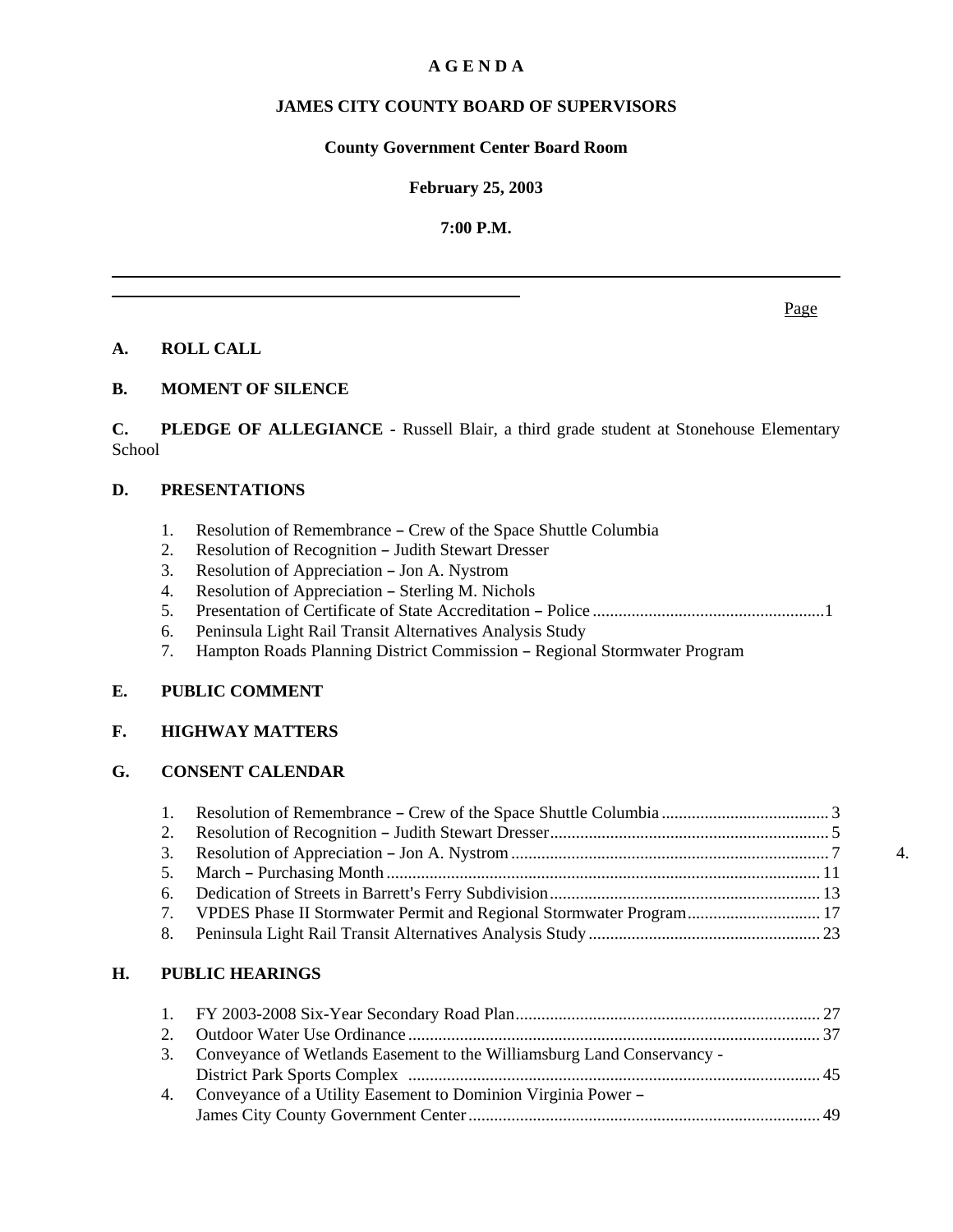**A G E N D A**

**JAMES CITY COUNTY BOARD OF SUPERVISORS**

**County Government Center Board Room**

**February 25, 2003**

**7:00 P.M.**

---

Page

**A. ROLL CALL**

**B. MOMENT OF SILENCE**

**C. PLEDGE OF ALLEGIANCE** - Russell Blair, a third grade student at Stonehouse Elementary School

**D. PRESENTATIONS**

1. Resolution of Remembrance – Crew of the Space Shuttle Columbia
2. Resolution of Recognition – Judith Stewart Dresser
3. Resolution of Appreciation – Jon A. Nystrom
4. Resolution of Appreciation – Sterling M. Nichols
5. Presentation of Certificate of State Accreditation – Police ....................................................1
6. Peninsula Light Rail Transit Alternatives Analysis Study
7. Hampton Roads Planning District Commission – Regional Stormwater Program

**E. PUBLIC COMMENT**

**F. HIGHWAY MATTERS**

**G. CONSENT CALENDAR**

1. Resolution of Remembrance – Crew of the Space Shuttle Columbia ...................................... 3
2. Resolution of Recognition – Judith Stewart Dresser................................................................ 5
3. Resolution of Appreciation – Jon A. Nystrom ......................................................................... 7
4.
5. March – Purchasing Month .................................................................................................... 11
6. Dedication of Streets in Barrett's Ferry Subdivision............................................................... 13
7. VPDES Phase II Stormwater Permit and Regional Stormwater Program............................... 17
8. Peninsula Light Rail Transit Alternatives Analysis Study ...................................................... 23

**H. PUBLIC HEARINGS**

1. FY 2003-2008 Six-Year Secondary Road Plan....................................................................... 27
2. Outdoor Water Use Ordinance ............................................................................................... 37
3. Conveyance of Wetlands Easement to the Williamsburg Land Conservancy - District Park Sports Complex ............................................................................................... 45
4. Conveyance of a Utility Easement to Dominion Virginia Power – James City County Government Center................................................................................. 49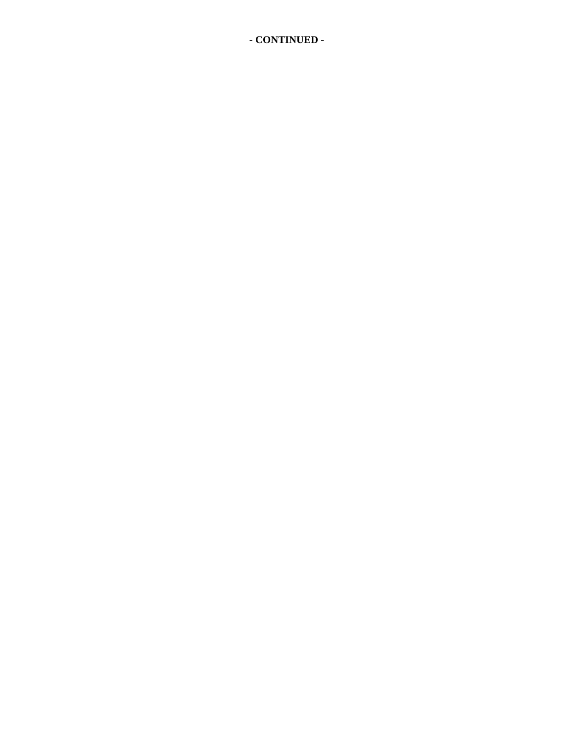**- CONTINUED -**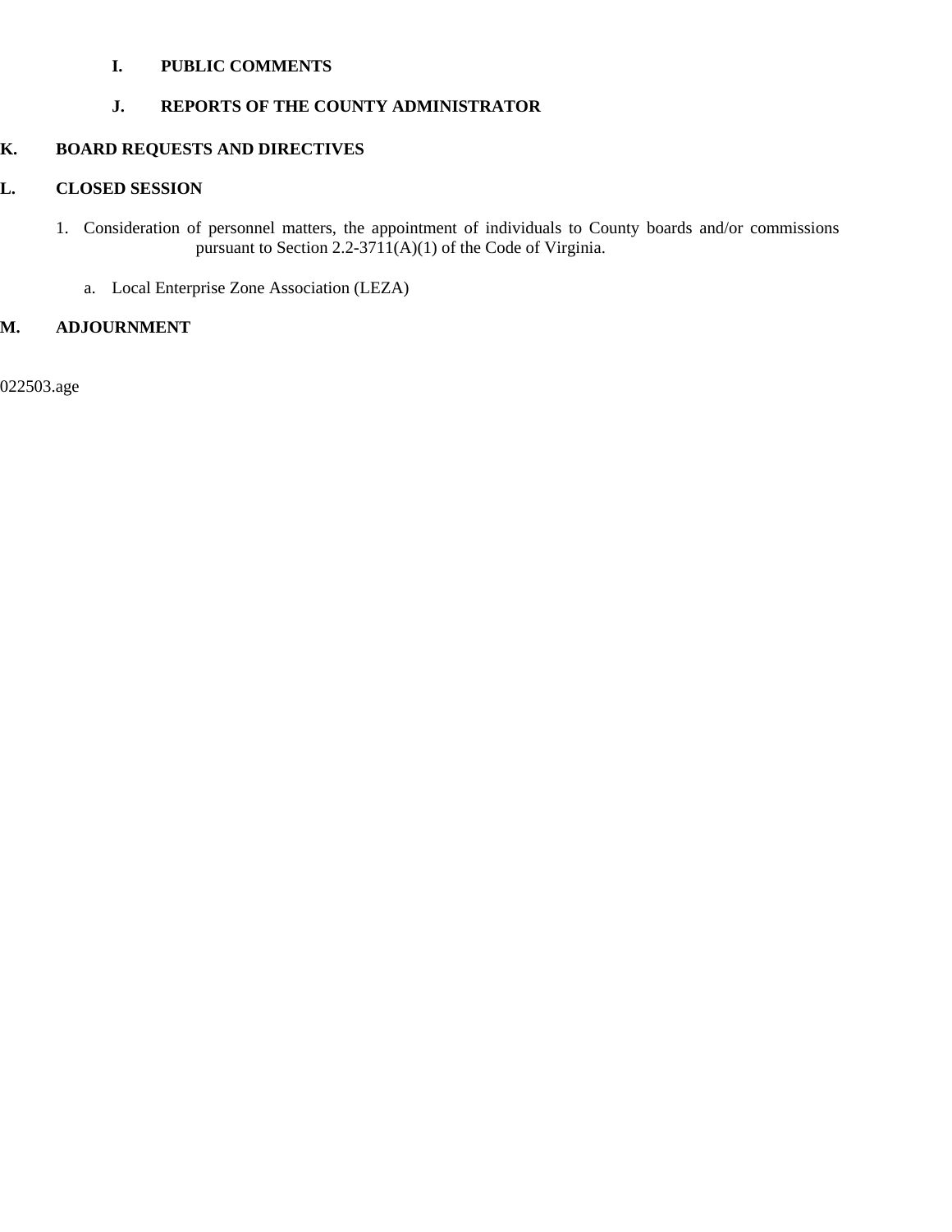**I. PUBLIC COMMENTS**

**J. REPORTS OF THE COUNTY ADMINISTRATOR**

**K. BOARD REQUESTS AND DIRECTIVES**

**L. CLOSED SESSION**

1. Consideration of personnel matters, the appointment of individuals to County boards and/or commissions pursuant to Section 2.2-3711(A)(1) of the Code of Virginia.

    a. Local Enterprise Zone Association (LEZA)

**M. ADJOURNMENT**

022503.age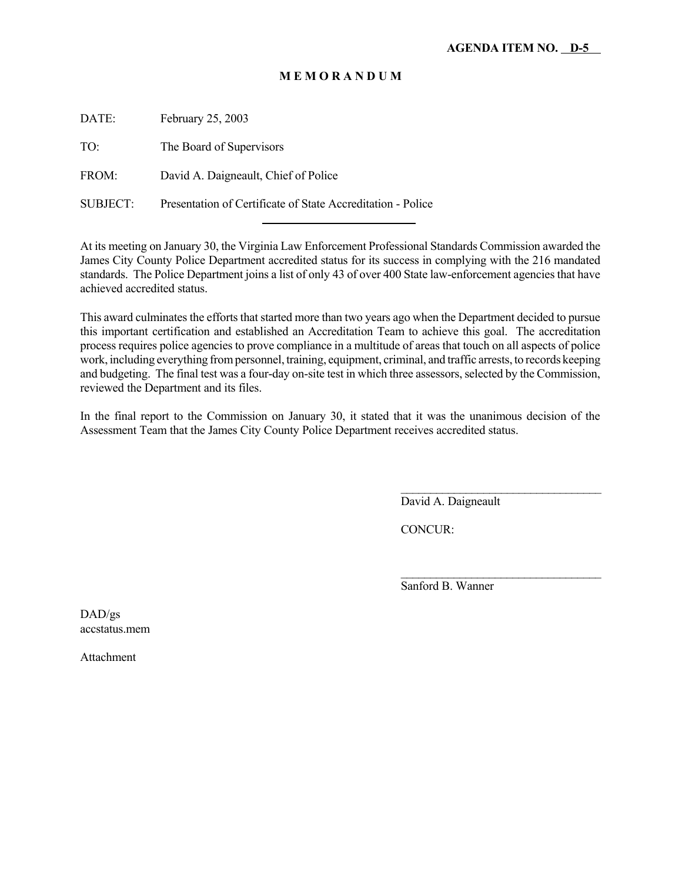**AGENDA ITEM NO. D-5**

**M E M O R A N D U M**

DATE: February 25, 2003

TO: The Board of Supervisors

FROM: David A. Daigneault, Chief of Police

SUBJECT: Presentation of Certificate of State Accreditation - Police

---

At its meeting on January 30, the Virginia Law Enforcement Professional Standards Commission awarded the James City County Police Department accredited status for its success in complying with the 216 mandated standards. The Police Department joins a list of only 43 of over 400 State law-enforcement agencies that have achieved accredited status.

This award culminates the efforts that started more than two years ago when the Department decided to pursue this important certification and established an Accreditation Team to achieve this goal. The accreditation process requires police agencies to prove compliance in a multitude of areas that touch on all aspects of police work, including everything from personnel, training, equipment, criminal, and traffic arrests, to records keeping and budgeting. The final test was a four-day on-site test in which three assessors, selected by the Commission, reviewed the Department and its files.

In the final report to the Commission on January 30, it stated that it was the unanimous decision of the Assessment Team that the James City County Police Department receives accredited status.

David A. Daigneault

CONCUR:

Sanford B. Wanner

DAD/gs
accstatus.mem

Attachment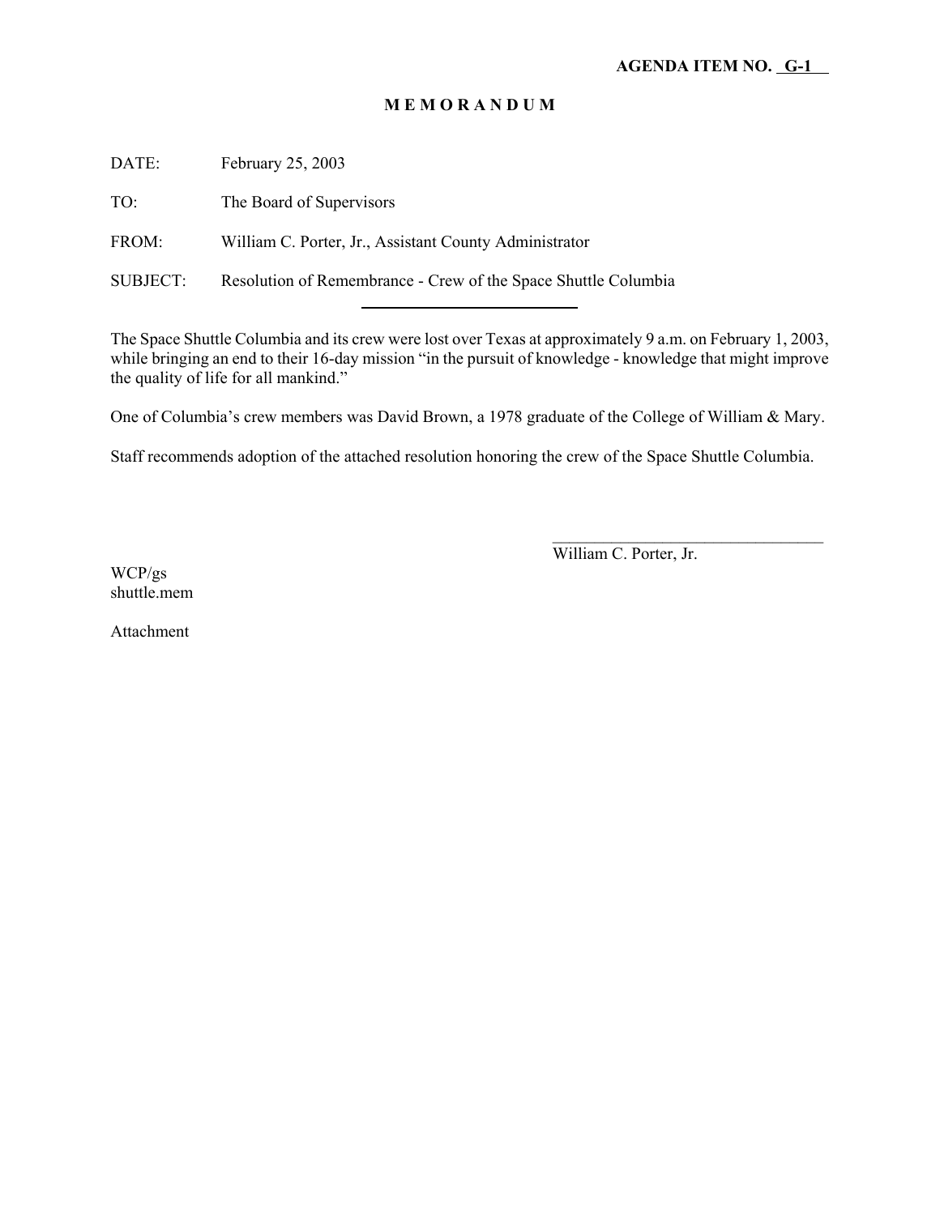**AGENDA ITEM NO. G-1**

# M E M O R A N D U M

DATE: February 25, 2003

TO: The Board of Supervisors

FROM: William C. Porter, Jr., Assistant County Administrator

SUBJECT: Resolution of Remembrance - Crew of the Space Shuttle Columbia

---

The Space Shuttle Columbia and its crew were lost over Texas at approximately 9 a.m. on February 1, 2003, while bringing an end to their 16-day mission "in the pursuit of knowledge - knowledge that might improve the quality of life for all mankind."

One of Columbia's crew members was David Brown, a 1978 graduate of the College of William & Mary.

Staff recommends adoption of the attached resolution honoring the crew of the Space Shuttle Columbia.

\_\_\_\_\_\_\_\_\_\_\_\_\_\_\_\_\_\_\_\_\_\_\_\_\_\_\_\_\_\_\_\_\_\_
William C. Porter, Jr.

WCP/gs
shuttle.mem

Attachment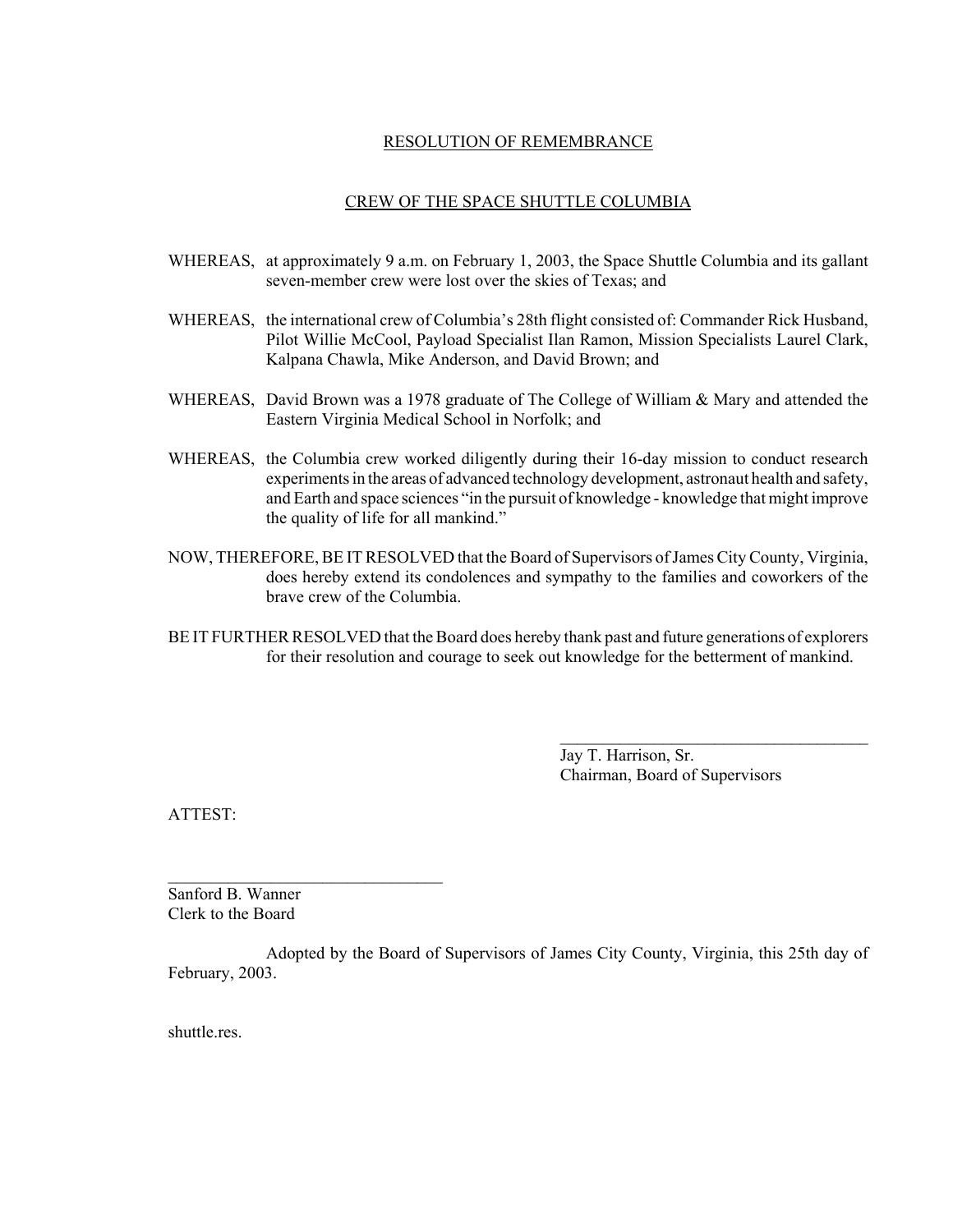## RESOLUTION OF REMEMBRANCE

## CREW OF THE SPACE SHUTTLE COLUMBIA

WHEREAS, at approximately 9 a.m. on February 1, 2003, the Space Shuttle Columbia and its gallant seven-member crew were lost over the skies of Texas; and

WHEREAS, the international crew of Columbia's 28th flight consisted of: Commander Rick Husband, Pilot Willie McCool, Payload Specialist Ilan Ramon, Mission Specialists Laurel Clark, Kalpana Chawla, Mike Anderson, and David Brown; and

WHEREAS, David Brown was a 1978 graduate of The College of William & Mary and attended the Eastern Virginia Medical School in Norfolk; and

WHEREAS, the Columbia crew worked diligently during their 16-day mission to conduct research experiments in the areas of advanced technology development, astronaut health and safety, and Earth and space sciences "in the pursuit of knowledge - knowledge that might improve the quality of life for all mankind."

NOW, THEREFORE, BE IT RESOLVED that the Board of Supervisors of James City County, Virginia, does hereby extend its condolences and sympathy to the families and coworkers of the brave crew of the Columbia.

BE IT FURTHER RESOLVED that the Board does hereby thank past and future generations of explorers for their resolution and courage to seek out knowledge for the betterment of mankind.

____________________________________
Jay T. Harrison, Sr.
Chairman, Board of Supervisors

ATTEST:

________________________________
Sanford B. Wanner
Clerk to the Board

Adopted by the Board of Supervisors of James City County, Virginia, this 25th day of February, 2003.

shuttle.res.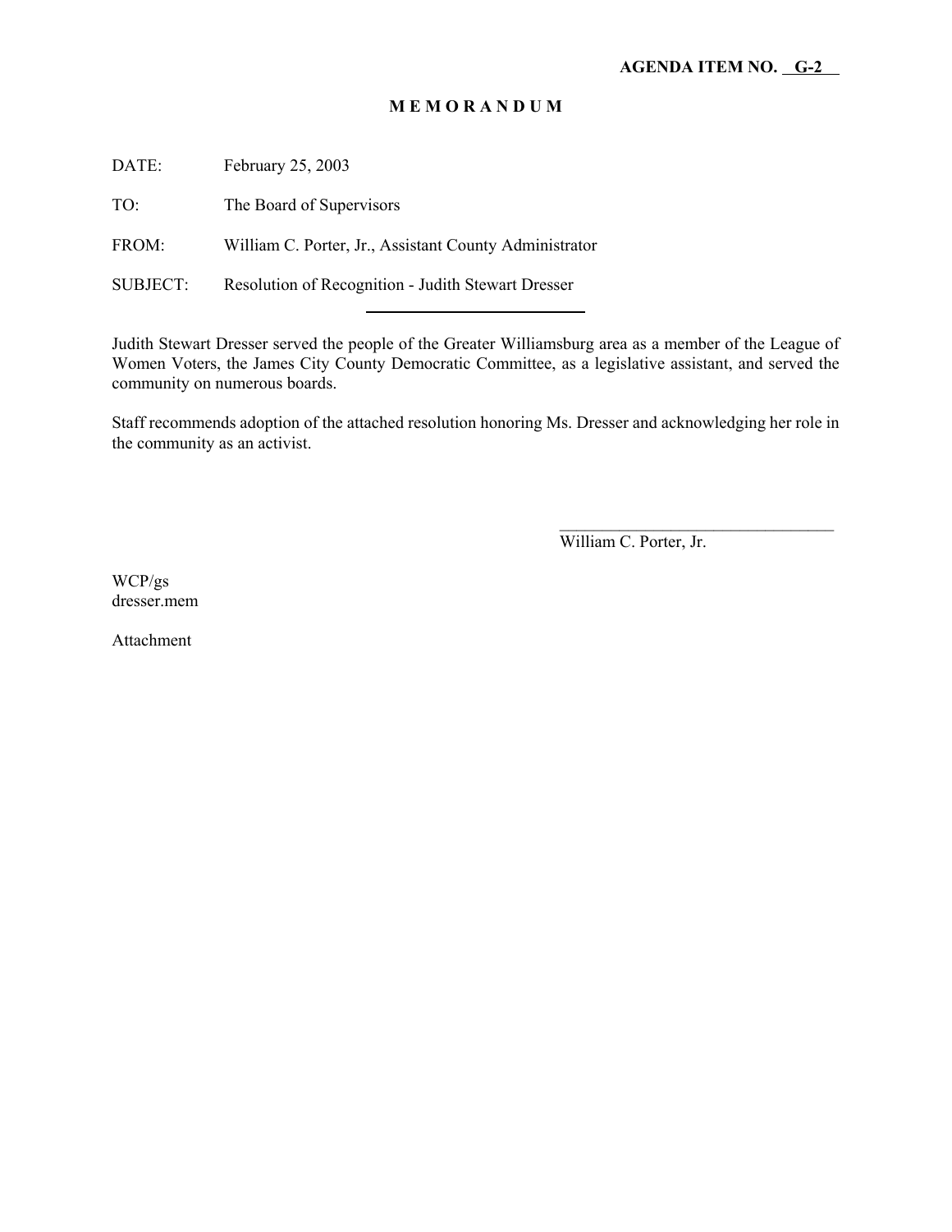**AGENDA ITEM NO. G-2**

# M E M O R A N D U M

DATE: February 25, 2003

TO: The Board of Supervisors

FROM: William C. Porter, Jr., Assistant County Administrator

SUBJECT: Resolution of Recognition - Judith Stewart Dresser

---

Judith Stewart Dresser served the people of the Greater Williamsburg area as a member of the League of Women Voters, the James City County Democratic Committee, as a legislative assistant, and served the community on numerous boards.

Staff recommends adoption of the attached resolution honoring Ms. Dresser and acknowledging her role in the community as an activist.

William C. Porter, Jr.

WCP/gs
dresser.mem

Attachment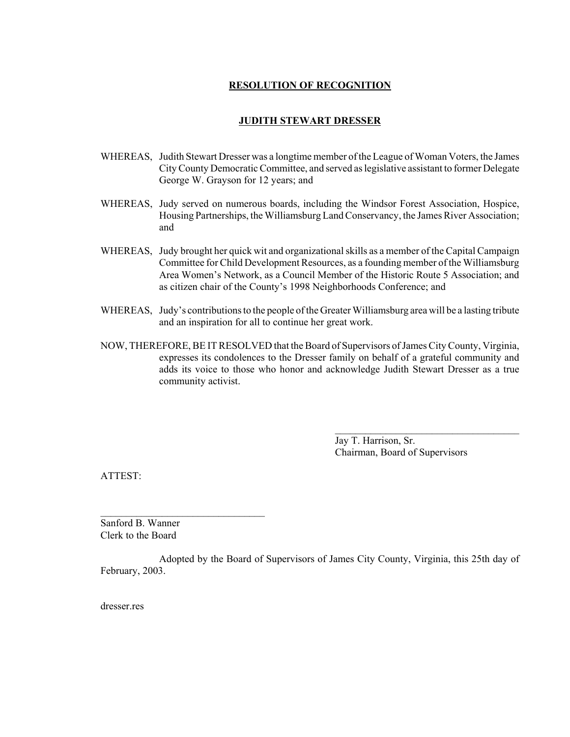## RESOLUTION OF RECOGNITION

## JUDITH STEWART DRESSER

WHEREAS, Judith Stewart Dresser was a longtime member of the League of Woman Voters, the James City County Democratic Committee, and served as legislative assistant to former Delegate George W. Grayson for 12 years; and

WHEREAS, Judy served on numerous boards, including the Windsor Forest Association, Hospice, Housing Partnerships, the Williamsburg Land Conservancy, the James River Association; and

WHEREAS, Judy brought her quick wit and organizational skills as a member of the Capital Campaign Committee for Child Development Resources, as a founding member of the Williamsburg Area Women's Network, as a Council Member of the Historic Route 5 Association; and as citizen chair of the County's 1998 Neighborhoods Conference; and

WHEREAS, Judy's contributions to the people of the Greater Williamsburg area will be a lasting tribute and an inspiration for all to continue her great work.

NOW, THEREFORE, BE IT RESOLVED that the Board of Supervisors of James City County, Virginia, expresses its condolences to the Dresser family on behalf of a grateful community and adds its voice to those who honor and acknowledge Judith Stewart Dresser as a true community activist.

\_\_\_\_\_\_\_\_\_\_\_\_\_\_\_\_\_\_\_\_\_\_\_\_\_\_\_\_\_\_\_\_\_\_\_\_\_\_
Jay T. Harrison, Sr.
Chairman, Board of Supervisors

ATTEST:

\_\_\_\_\_\_\_\_\_\_\_\_\_\_\_\_\_\_\_\_\_\_\_\_\_\_\_\_\_\_\_\_\_\_\_\_
Sanford B. Wanner
Clerk to the Board

Adopted by the Board of Supervisors of James City County, Virginia, this 25th day of February, 2003.

dresser.res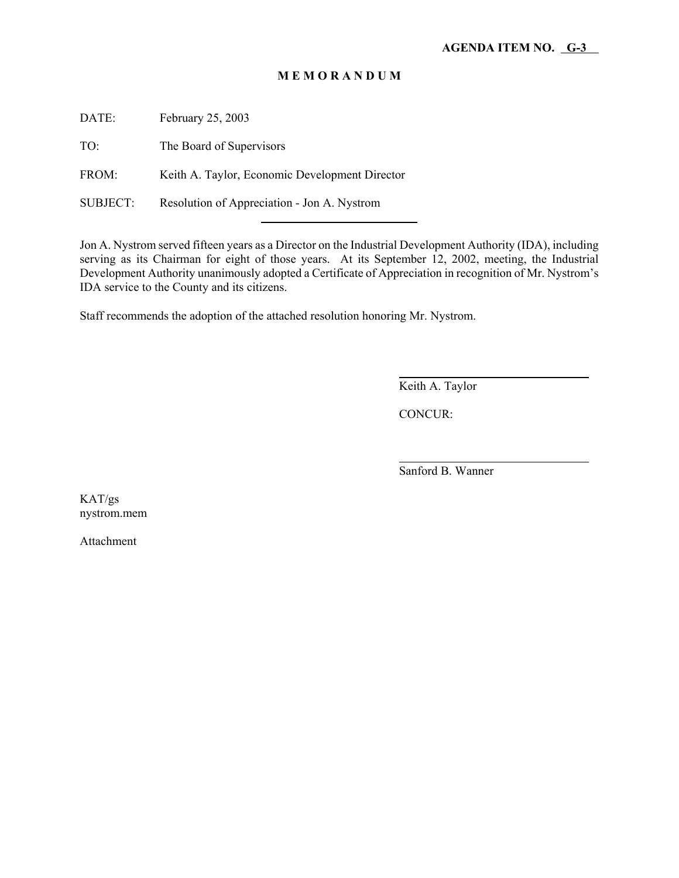**AGENDA ITEM NO. G-3**

**M E M O R A N D U M**

DATE: February 25, 2003

TO: The Board of Supervisors

FROM: Keith A. Taylor, Economic Development Director

SUBJECT: Resolution of Appreciation - Jon A. Nystrom

Jon A. Nystrom served fifteen years as a Director on the Industrial Development Authority (IDA), including serving as its Chairman for eight of those years. At its September 12, 2002, meeting, the Industrial Development Authority unanimously adopted a Certificate of Appreciation in recognition of Mr. Nystrom's IDA service to the County and its citizens.

Staff recommends the adoption of the attached resolution honoring Mr. Nystrom.

Keith A. Taylor

CONCUR:

Sanford B. Wanner

KAT/gs
nystrom.mem

Attachment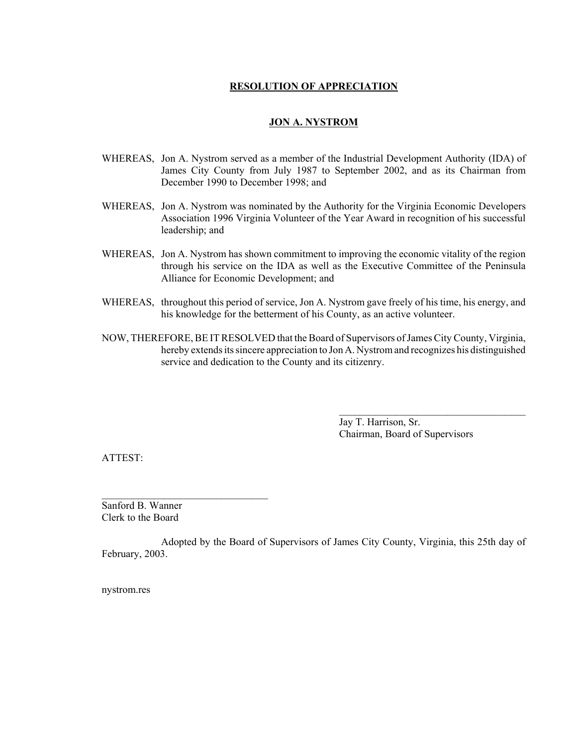# RESOLUTION OF APPRECIATION

## JON A. NYSTROM

WHEREAS, Jon A. Nystrom served as a member of the Industrial Development Authority (IDA) of James City County from July 1987 to September 2002, and as its Chairman from December 1990 to December 1998; and

WHEREAS, Jon A. Nystrom was nominated by the Authority for the Virginia Economic Developers Association 1996 Virginia Volunteer of the Year Award in recognition of his successful leadership; and

WHEREAS, Jon A. Nystrom has shown commitment to improving the economic vitality of the region through his service on the IDA as well as the Executive Committee of the Peninsula Alliance for Economic Development; and

WHEREAS, throughout this period of service, Jon A. Nystrom gave freely of his time, his energy, and his knowledge for the betterment of his County, as an active volunteer.

NOW, THEREFORE, BE IT RESOLVED that the Board of Supervisors of James City County, Virginia, hereby extends its sincere appreciation to Jon A. Nystrom and recognizes his distinguished service and dedication to the County and its citizenry.

\_\_\_\_\_\_\_\_\_\_\_\_\_\_\_\_\_\_\_\_\_\_\_\_\_\_\_\_\_\_\_\_\_\_\_\_
Jay T. Harrison, Sr.
Chairman, Board of Supervisors

ATTEST:

\_\_\_\_\_\_\_\_\_\_\_\_\_\_\_\_\_\_\_\_\_\_\_\_\_\_\_\_\_\_\_\_
Sanford B. Wanner
Clerk to the Board

Adopted by the Board of Supervisors of James City County, Virginia, this 25th day of February, 2003.

nystrom.res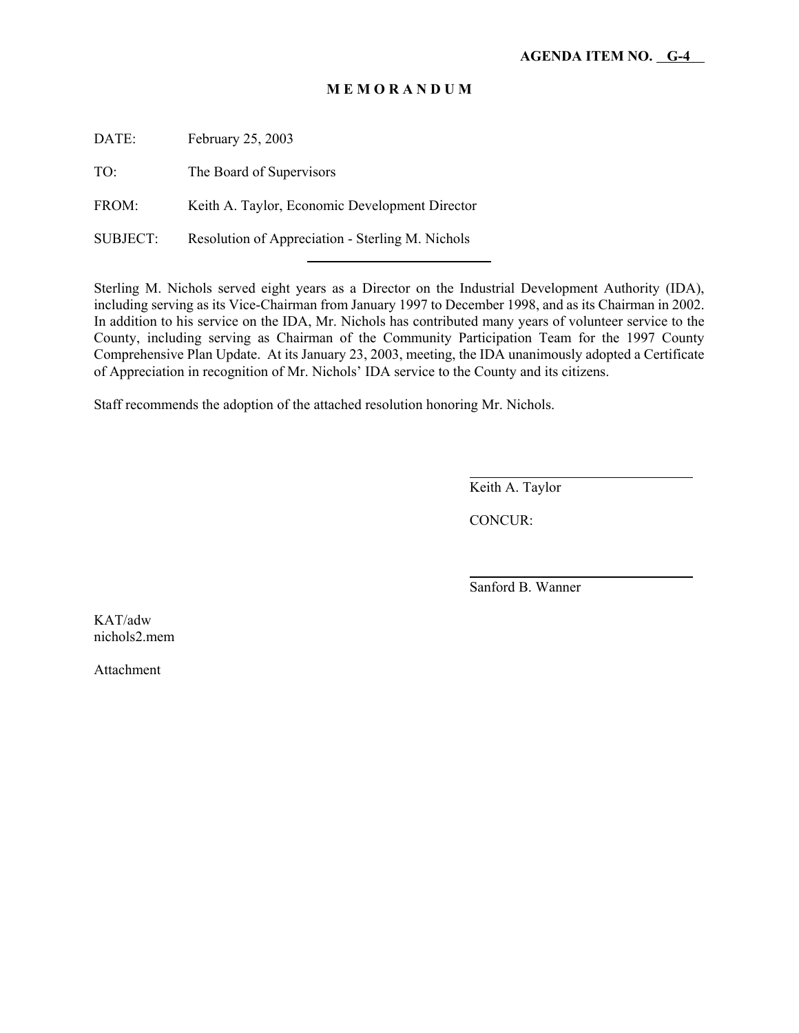**AGENDA ITEM NO. G-4**

**M E M O R A N D U M**

DATE: February 25, 2003

TO: The Board of Supervisors

FROM: Keith A. Taylor, Economic Development Director

SUBJECT: Resolution of Appreciation - Sterling M. Nichols

Sterling M. Nichols served eight years as a Director on the Industrial Development Authority (IDA), including serving as its Vice-Chairman from January 1997 to December 1998, and as its Chairman in 2002. In addition to his service on the IDA, Mr. Nichols has contributed many years of volunteer service to the County, including serving as Chairman of the Community Participation Team for the 1997 County Comprehensive Plan Update. At its January 23, 2003, meeting, the IDA unanimously adopted a Certificate of Appreciation in recognition of Mr. Nichols' IDA service to the County and its citizens.

Staff recommends the adoption of the attached resolution honoring Mr. Nichols.

Keith A. Taylor

CONCUR:

Sanford B. Wanner

KAT/adw
nichols2.mem

Attachment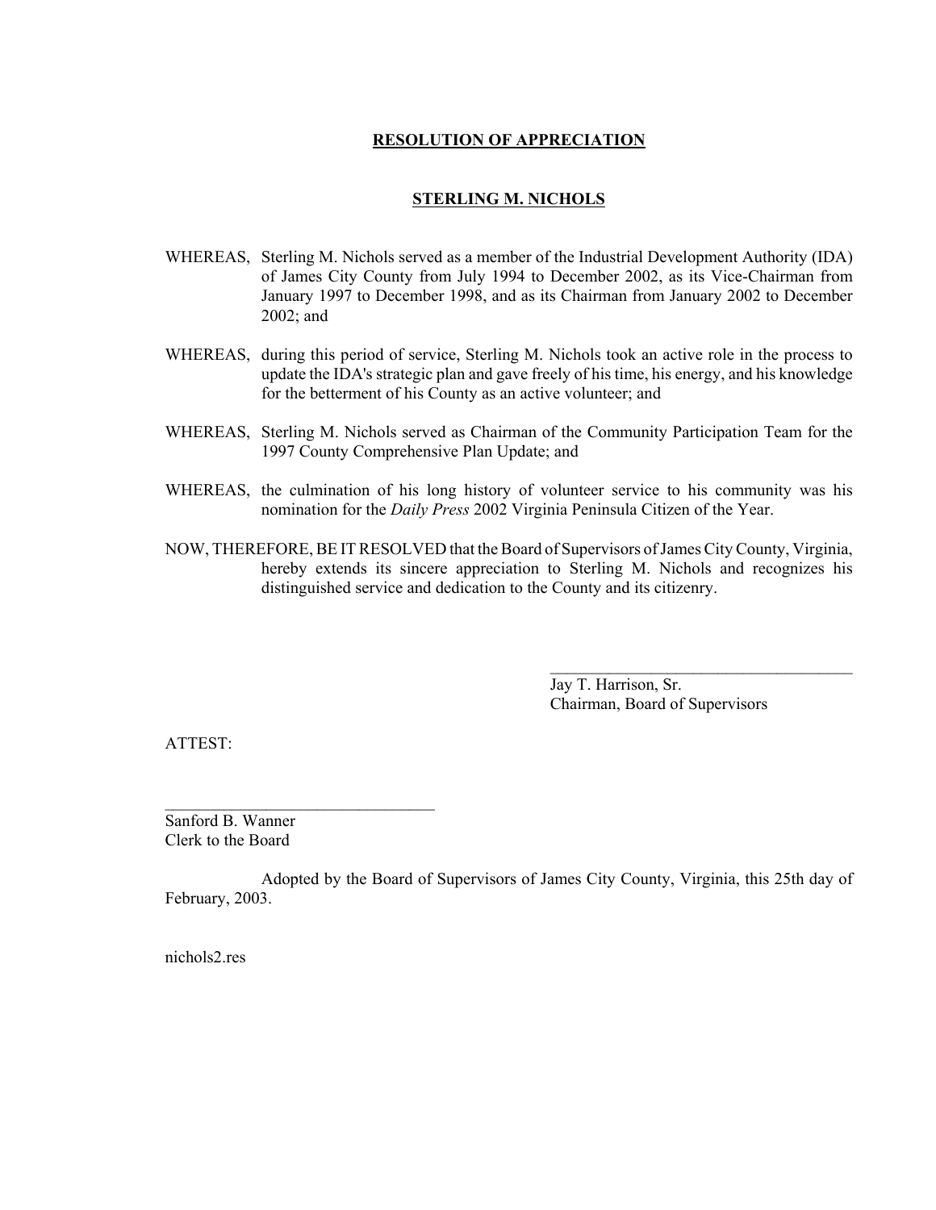**RESOLUTION OF APPRECIATION**

**STERLING M. NICHOLS**

WHEREAS, Sterling M. Nichols served as a member of the Industrial Development Authority (IDA) of James City County from July 1994 to December 2002, as its Vice-Chairman from January 1997 to December 1998, and as its Chairman from January 2002 to December 2002; and

WHEREAS, during this period of service, Sterling M. Nichols took an active role in the process to update the IDA's strategic plan and gave freely of his time, his energy, and his knowledge for the betterment of his County as an active volunteer; and

WHEREAS, Sterling M. Nichols served as Chairman of the Community Participation Team for the 1997 County Comprehensive Plan Update; and

WHEREAS, the culmination of his long history of volunteer service to his community was his nomination for the *Daily Press* 2002 Virginia Peninsula Citizen of the Year.

NOW, THEREFORE, BE IT RESOLVED that the Board of Supervisors of James City County, Virginia, hereby extends its sincere appreciation to Sterling M. Nichols and recognizes his distinguished service and dedication to the County and its citizenry.

\_\_\_\_\_\_\_\_\_\_\_\_\_\_\_\_\_\_\_\_\_\_\_\_\_\_\_\_\_\_\_\_\_\_\_\_\_\_

Jay T. Harrison, Sr.
Chairman, Board of Supervisors

ATTEST:

\_\_\_\_\_\_\_\_\_\_\_\_\_\_\_\_\_\_\_\_\_\_\_\_\_\_\_\_\_\_\_\_\_\_\_

Sanford B. Wanner
Clerk to the Board

Adopted by the Board of Supervisors of James City County, Virginia, this 25th day of February, 2003.

nichols2.res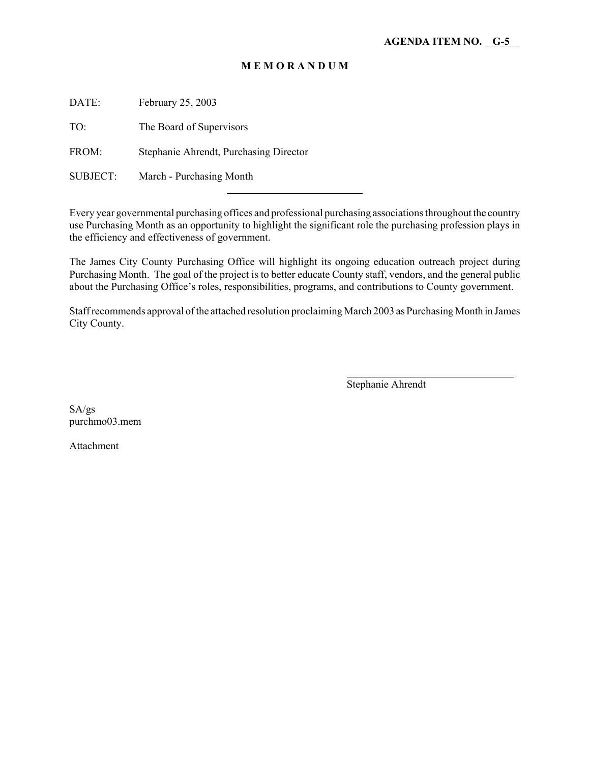**AGENDA ITEM NO. G-5**

# M E M O R A N D U M

DATE: February 25, 2003

TO: The Board of Supervisors

FROM: Stephanie Ahrendt, Purchasing Director

SUBJECT: March - Purchasing Month

---

Every year governmental purchasing offices and professional purchasing associations throughout the country use Purchasing Month as an opportunity to highlight the significant role the purchasing profession plays in the efficiency and effectiveness of government.

The James City County Purchasing Office will highlight its ongoing education outreach project during Purchasing Month. The goal of the project is to better educate County staff, vendors, and the general public about the Purchasing Office's roles, responsibilities, programs, and contributions to County government.

Staff recommends approval of the attached resolution proclaiming March 2003 as Purchasing Month in James City County.

Stephanie Ahrendt

SA/gs
purchmo03.mem

Attachment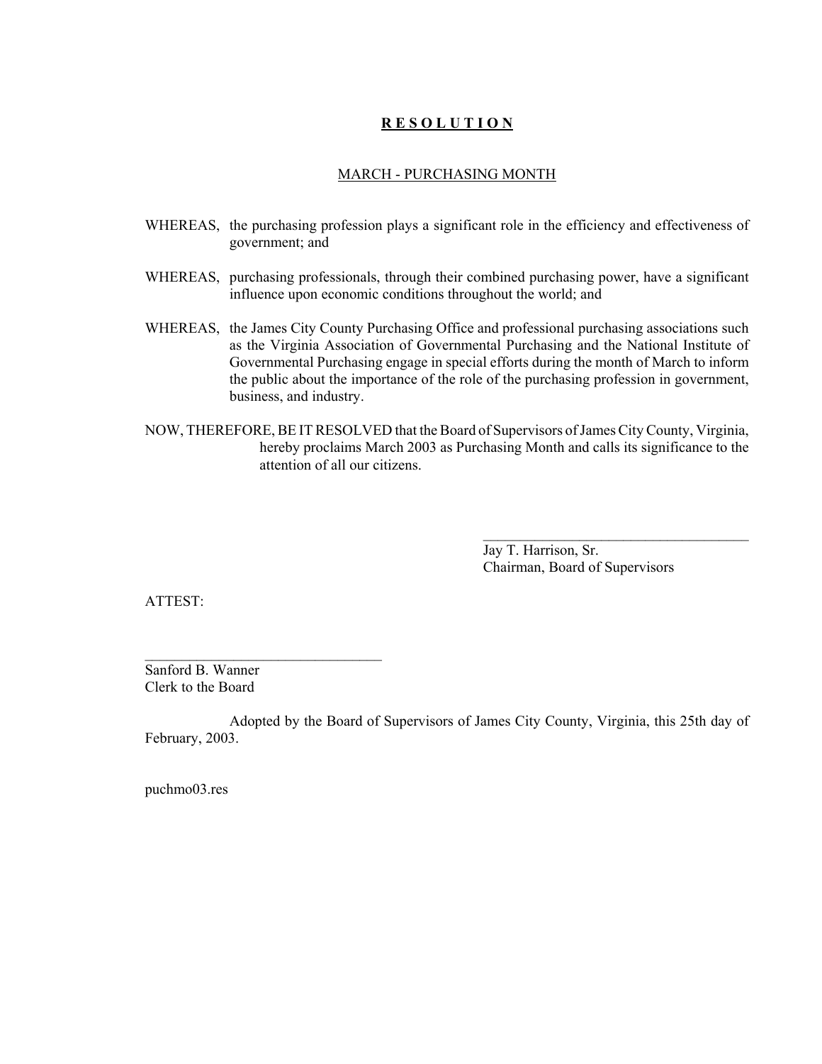# **R E S O L U T I O N**

## MARCH - PURCHASING MONTH

WHEREAS, the purchasing profession plays a significant role in the efficiency and effectiveness of government; and

WHEREAS, purchasing professionals, through their combined purchasing power, have a significant influence upon economic conditions throughout the world; and

WHEREAS, the James City County Purchasing Office and professional purchasing associations such as the Virginia Association of Governmental Purchasing and the National Institute of Governmental Purchasing engage in special efforts during the month of March to inform the public about the importance of the role of the purchasing profession in government, business, and industry.

NOW, THEREFORE, BE IT RESOLVED that the Board of Supervisors of James City County, Virginia, hereby proclaims March 2003 as Purchasing Month and calls its significance to the attention of all our citizens.

\_\_\_\_\_\_\_\_\_\_\_\_\_\_\_\_\_\_\_\_\_\_\_\_\_\_\_\_\_\_\_\_\_\_\_\_\_\_
Jay T. Harrison, Sr.
Chairman, Board of Supervisors

ATTEST:

\_\_\_\_\_\_\_\_\_\_\_\_\_\_\_\_\_\_\_\_\_\_\_\_\_\_\_\_\_\_\_\_\_\_
Sanford B. Wanner
Clerk to the Board

Adopted by the Board of Supervisors of James City County, Virginia, this 25th day of February, 2003.

puchmo03.res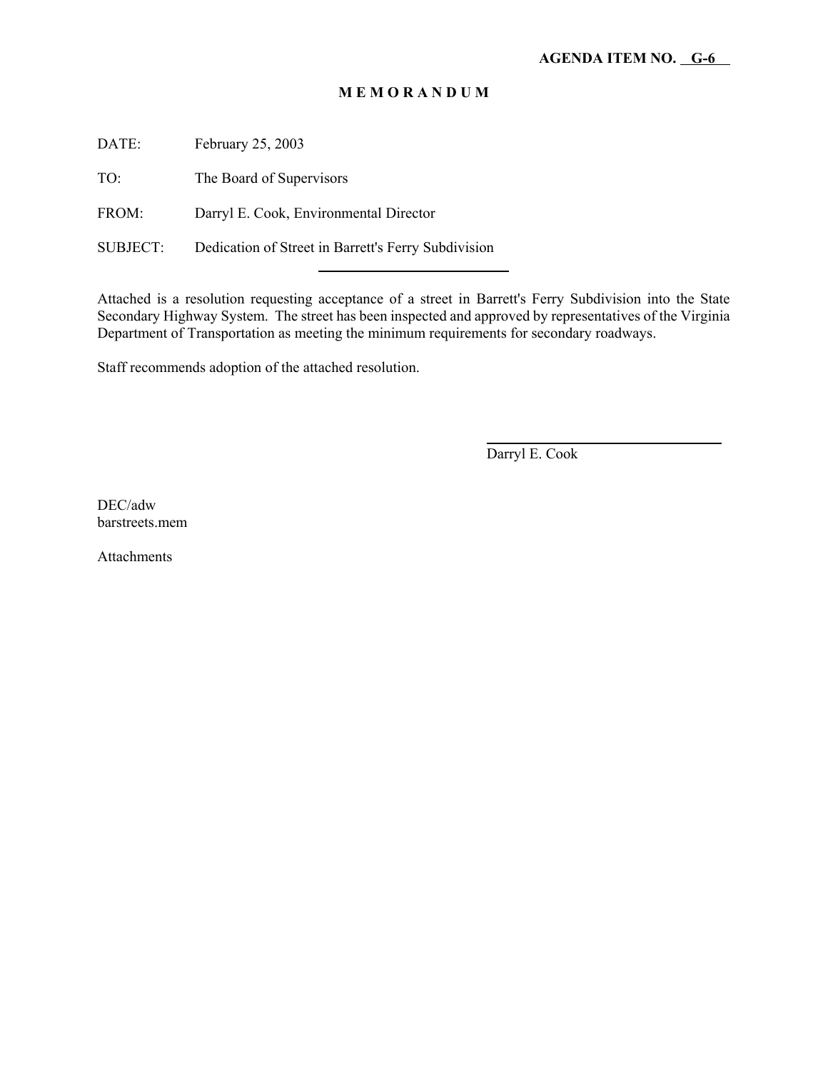**AGENDA ITEM NO. G-6**

**M E M O R A N D U M**

DATE: February 25, 2003

TO: The Board of Supervisors

FROM: Darryl E. Cook, Environmental Director

SUBJECT: Dedication of Street in Barrett's Ferry Subdivision

Attached is a resolution requesting acceptance of a street in Barrett's Ferry Subdivision into the State Secondary Highway System. The street has been inspected and approved by representatives of the Virginia Department of Transportation as meeting the minimum requirements for secondary roadways.

Staff recommends adoption of the attached resolution.

Darryl E. Cook

DEC/adw
barstreets.mem

Attachments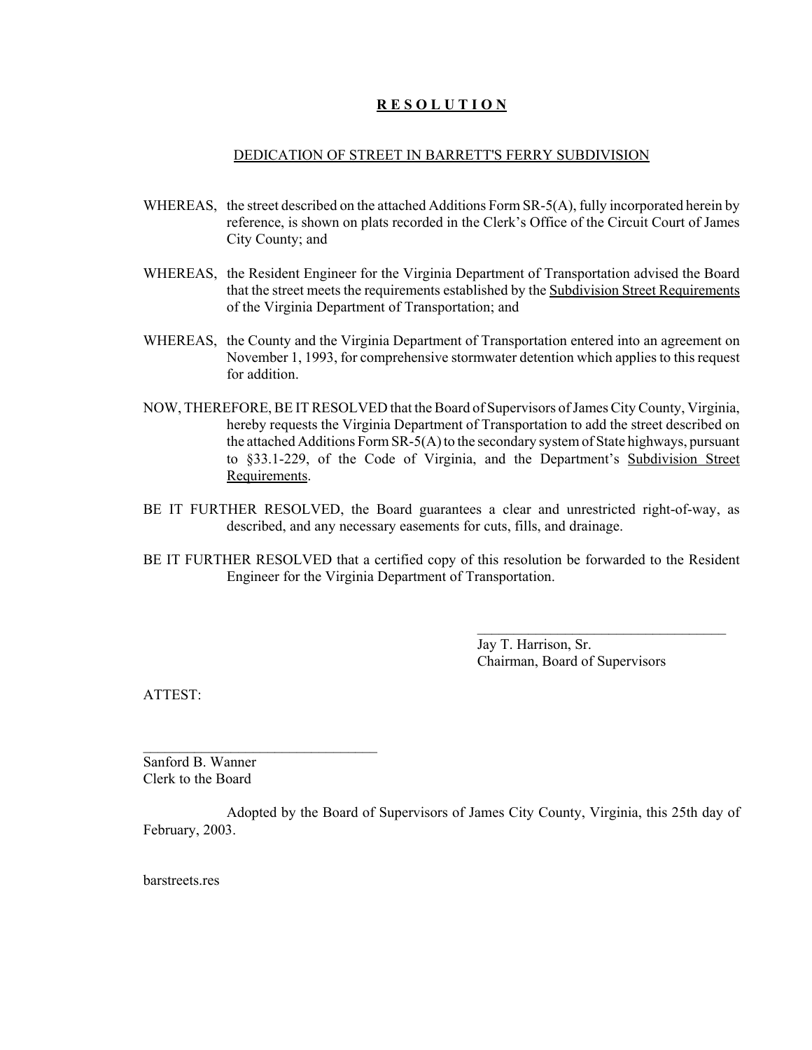# **R E S O L U T I O N**

DEDICATION OF STREET IN BARRETT'S FERRY SUBDIVISION

WHEREAS, the street described on the attached Additions Form SR-5(A), fully incorporated herein by reference, is shown on plats recorded in the Clerk's Office of the Circuit Court of James City County; and

WHEREAS, the Resident Engineer for the Virginia Department of Transportation advised the Board that the street meets the requirements established by the Subdivision Street Requirements of the Virginia Department of Transportation; and

WHEREAS, the County and the Virginia Department of Transportation entered into an agreement on November 1, 1993, for comprehensive stormwater detention which applies to this request for addition.

NOW, THEREFORE, BE IT RESOLVED that the Board of Supervisors of James City County, Virginia, hereby requests the Virginia Department of Transportation to add the street described on the attached Additions Form SR-5(A) to the secondary system of State highways, pursuant to §33.1-229, of the Code of Virginia, and the Department's Subdivision Street Requirements.

BE IT FURTHER RESOLVED, the Board guarantees a clear and unrestricted right-of-way, as described, and any necessary easements for cuts, fills, and drainage.

BE IT FURTHER RESOLVED that a certified copy of this resolution be forwarded to the Resident Engineer for the Virginia Department of Transportation.

\_\_\_\_\_\_\_\_\_\_\_\_\_\_\_\_\_\_\_\_\_\_\_\_\_\_\_\_\_\_\_\_\_\_\_\_
Jay T. Harrison, Sr.
Chairman, Board of Supervisors

ATTEST:

\_\_\_\_\_\_\_\_\_\_\_\_\_\_\_\_\_\_\_\_\_\_\_\_\_\_\_\_\_\_\_\_\_\_
Sanford B. Wanner
Clerk to the Board

Adopted by the Board of Supervisors of James City County, Virginia, this 25th day of February, 2003.

barstreets.res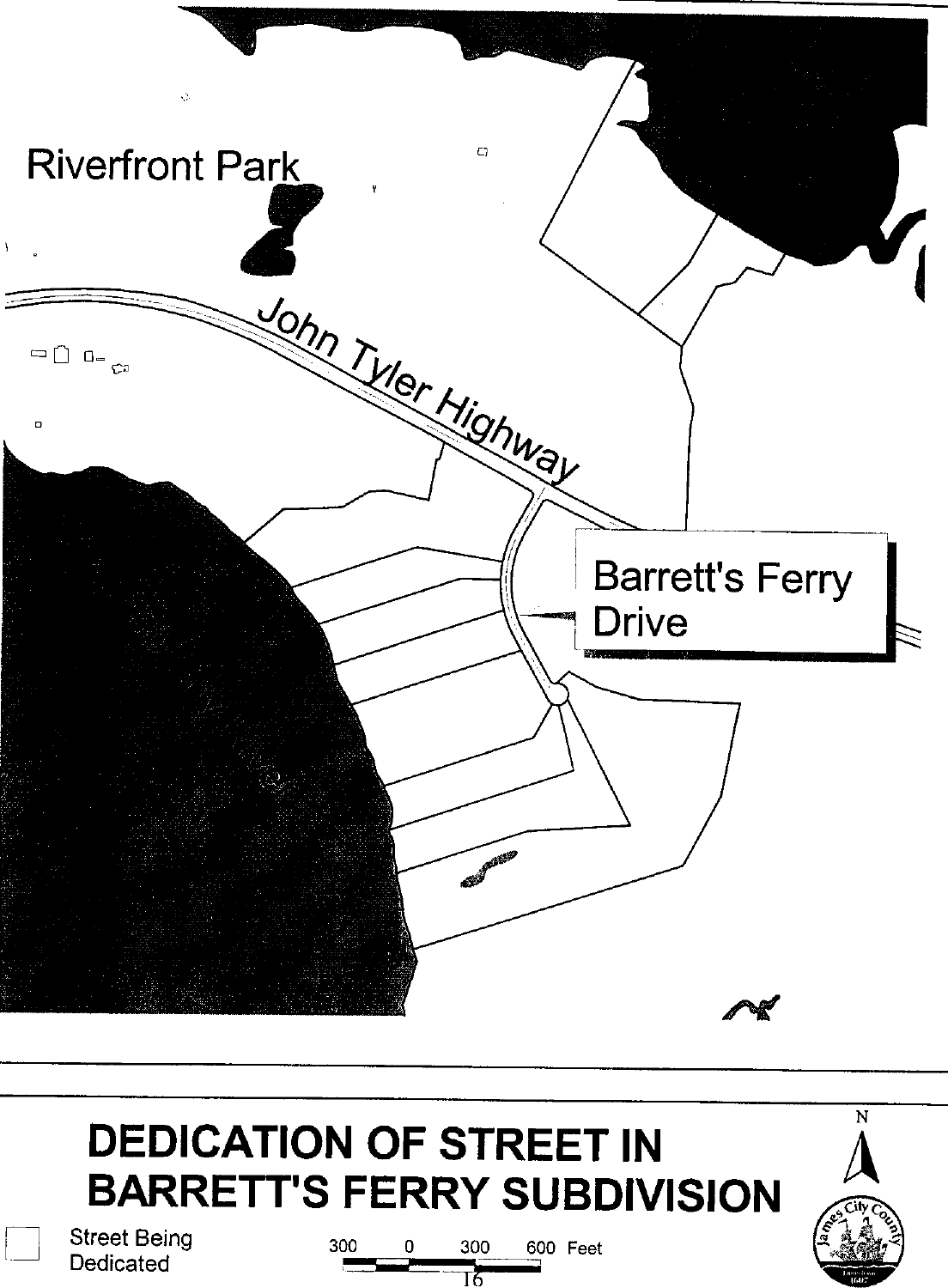Riverfront Park

John Tyler Highway

Barrett's Ferry Drive

# DEDICATION OF STREET IN BARRETT'S FERRY SUBDIVISION

Street Being Dedicated

300 0 300 600 Feet

N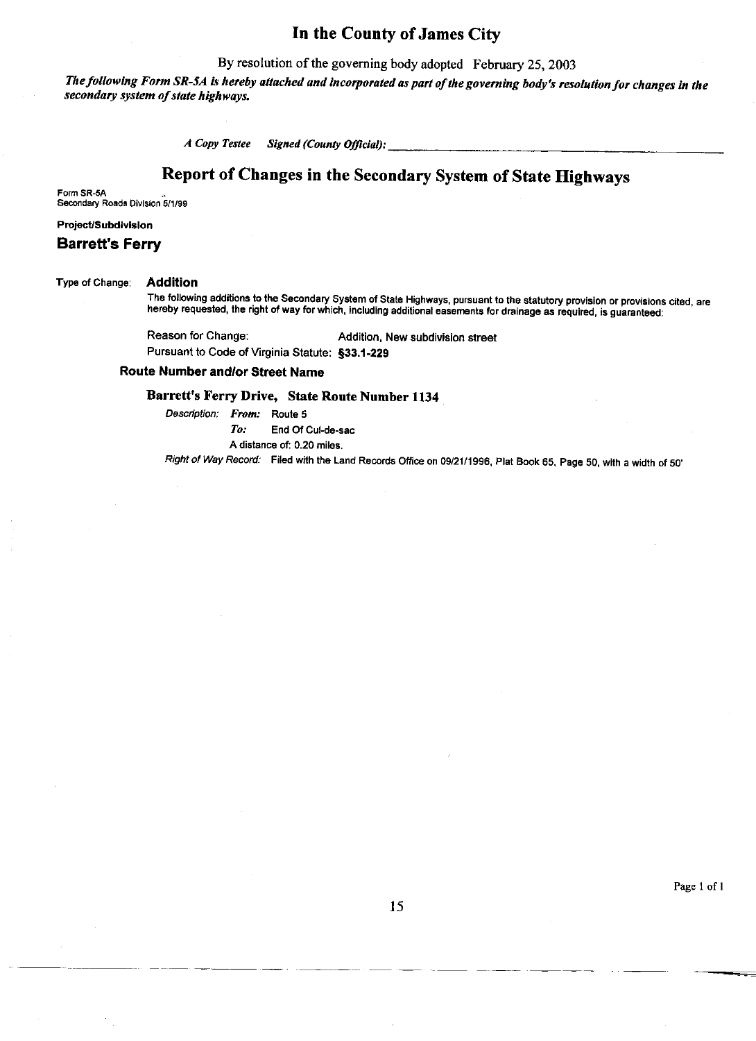# In the County of James City

By resolution of the governing body adopted February 25, 2003

***The following Form SR-5A is hereby attached and incorporated as part of the governing body's resolution for changes in the secondary system of state highways.***

*A Copy Testee* *Signed (County Official):* ______________________________

## Report of Changes in the Secondary System of State Highways

Form SR-5A
Secondary Roads Division 5/1/99

**Project/Subdivision**

### Barrett's Ferry

Type of Change: **Addition**

The following additions to the Secondary System of State Highways, pursuant to the statutory provision or provisions cited, are hereby requested, the right of way for which, including additional easements for drainage as required, is guaranteed:

Reason for Change: Addition, New subdivision street

Pursuant to Code of Virginia Statute: **§33.1-229**

**Route Number and/or Street Name**

**Barrett's Ferry Drive, State Route Number 1134**

*Description:* ***From:*** Route 5

***To:*** End Of Cul-de-sac

A distance of: 0.20 miles.

*Right of Way Record:* Filed with the Land Records Office on 09/21/1996, Plat Book 65, Page 50, with a width of 50'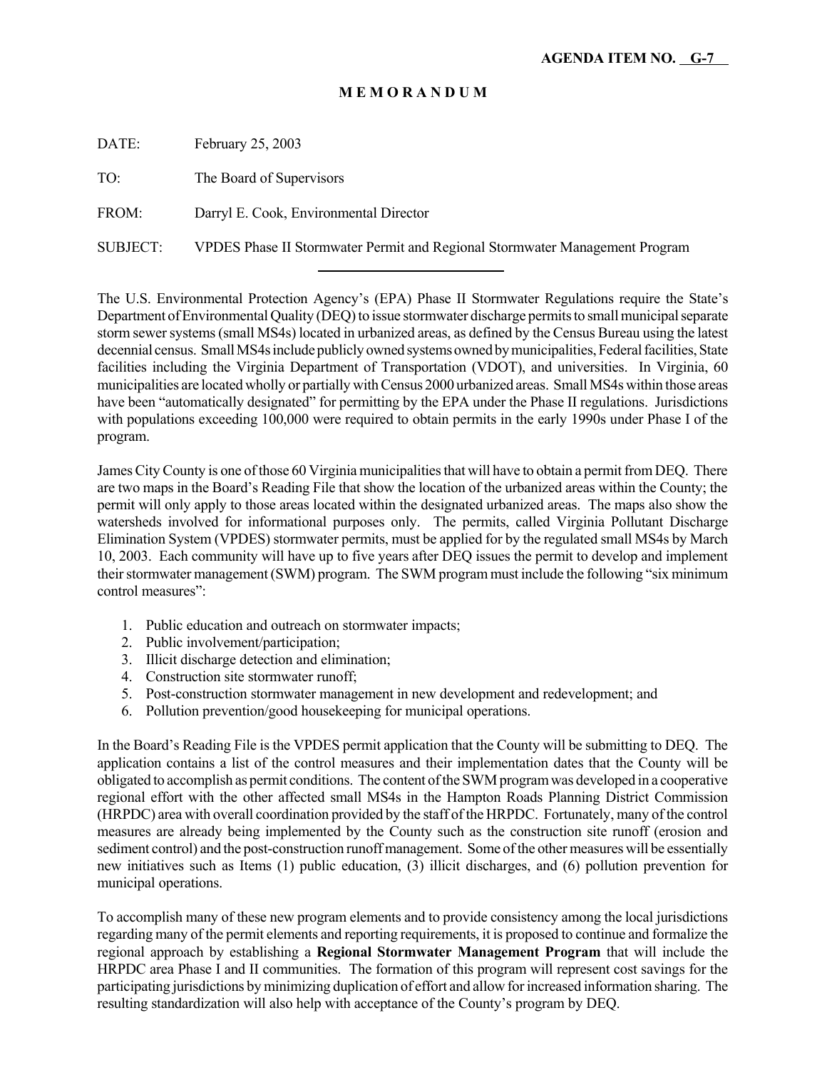**AGENDA ITEM NO. G-7**

**M E M O R A N D U M**

DATE: February 25, 2003

TO: The Board of Supervisors

FROM: Darryl E. Cook, Environmental Director

SUBJECT: VPDES Phase II Stormwater Permit and Regional Stormwater Management Program

---

The U.S. Environmental Protection Agency's (EPA) Phase II Stormwater Regulations require the State's Department of Environmental Quality (DEQ) to issue stormwater discharge permits to small municipal separate storm sewer systems (small MS4s) located in urbanized areas, as defined by the Census Bureau using the latest decennial census. Small MS4s include publicly owned systems owned by municipalities, Federal facilities, State facilities including the Virginia Department of Transportation (VDOT), and universities. In Virginia, 60 municipalities are located wholly or partially with Census 2000 urbanized areas. Small MS4s within those areas have been "automatically designated" for permitting by the EPA under the Phase II regulations. Jurisdictions with populations exceeding 100,000 were required to obtain permits in the early 1990s under Phase I of the program.

James City County is one of those 60 Virginia municipalities that will have to obtain a permit from DEQ. There are two maps in the Board's Reading File that show the location of the urbanized areas within the County; the permit will only apply to those areas located within the designated urbanized areas. The maps also show the watersheds involved for informational purposes only. The permits, called Virginia Pollutant Discharge Elimination System (VPDES) stormwater permits, must be applied for by the regulated small MS4s by March 10, 2003. Each community will have up to five years after DEQ issues the permit to develop and implement their stormwater management (SWM) program. The SWM program must include the following "six minimum control measures":

1. Public education and outreach on stormwater impacts;
2. Public involvement/participation;
3. Illicit discharge detection and elimination;
4. Construction site stormwater runoff;
5. Post-construction stormwater management in new development and redevelopment; and
6. Pollution prevention/good housekeeping for municipal operations.

In the Board's Reading File is the VPDES permit application that the County will be submitting to DEQ. The application contains a list of the control measures and their implementation dates that the County will be obligated to accomplish as permit conditions. The content of the SWM program was developed in a cooperative regional effort with the other affected small MS4s in the Hampton Roads Planning District Commission (HRPDC) area with overall coordination provided by the staff of the HRPDC. Fortunately, many of the control measures are already being implemented by the County such as the construction site runoff (erosion and sediment control) and the post-construction runoff management. Some of the other measures will be essentially new initiatives such as Items (1) public education, (3) illicit discharges, and (6) pollution prevention for municipal operations.

To accomplish many of these new program elements and to provide consistency among the local jurisdictions regarding many of the permit elements and reporting requirements, it is proposed to continue and formalize the regional approach by establishing a **Regional Stormwater Management Program** that will include the HRPDC area Phase I and II communities. The formation of this program will represent cost savings for the participating jurisdictions by minimizing duplication of effort and allow for increased information sharing. The resulting standardization will also help with acceptance of the County's program by DEQ.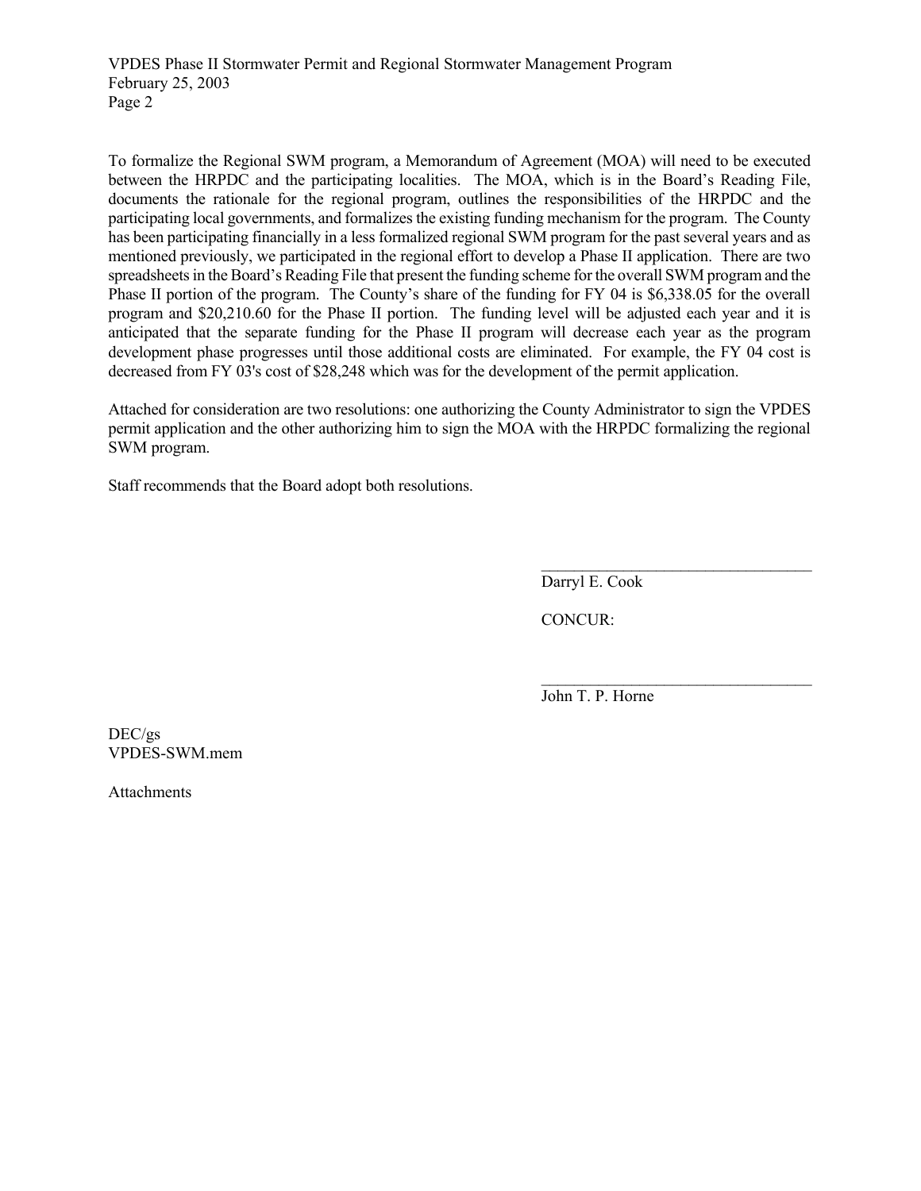To formalize the Regional SWM program, a Memorandum of Agreement (MOA) will need to be executed between the HRPDC and the participating localities. The MOA, which is in the Board's Reading File, documents the rationale for the regional program, outlines the responsibilities of the HRPDC and the participating local governments, and formalizes the existing funding mechanism for the program. The County has been participating financially in a less formalized regional SWM program for the past several years and as mentioned previously, we participated in the regional effort to develop a Phase II application. There are two spreadsheets in the Board's Reading File that present the funding scheme for the overall SWM program and the Phase II portion of the program. The County's share of the funding for FY 04 is $6,338.05 for the overall program and $20,210.60 for the Phase II portion. The funding level will be adjusted each year and it is anticipated that the separate funding for the Phase II program will decrease each year as the program development phase progresses until those additional costs are eliminated. For example, the FY 04 cost is decreased from FY 03's cost of $28,248 which was for the development of the permit application.

Attached for consideration are two resolutions: one authorizing the County Administrator to sign the VPDES permit application and the other authorizing him to sign the MOA with the HRPDC formalizing the regional SWM program.

Staff recommends that the Board adopt both resolutions.

__________________________________
Darryl E. Cook

CONCUR:

__________________________________
John T. P. Horne

DEC/gs
VPDES-SWM.mem

Attachments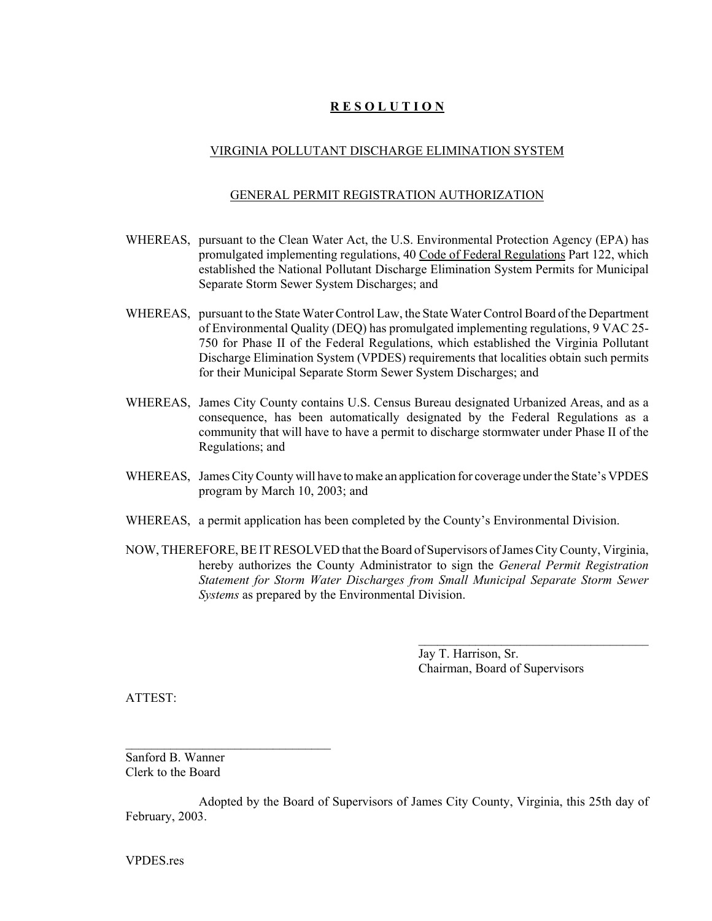# R E S O L U T I O N

## VIRGINIA POLLUTANT DISCHARGE ELIMINATION SYSTEM

## GENERAL PERMIT REGISTRATION AUTHORIZATION

WHEREAS, pursuant to the Clean Water Act, the U.S. Environmental Protection Agency (EPA) has promulgated implementing regulations, 40 Code of Federal Regulations Part 122, which established the National Pollutant Discharge Elimination System Permits for Municipal Separate Storm Sewer System Discharges; and

WHEREAS, pursuant to the State Water Control Law, the State Water Control Board of the Department of Environmental Quality (DEQ) has promulgated implementing regulations, 9 VAC 25-750 for Phase II of the Federal Regulations, which established the Virginia Pollutant Discharge Elimination System (VPDES) requirements that localities obtain such permits for their Municipal Separate Storm Sewer System Discharges; and

WHEREAS, James City County contains U.S. Census Bureau designated Urbanized Areas, and as a consequence, has been automatically designated by the Federal Regulations as a community that will have to have a permit to discharge stormwater under Phase II of the Regulations; and

WHEREAS, James City County will have to make an application for coverage under the State's VPDES program by March 10, 2003; and

WHEREAS, a permit application has been completed by the County's Environmental Division.

NOW, THEREFORE, BE IT RESOLVED that the Board of Supervisors of James City County, Virginia, hereby authorizes the County Administrator to sign the *General Permit Registration Statement for Storm Water Discharges from Small Municipal Separate Storm Sewer Systems* as prepared by the Environmental Division.

\_\_\_\_\_\_\_\_\_\_\_\_\_\_\_\_\_\_\_\_\_\_\_\_\_\_\_\_\_\_\_\_\_\_\_\_
Jay T. Harrison, Sr.
Chairman, Board of Supervisors

ATTEST:

\_\_\_\_\_\_\_\_\_\_\_\_\_\_\_\_\_\_\_\_\_\_\_\_\_\_\_\_\_\_\_\_\_\_\_\_
Sanford B. Wanner
Clerk to the Board

Adopted by the Board of Supervisors of James City County, Virginia, this 25th day of February, 2003.

VPDES.res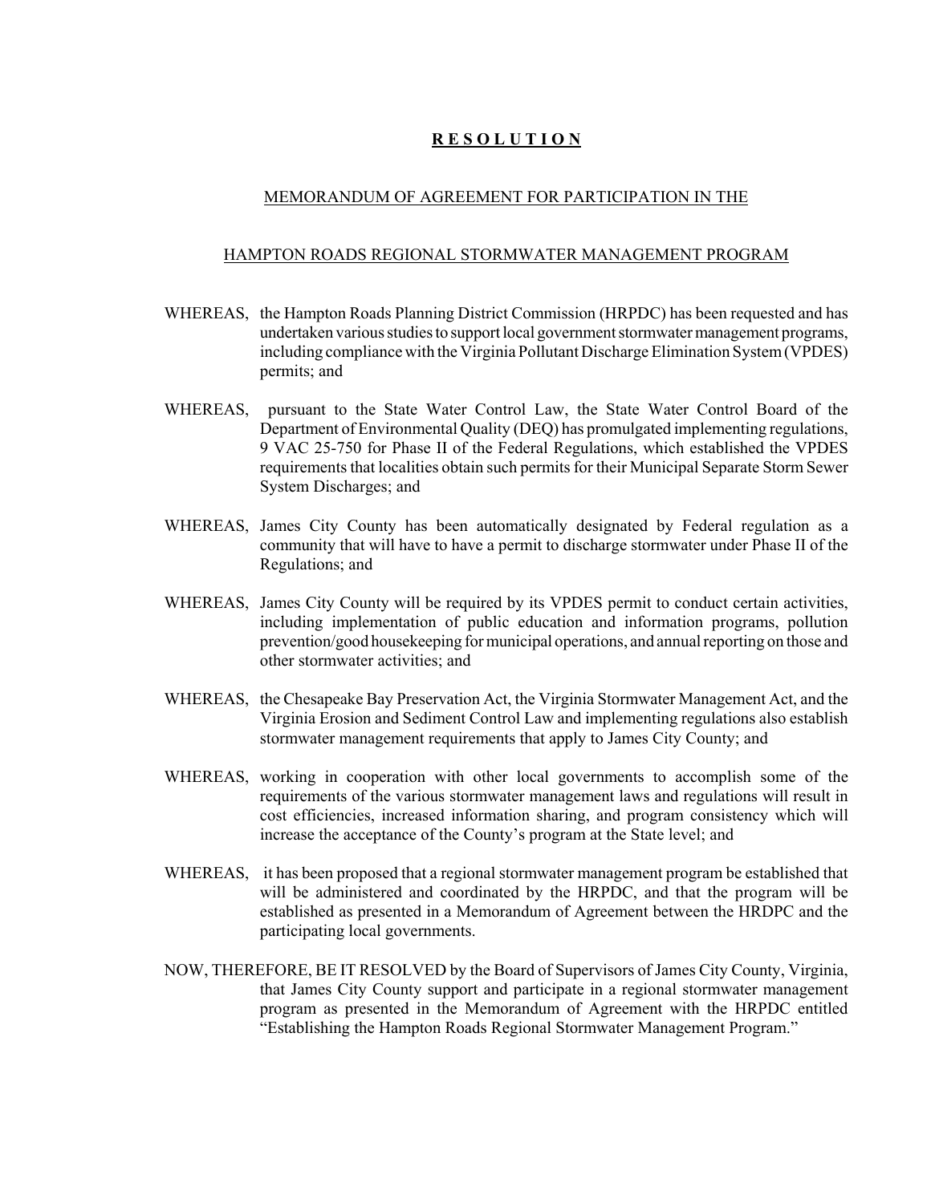# **R E S O L U T I O N**

## MEMORANDUM OF AGREEMENT FOR PARTICIPATION IN THE

## HAMPTON ROADS REGIONAL STORMWATER MANAGEMENT PROGRAM

WHEREAS, the Hampton Roads Planning District Commission (HRPDC) has been requested and has undertaken various studies to support local government stormwater management programs, including compliance with the Virginia Pollutant Discharge Elimination System (VPDES) permits; and

WHEREAS, pursuant to the State Water Control Law, the State Water Control Board of the Department of Environmental Quality (DEQ) has promulgated implementing regulations, 9 VAC 25-750 for Phase II of the Federal Regulations, which established the VPDES requirements that localities obtain such permits for their Municipal Separate Storm Sewer System Discharges; and

WHEREAS, James City County has been automatically designated by Federal regulation as a community that will have to have a permit to discharge stormwater under Phase II of the Regulations; and

WHEREAS, James City County will be required by its VPDES permit to conduct certain activities, including implementation of public education and information programs, pollution prevention/good housekeeping for municipal operations, and annual reporting on those and other stormwater activities; and

WHEREAS, the Chesapeake Bay Preservation Act, the Virginia Stormwater Management Act, and the Virginia Erosion and Sediment Control Law and implementing regulations also establish stormwater management requirements that apply to James City County; and

WHEREAS, working in cooperation with other local governments to accomplish some of the requirements of the various stormwater management laws and regulations will result in cost efficiencies, increased information sharing, and program consistency which will increase the acceptance of the County's program at the State level; and

WHEREAS, it has been proposed that a regional stormwater management program be established that will be administered and coordinated by the HRPDC, and that the program will be established as presented in a Memorandum of Agreement between the HRDPC and the participating local governments.

NOW, THEREFORE, BE IT RESOLVED by the Board of Supervisors of James City County, Virginia, that James City County support and participate in a regional stormwater management program as presented in the Memorandum of Agreement with the HRPDC entitled "Establishing the Hampton Roads Regional Stormwater Management Program."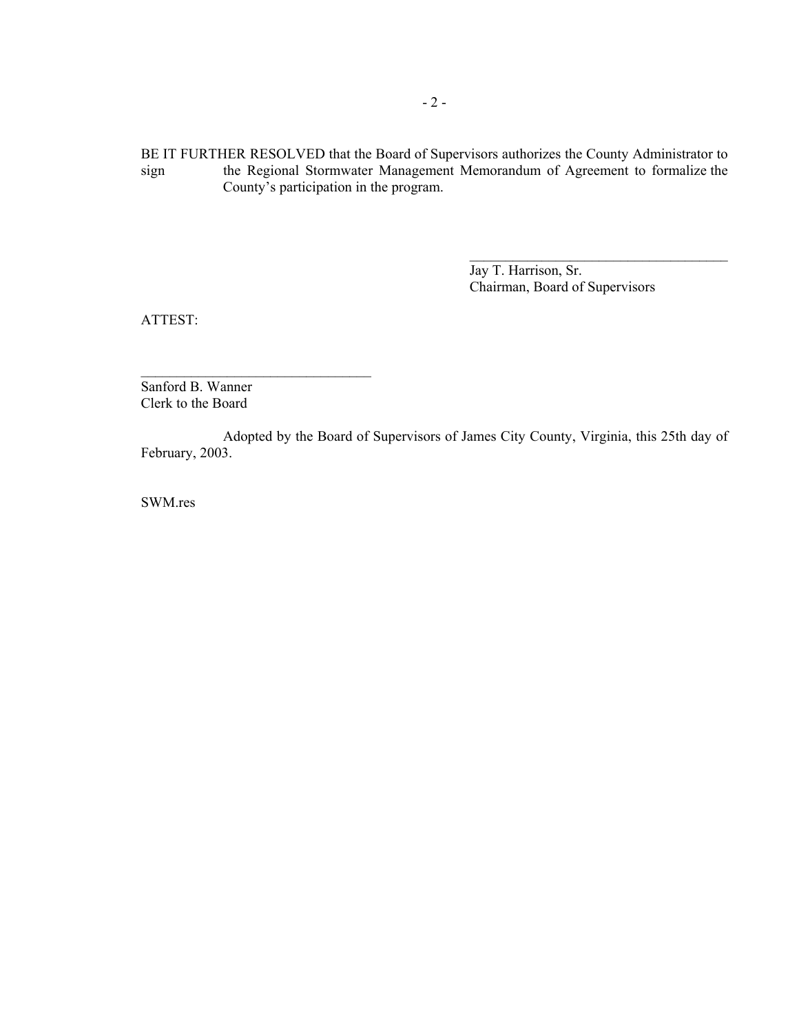BE IT FURTHER RESOLVED that the Board of Supervisors authorizes the County Administrator to sign the Regional Stormwater Management Memorandum of Agreement to formalize the County's participation in the program.

\_\_\_\_\_\_\_\_\_\_\_\_\_\_\_\_\_\_\_\_\_\_\_\_\_\_\_\_\_\_\_\_\_\_\_\_\_\_

Jay T. Harrison, Sr.
Chairman, Board of Supervisors

ATTEST:

\_\_\_\_\_\_\_\_\_\_\_\_\_\_\_\_\_\_\_\_\_\_\_\_\_\_\_\_\_\_\_\_\_\_

Sanford B. Wanner
Clerk to the Board

Adopted by the Board of Supervisors of James City County, Virginia, this 25th day of February, 2003.

SWM.res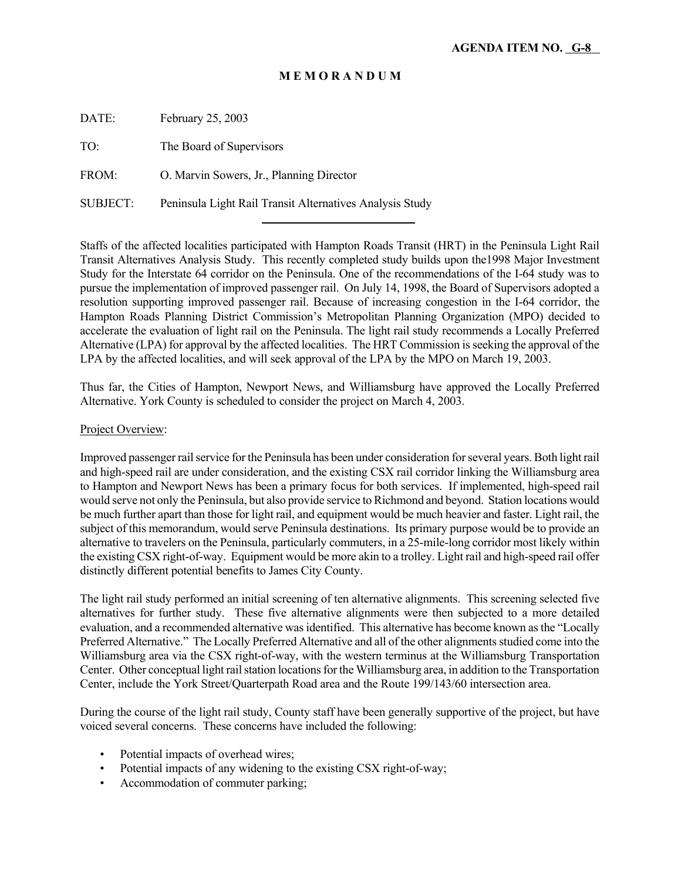**AGENDA ITEM NO. G-8**

**M E M O R A N D U M**

DATE: February 25, 2003

TO: The Board of Supervisors

FROM: O. Marvin Sowers, Jr., Planning Director

SUBJECT: Peninsula Light Rail Transit Alternatives Analysis Study

---

Staffs of the affected localities participated with Hampton Roads Transit (HRT) in the Peninsula Light Rail Transit Alternatives Analysis Study. This recently completed study builds upon the1998 Major Investment Study for the Interstate 64 corridor on the Peninsula. One of the recommendations of the I-64 study was to pursue the implementation of improved passenger rail. On July 14, 1998, the Board of Supervisors adopted a resolution supporting improved passenger rail. Because of increasing congestion in the I-64 corridor, the Hampton Roads Planning District Commission's Metropolitan Planning Organization (MPO) decided to accelerate the evaluation of light rail on the Peninsula. The light rail study recommends a Locally Preferred Alternative (LPA) for approval by the affected localities. The HRT Commission is seeking the approval of the LPA by the affected localities, and will seek approval of the LPA by the MPO on March 19, 2003.

Thus far, the Cities of Hampton, Newport News, and Williamsburg have approved the Locally Preferred Alternative. York County is scheduled to consider the project on March 4, 2003.

Project Overview:

Improved passenger rail service for the Peninsula has been under consideration for several years. Both light rail and high-speed rail are under consideration, and the existing CSX rail corridor linking the Williamsburg area to Hampton and Newport News has been a primary focus for both services. If implemented, high-speed rail would serve not only the Peninsula, but also provide service to Richmond and beyond. Station locations would be much further apart than those for light rail, and equipment would be much heavier and faster. Light rail, the subject of this memorandum, would serve Peninsula destinations. Its primary purpose would be to provide an alternative to travelers on the Peninsula, particularly commuters, in a 25-mile-long corridor most likely within the existing CSX right-of-way. Equipment would be more akin to a trolley. Light rail and high-speed rail offer distinctly different potential benefits to James City County.

The light rail study performed an initial screening of ten alternative alignments. This screening selected five alternatives for further study. These five alternative alignments were then subjected to a more detailed evaluation, and a recommended alternative was identified. This alternative has become known as the "Locally Preferred Alternative." The Locally Preferred Alternative and all of the other alignments studied come into the Williamsburg area via the CSX right-of-way, with the western terminus at the Williamsburg Transportation Center. Other conceptual light rail station locations for the Williamsburg area, in addition to the Transportation Center, include the York Street/Quarterpath Road area and the Route 199/143/60 intersection area.

During the course of the light rail study, County staff have been generally supportive of the project, but have voiced several concerns. These concerns have included the following:

- Potential impacts of overhead wires;
- Potential impacts of any widening to the existing CSX right-of-way;
- Accommodation of commuter parking;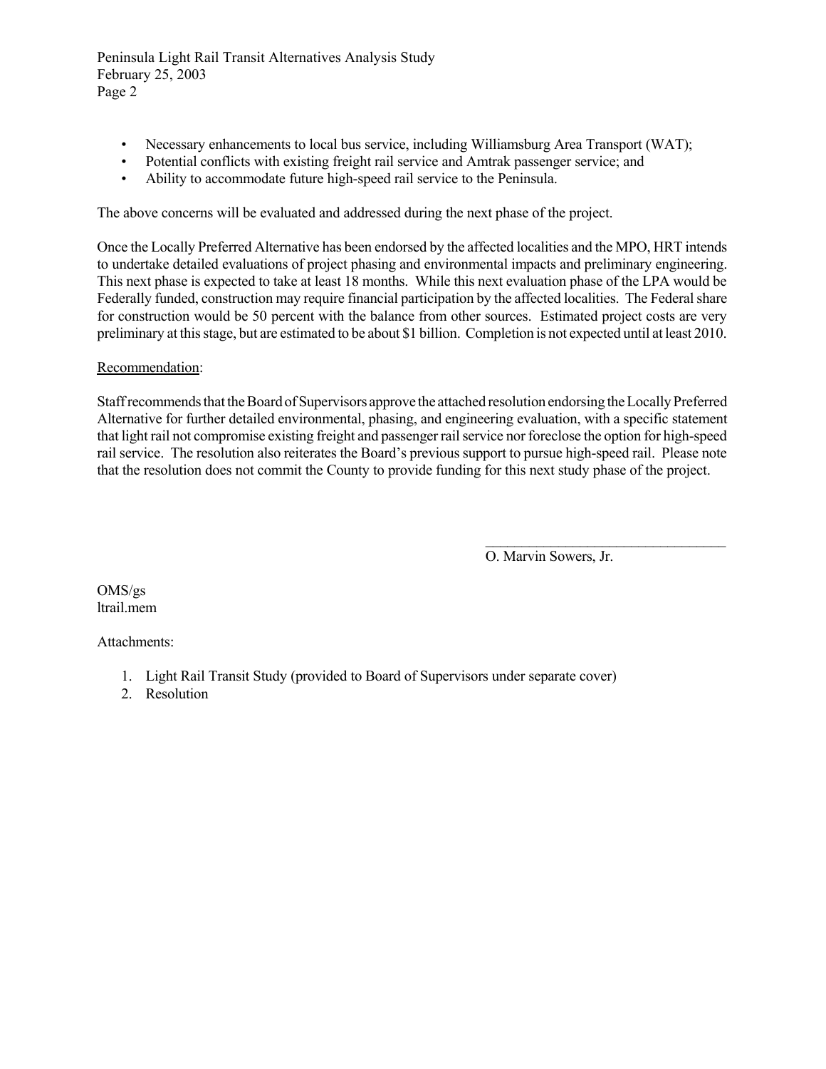- Necessary enhancements to local bus service, including Williamsburg Area Transport (WAT);
- Potential conflicts with existing freight rail service and Amtrak passenger service; and
- Ability to accommodate future high-speed rail service to the Peninsula.

The above concerns will be evaluated and addressed during the next phase of the project.

Once the Locally Preferred Alternative has been endorsed by the affected localities and the MPO, HRT intends to undertake detailed evaluations of project phasing and environmental impacts and preliminary engineering. This next phase is expected to take at least 18 months. While this next evaluation phase of the LPA would be Federally funded, construction may require financial participation by the affected localities. The Federal share for construction would be 50 percent with the balance from other sources. Estimated project costs are very preliminary at this stage, but are estimated to be about $1 billion. Completion is not expected until at least 2010.

Recommendation:

Staff recommends that the Board of Supervisors approve the attached resolution endorsing the Locally Preferred Alternative for further detailed environmental, phasing, and engineering evaluation, with a specific statement that light rail not compromise existing freight and passenger rail service nor foreclose the option for high-speed rail service. The resolution also reiterates the Board's previous support to pursue high-speed rail. Please note that the resolution does not commit the County to provide funding for this next study phase of the project.

\_\_\_\_\_\_\_\_\_\_\_\_\_\_\_\_\_\_\_\_\_\_\_\_\_\_\_\_\_\_\_\_\_\_

O. Marvin Sowers, Jr.

OMS/gs
ltrail.mem

Attachments:

1. Light Rail Transit Study (provided to Board of Supervisors under separate cover)
2. Resolution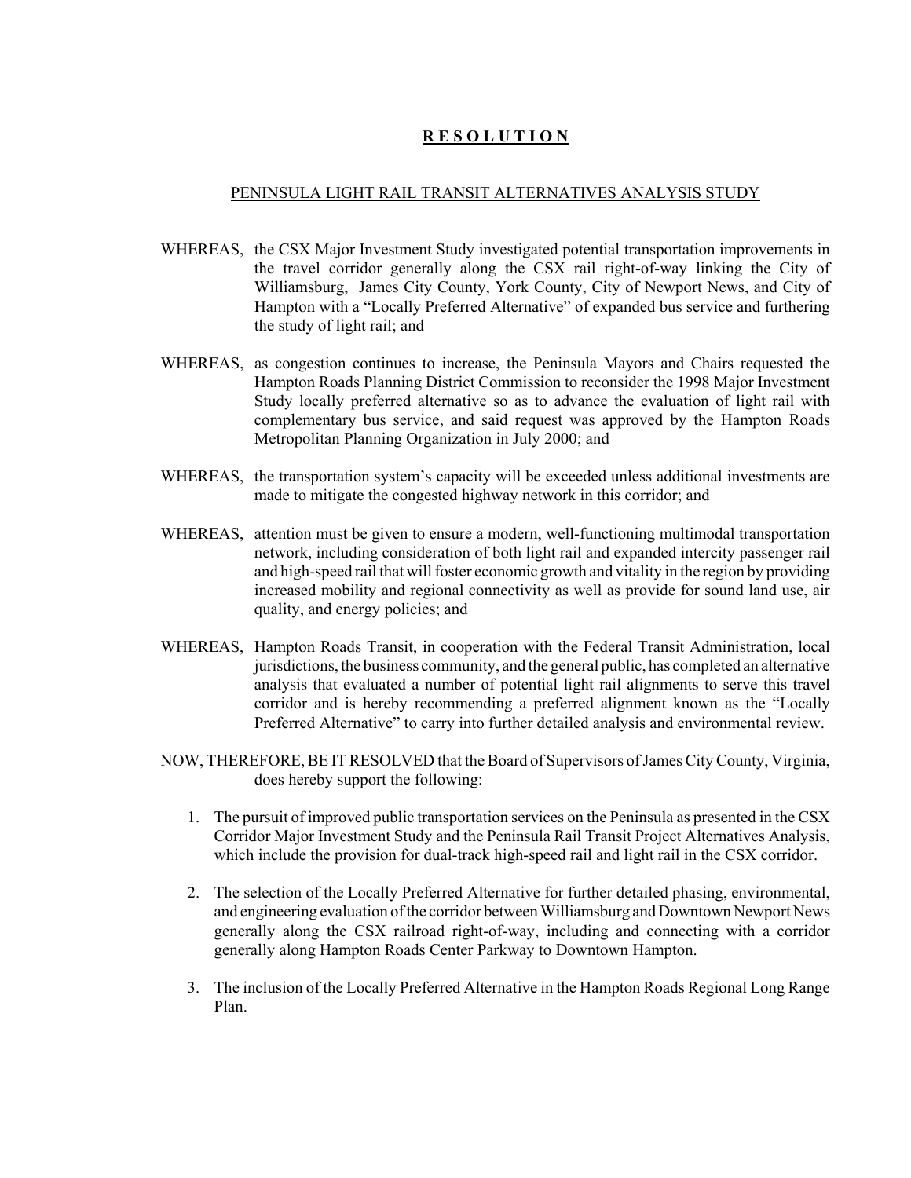# **R E S O L U T I O N**

## PENINSULA LIGHT RAIL TRANSIT ALTERNATIVES ANALYSIS STUDY

WHEREAS, the CSX Major Investment Study investigated potential transportation improvements in the travel corridor generally along the CSX rail right-of-way linking the City of Williamsburg, James City County, York County, City of Newport News, and City of Hampton with a "Locally Preferred Alternative" of expanded bus service and furthering the study of light rail; and

WHEREAS, as congestion continues to increase, the Peninsula Mayors and Chairs requested the Hampton Roads Planning District Commission to reconsider the 1998 Major Investment Study locally preferred alternative so as to advance the evaluation of light rail with complementary bus service, and said request was approved by the Hampton Roads Metropolitan Planning Organization in July 2000; and

WHEREAS, the transportation system's capacity will be exceeded unless additional investments are made to mitigate the congested highway network in this corridor; and

WHEREAS, attention must be given to ensure a modern, well-functioning multimodal transportation network, including consideration of both light rail and expanded intercity passenger rail and high-speed rail that will foster economic growth and vitality in the region by providing increased mobility and regional connectivity as well as provide for sound land use, air quality, and energy policies; and

WHEREAS, Hampton Roads Transit, in cooperation with the Federal Transit Administration, local jurisdictions, the business community, and the general public, has completed an alternative analysis that evaluated a number of potential light rail alignments to serve this travel corridor and is hereby recommending a preferred alignment known as the "Locally Preferred Alternative" to carry into further detailed analysis and environmental review.

NOW, THEREFORE, BE IT RESOLVED that the Board of Supervisors of James City County, Virginia, does hereby support the following:

1. The pursuit of improved public transportation services on the Peninsula as presented in the CSX Corridor Major Investment Study and the Peninsula Rail Transit Project Alternatives Analysis, which include the provision for dual-track high-speed rail and light rail in the CSX corridor.
2. The selection of the Locally Preferred Alternative for further detailed phasing, environmental, and engineering evaluation of the corridor between Williamsburg and Downtown Newport News generally along the CSX railroad right-of-way, including and connecting with a corridor generally along Hampton Roads Center Parkway to Downtown Hampton.
3. The inclusion of the Locally Preferred Alternative in the Hampton Roads Regional Long Range Plan.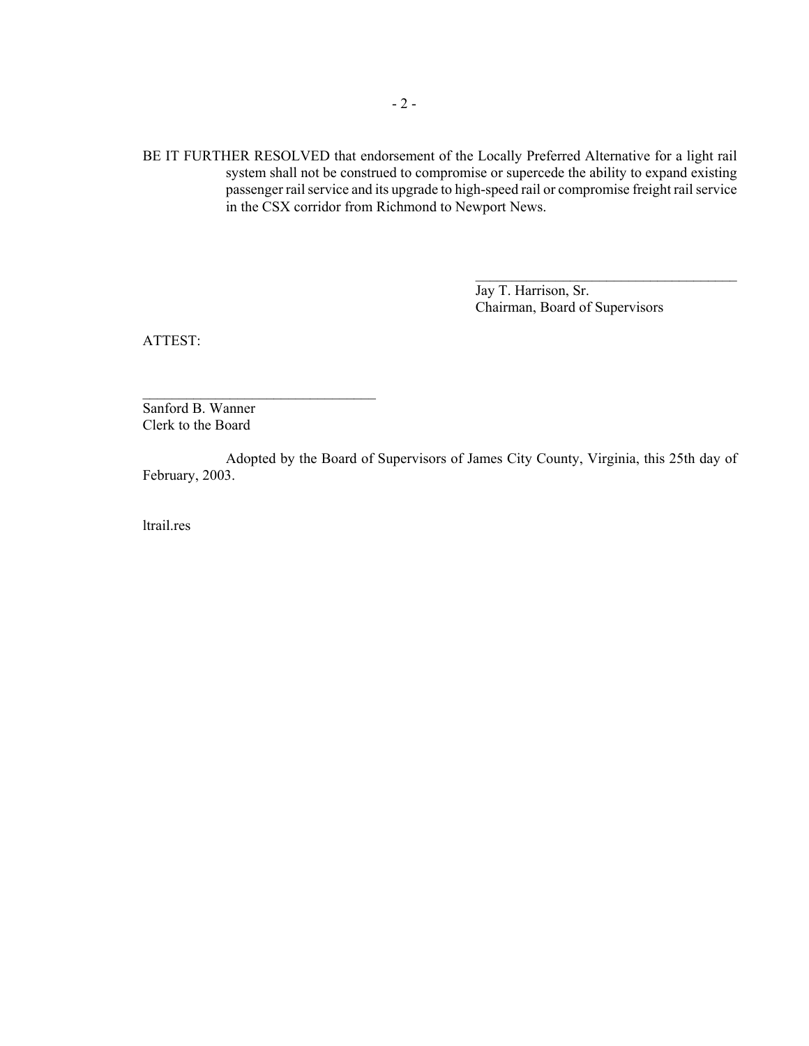BE IT FURTHER RESOLVED that endorsement of the Locally Preferred Alternative for a light rail system shall not be construed to compromise or supercede the ability to expand existing passenger rail service and its upgrade to high-speed rail or compromise freight rail service in the CSX corridor from Richmond to Newport News.

\_\_\_\_\_\_\_\_\_\_\_\_\_\_\_\_\_\_\_\_\_\_\_\_\_\_\_\_\_\_\_\_\_\_\_\_

Jay T. Harrison, Sr.
Chairman, Board of Supervisors

ATTEST:

\_\_\_\_\_\_\_\_\_\_\_\_\_\_\_\_\_\_\_\_\_\_\_\_\_\_\_\_\_\_\_\_

Sanford B. Wanner
Clerk to the Board

Adopted by the Board of Supervisors of James City County, Virginia, this 25th day of February, 2003.

ltrail.res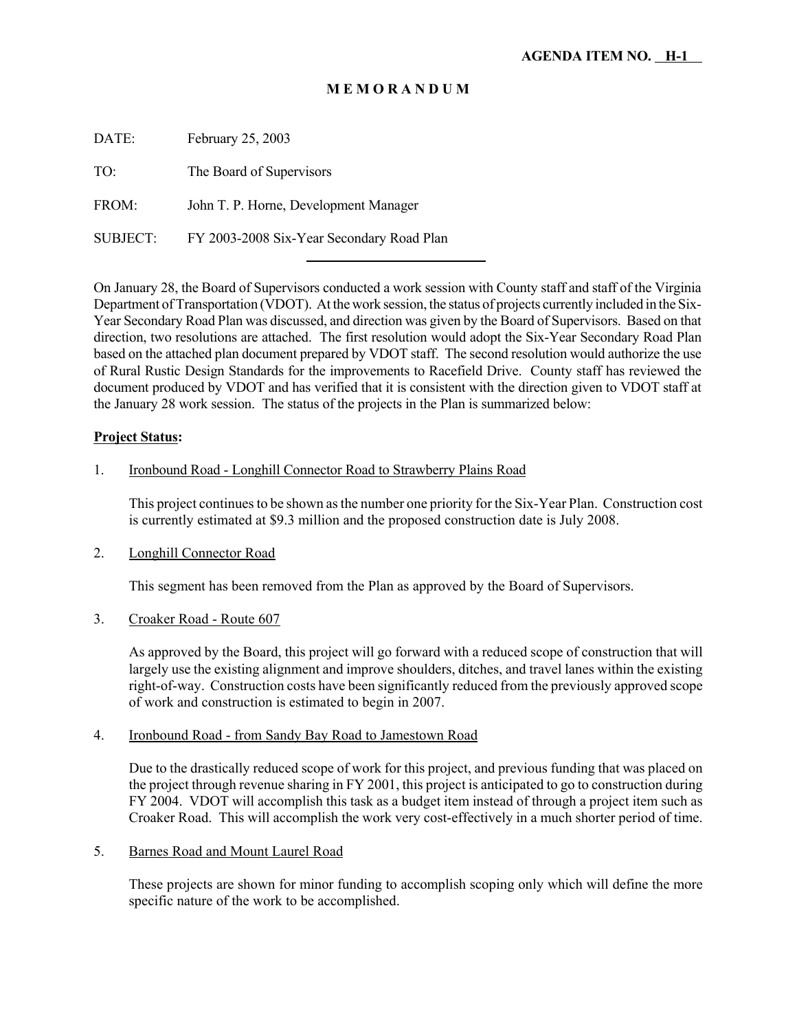**AGENDA ITEM NO. H-1**

# M E M O R A N D U M

DATE: February 25, 2003

TO: The Board of Supervisors

FROM: John T. P. Horne, Development Manager

SUBJECT: FY 2003-2008 Six-Year Secondary Road Plan

---

On January 28, the Board of Supervisors conducted a work session with County staff and staff of the Virginia Department of Transportation (VDOT). At the work session, the status of projects currently included in the Six-Year Secondary Road Plan was discussed, and direction was given by the Board of Supervisors. Based on that direction, two resolutions are attached. The first resolution would adopt the Six-Year Secondary Road Plan based on the attached plan document prepared by VDOT staff. The second resolution would authorize the use of Rural Rustic Design Standards for the improvements to Racefield Drive. County staff has reviewed the document produced by VDOT and has verified that it is consistent with the direction given to VDOT staff at the January 28 work session. The status of the projects in the Plan is summarized below:

**Project Status:**

1. Ironbound Road - Longhill Connector Road to Strawberry Plains Road

   This project continues to be shown as the number one priority for the Six-Year Plan. Construction cost is currently estimated at $9.3 million and the proposed construction date is July 2008.

2. Longhill Connector Road

   This segment has been removed from the Plan as approved by the Board of Supervisors.

3. Croaker Road - Route 607

   As approved by the Board, this project will go forward with a reduced scope of construction that will largely use the existing alignment and improve shoulders, ditches, and travel lanes within the existing right-of-way. Construction costs have been significantly reduced from the previously approved scope of work and construction is estimated to begin in 2007.

4. Ironbound Road - from Sandy Bay Road to Jamestown Road

   Due to the drastically reduced scope of work for this project, and previous funding that was placed on the project through revenue sharing in FY 2001, this project is anticipated to go to construction during FY 2004. VDOT will accomplish this task as a budget item instead of through a project item such as Croaker Road. This will accomplish the work very cost-effectively in a much shorter period of time.

5. Barnes Road and Mount Laurel Road

   These projects are shown for minor funding to accomplish scoping only which will define the more specific nature of the work to be accomplished.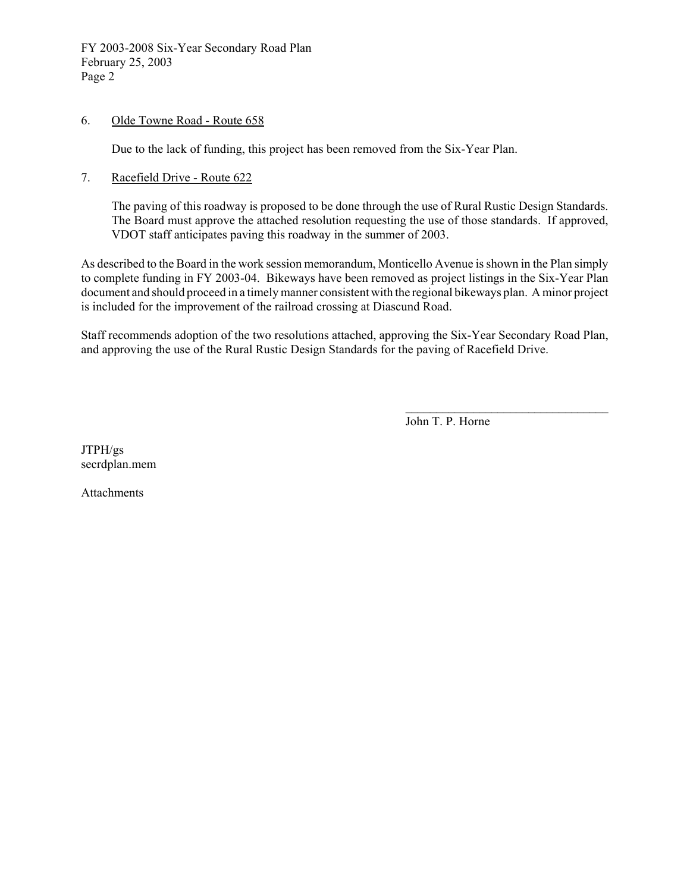6. Olde Towne Road - Route 658

   Due to the lack of funding, this project has been removed from the Six-Year Plan.

7. Racefield Drive - Route 622

   The paving of this roadway is proposed to be done through the use of Rural Rustic Design Standards. The Board must approve the attached resolution requesting the use of those standards. If approved, VDOT staff anticipates paving this roadway in the summer of 2003.

As described to the Board in the work session memorandum, Monticello Avenue is shown in the Plan simply to complete funding in FY 2003-04. Bikeways have been removed as project listings in the Six-Year Plan document and should proceed in a timely manner consistent with the regional bikeways plan. A minor project is included for the improvement of the railroad crossing at Diascund Road.

Staff recommends adoption of the two resolutions attached, approving the Six-Year Secondary Road Plan, and approving the use of the Rural Rustic Design Standards for the paving of Racefield Drive.

_________________________________

John T. P. Horne

JTPH/gs
secrdplan.mem

Attachments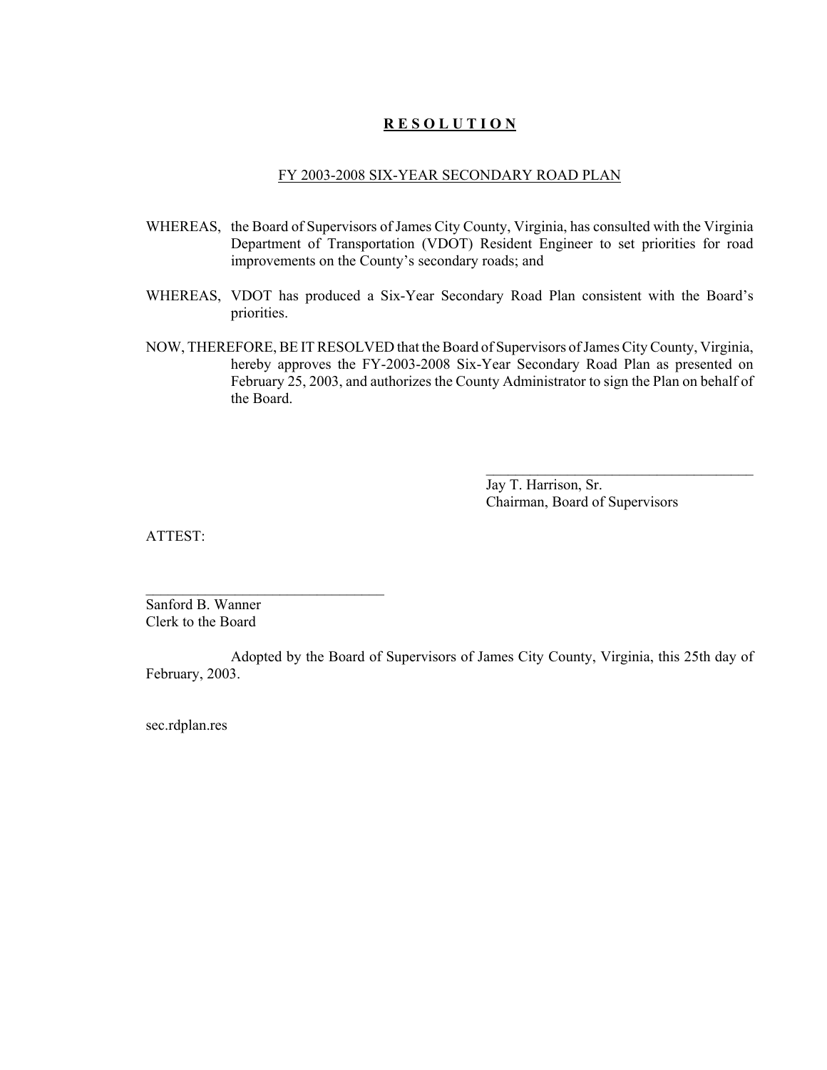**R E S O L U T I O N**

FY 2003-2008 SIX-YEAR SECONDARY ROAD PLAN

WHEREAS, the Board of Supervisors of James City County, Virginia, has consulted with the Virginia Department of Transportation (VDOT) Resident Engineer to set priorities for road improvements on the County's secondary roads; and

WHEREAS, VDOT has produced a Six-Year Secondary Road Plan consistent with the Board's priorities.

NOW, THEREFORE, BE IT RESOLVED that the Board of Supervisors of James City County, Virginia, hereby approves the FY-2003-2008 Six-Year Secondary Road Plan as presented on February 25, 2003, and authorizes the County Administrator to sign the Plan on behalf of the Board.

\_\_\_\_\_\_\_\_\_\_\_\_\_\_\_\_\_\_\_\_\_\_\_\_\_\_\_\_\_\_\_\_\_\_\_\_

Jay T. Harrison, Sr.
Chairman, Board of Supervisors

ATTEST:

\_\_\_\_\_\_\_\_\_\_\_\_\_\_\_\_\_\_\_\_\_\_\_\_\_\_\_\_\_\_\_\_

Sanford B. Wanner
Clerk to the Board

Adopted by the Board of Supervisors of James City County, Virginia, this 25th day of February, 2003.

sec.rdplan.res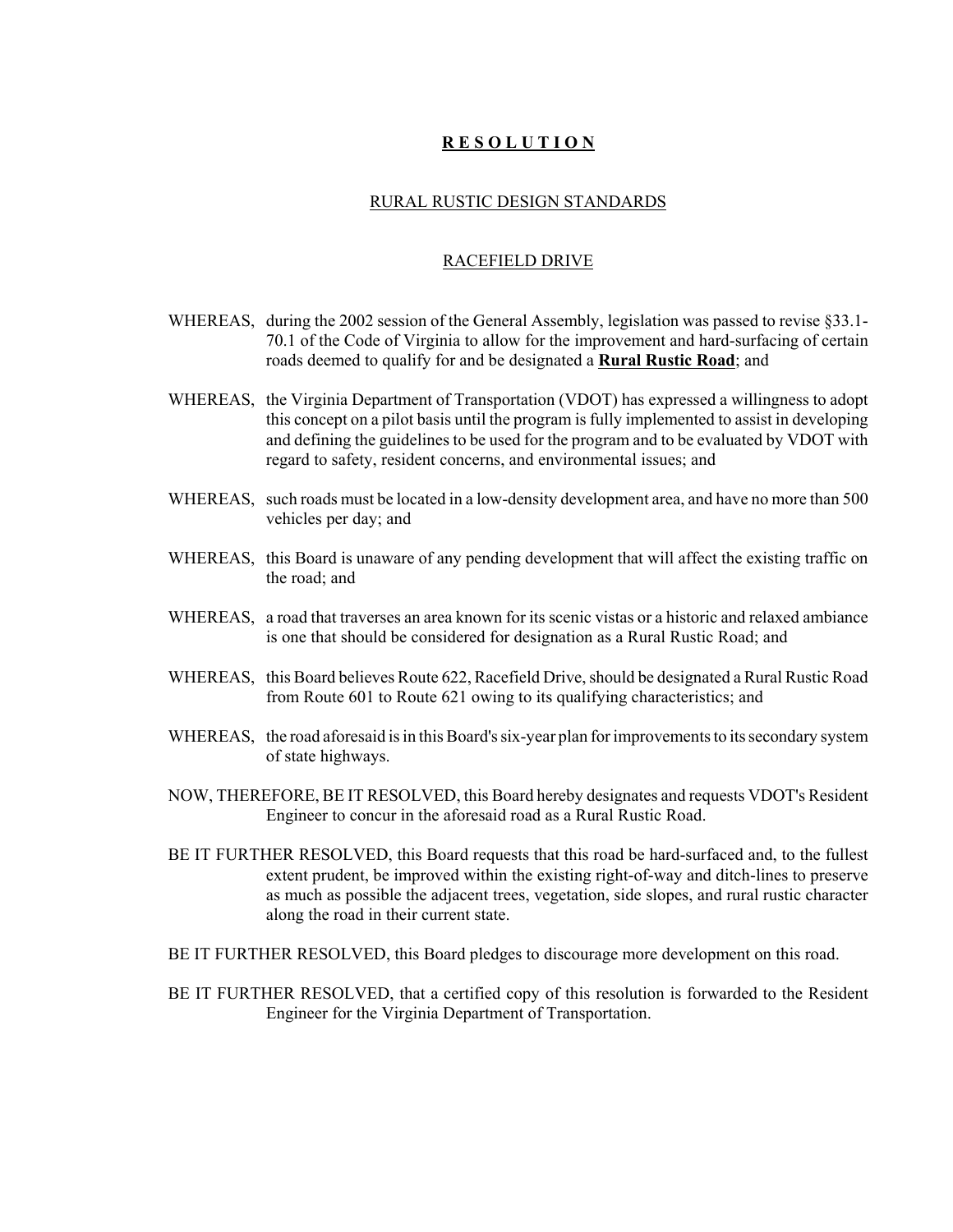# **RESOLUTION**

## RURAL RUSTIC DESIGN STANDARDS

## RACEFIELD DRIVE

WHEREAS, during the 2002 session of the General Assembly, legislation was passed to revise §33.1-70.1 of the Code of Virginia to allow for the improvement and hard-surfacing of certain roads deemed to qualify for and be designated a **Rural Rustic Road**; and

WHEREAS, the Virginia Department of Transportation (VDOT) has expressed a willingness to adopt this concept on a pilot basis until the program is fully implemented to assist in developing and defining the guidelines to be used for the program and to be evaluated by VDOT with regard to safety, resident concerns, and environmental issues; and

WHEREAS, such roads must be located in a low-density development area, and have no more than 500 vehicles per day; and

WHEREAS, this Board is unaware of any pending development that will affect the existing traffic on the road; and

WHEREAS, a road that traverses an area known for its scenic vistas or a historic and relaxed ambiance is one that should be considered for designation as a Rural Rustic Road; and

WHEREAS, this Board believes Route 622, Racefield Drive, should be designated a Rural Rustic Road from Route 601 to Route 621 owing to its qualifying characteristics; and

WHEREAS, the road aforesaid is in this Board's six-year plan for improvements to its secondary system of state highways.

NOW, THEREFORE, BE IT RESOLVED, this Board hereby designates and requests VDOT's Resident Engineer to concur in the aforesaid road as a Rural Rustic Road.

BE IT FURTHER RESOLVED, this Board requests that this road be hard-surfaced and, to the fullest extent prudent, be improved within the existing right-of-way and ditch-lines to preserve as much as possible the adjacent trees, vegetation, side slopes, and rural rustic character along the road in their current state.

BE IT FURTHER RESOLVED, this Board pledges to discourage more development on this road.

BE IT FURTHER RESOLVED, that a certified copy of this resolution is forwarded to the Resident Engineer for the Virginia Department of Transportation.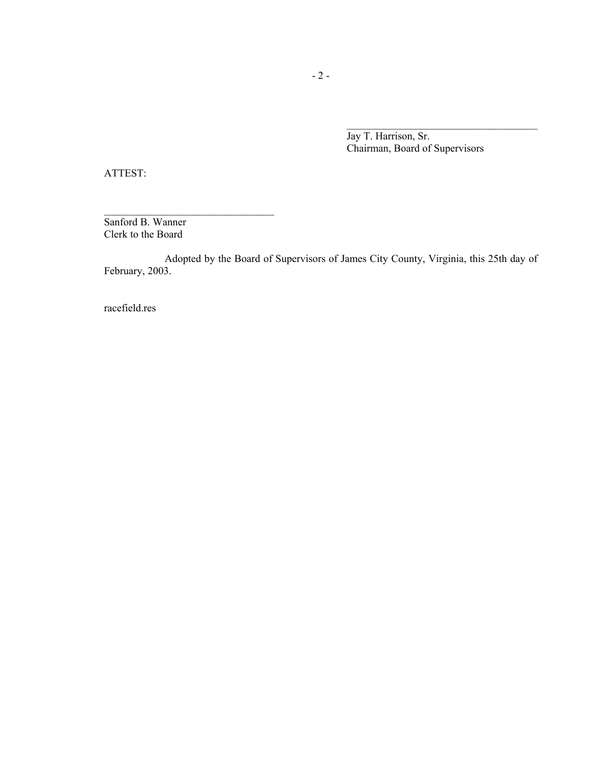\_\_\_\_\_\_\_\_\_\_\_\_\_\_\_\_\_\_\_\_\_\_\_\_\_\_\_\_\_\_\_\_\_\_\_\_\_\_\_
Jay T. Harrison, Sr.
Chairman, Board of Supervisors

ATTEST:

\_\_\_\_\_\_\_\_\_\_\_\_\_\_\_\_\_\_\_\_\_\_\_\_\_\_\_\_\_\_\_\_\_\_\_
Sanford B. Wanner
Clerk to the Board

Adopted by the Board of Supervisors of James City County, Virginia, this 25th day of February, 2003.

racefield.res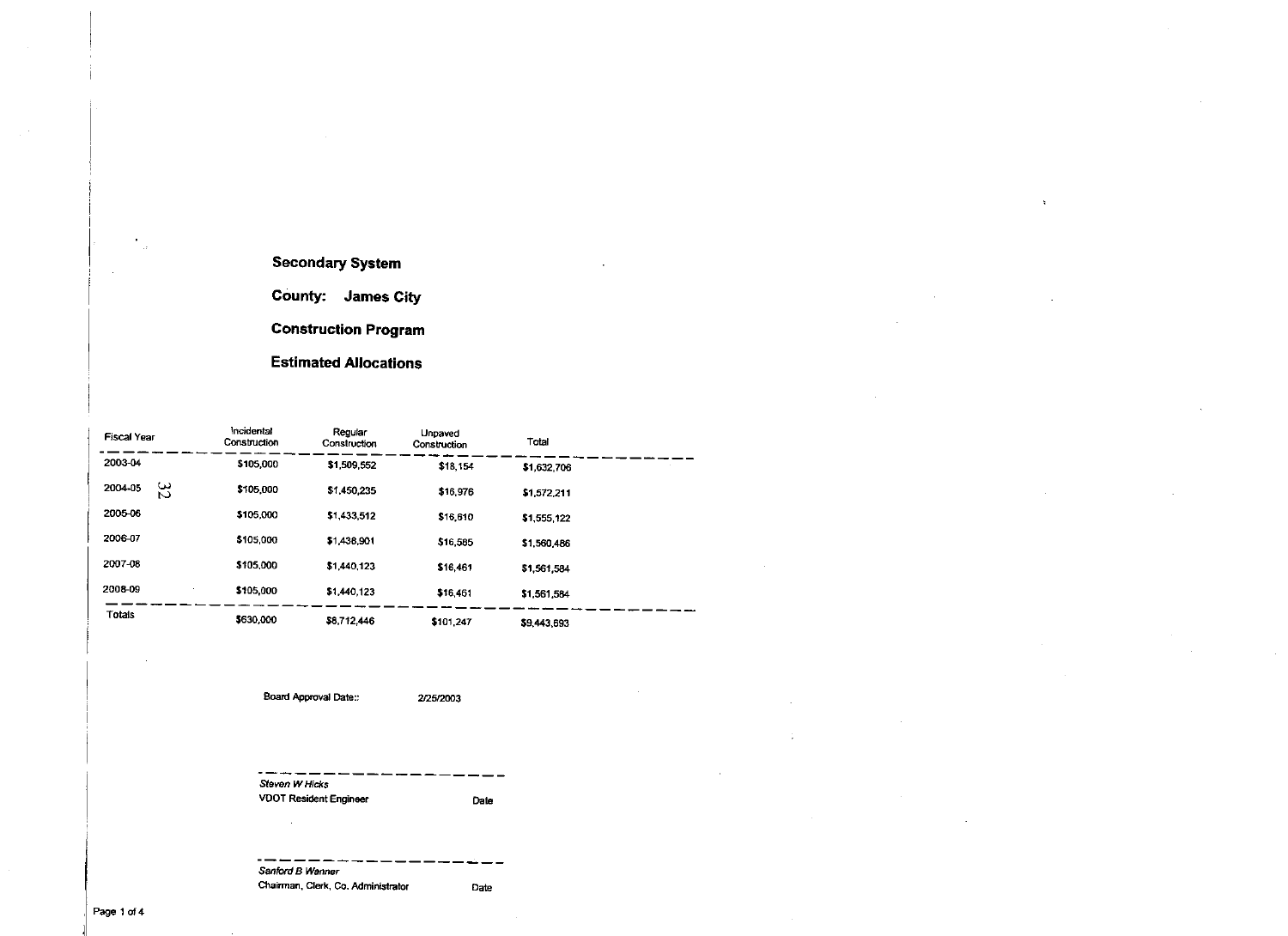**Secondary System**

**County: James City**

**Construction Program**

**Estimated Allocations**

| Fiscal Year | Incidental Construction | Regular Construction | Unpaved Construction | Total |
|---|---|---|---|---|
| 2003-04 | $105,000 | $1,509,552 | $18,154 | $1,632,706 |
| 2004-05 | $105,000 | $1,450,235 | $16,976 | $1,572,211 |
| 2005-06 | $105,000 | $1,433,512 | $16,610 | $1,555,122 |
| 2006-07 | $105,000 | $1,438,901 | $16,585 | $1,560,486 |
| 2007-08 | $105,000 | $1,440,123 | $16,461 | $1,561,584 |
| 2008-09 | $105,000 | $1,440,123 | $16,461 | $1,561,584 |
| Totals | $630,000 | $8,712,446 | $101,247 | $9,443,693 |

Board Approval Date:: 2/25/2003

---

*Steven W Hicks*
VDOT Resident Engineer    Date

---

*Sanford B Wanner*
Chairman, Clerk, Co. Administrator    Date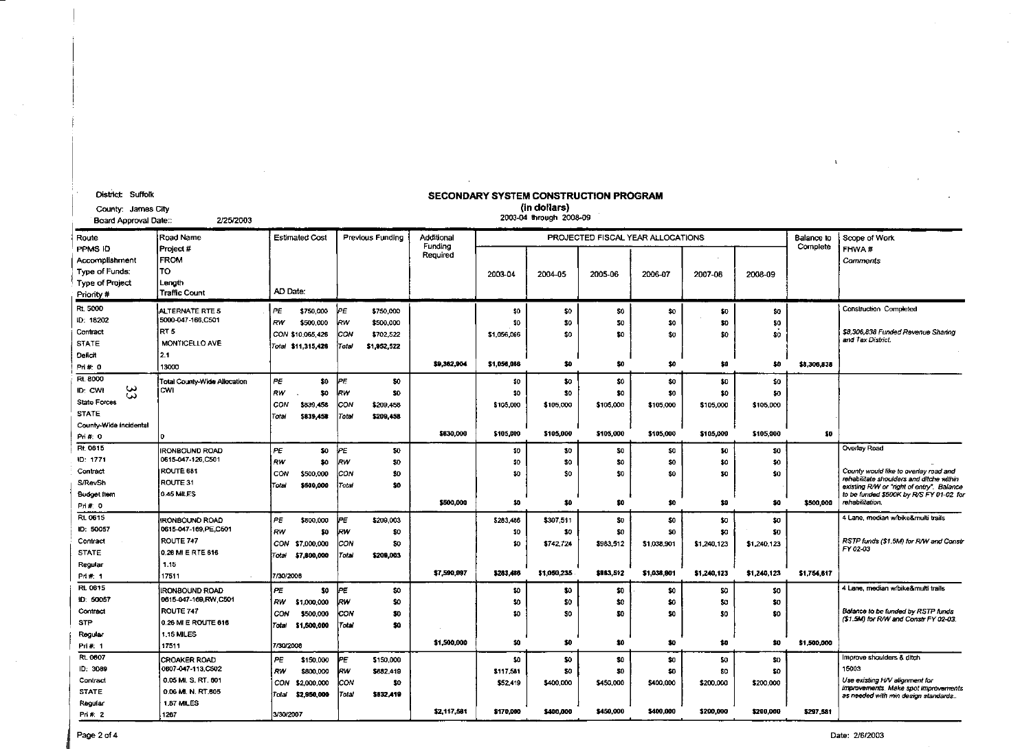District: Suffolk

County: James City

Board Approval Date:: 2/25/2003

## SECONDARY SYSTEM CONSTRUCTION PROGRAM

**(in dollars)**

2003-04 through 2008-09

| Route<br>PPMS ID<br>Accomplishment<br>Type of Funds:<br>Type of Project<br>Priority # | Road Name<br>Project #<br>FROM<br>TO<br>Length<br>Traffic Count | Estimated Cost<br><br>AD Date: | Previous Funding | Additional Funding Required | PROJECTED FISCAL YEAR ALLOCATIONS 2003-04 | 2004-05 | 2005-06 | 2006-07 | 2007-08 | 2008-09 | Balance to Complete | Scope of Work<br>FHWA #<br>*Comments* |
|---|---|---|---|---|---|---|---|---|---|---|---|---|
| Rt. 5000<br>ID: 18202<br>Contract<br>STATE<br>Deficit<br>Pri #: 0 | ALTERNATE RTE 5<br>5000-047-166,C501<br>RT 5<br>MONTICELLO AVE<br>2.1<br>13000 | PE $750,000<br>RW $500,000<br>CON $10,065,426<br>Total $11,315,426 | PE $750,000<br>RW $500,000<br>CON $702,522<br>Total $1,952,522 | $9,362,904 | $0<br>$0<br>$1,056,066<br>$1,056,066 | $0<br>$0<br>$0<br>$0 | $0<br>$0<br>$0<br>$0 | $0<br>$0<br>$0<br>$0 | $0<br>$0<br>$0<br>$0 | $0<br>$0<br>$0<br>$0 | $8,306,838 | Construction Completed<br>*$8,306,838 Funded Revenue Sharing and Tax District.* |
| Rt. 8000<br>ID: CWI<br>State Forces<br>STATE<br>County-Wide Incidental<br>Pri #: 0 | Total County-Wide Allocation<br>CWI<br><br><br><br>0 | PE $0<br>RW $0<br>CON $839,458<br>Total $839,458 | PE $0<br>RW $0<br>CON $209,458<br>Total $209,458 | $630,000 | $0<br>$0<br>$105,000<br>$105,000 | $0<br>$0<br>$105,000<br>$105,000 | $0<br>$0<br>$105,000<br>$105,000 | $0<br>$0<br>$105,000<br>$105,000 | $0<br>$0<br>$105,000<br>$105,000 | $0<br>$0<br>$105,000<br>$105,000 | $0 | |
| Rt. 0615<br>ID: 1771<br>Contract<br>S/RevSh<br>Budget Item<br>Pri #: 0 | IRONBOUND ROAD<br>0615-047-126,C501<br>ROUTE 681<br>ROUTE 31<br>0.45 MILES | PE $0<br>RW $0<br>CON $500,000<br>Total $500,000 | PE $0<br>RW $0<br>CON $0<br>Total $0 | $500,000 | $0<br>$0<br>$0<br>$0 | $0<br>$0<br>$0<br>$0 | $0<br>$0<br>$0<br>$0 | $0<br>$0<br>$0<br>$0 | $0<br>$0<br>$0<br>$0 | $0<br>$0<br>$0<br>$0 | $500,000 | Overlay Road<br>*County would like to overlay road and rehabilitate shoulders and ditche within existing R/W or "right of entry". Balance to be funded $500K by R/S FY 01-02 for rehabilitation.* |
| Rt. 0615<br>ID: 50057<br>Contract<br>STATE<br>Regular<br>Pri #: 1 | IRONBOUND ROAD<br>0615-047-169,PE,C501<br>ROUTE 747<br>0.26 MI E RTE 616<br>1.15<br>17511 | PE $800,000<br>RW $0<br>CON $7,000,000<br>Total $7,800,000<br>7/30/2008 | PE $209,003<br>RW $0<br>CON $0<br>Total $209,003 | $7,590,997 | $283,486<br>$0<br>$0<br>$283,486 | $307,511<br>$0<br>$742,724<br>$1,050,235 | $0<br>$0<br>$983,512<br>$983,512 | $0<br>$0<br>$1,038,901<br>$1,038,901 | $0<br>$0<br>$1,240,123<br>$1,240,123 | $0<br>$0<br>$1,240,123<br>$1,240,123 | $1,754,617 | 4 Lane, median w/bike&multi trails<br>*RSTP funds ($1.5M) for R/W and Constr FY 02-03* |
| Rt. 0615<br>ID: 50057<br>Contract<br>STP<br>Regular<br>Pri #: 1 | IRONBOUND ROAD<br>0615-047-169,RW,C501<br>ROUTE 747<br>0.26 MI E ROUTE 616<br>1.15 MILES<br>17511 | PE $0<br>RW $1,000,000<br>CON $500,000<br>Total $1,500,000<br>7/30/2008 | PE $0<br>RW $0<br>CON $0<br>Total $0 | $1,500,000 | $0<br>$0<br>$0<br>$0 | $0<br>$0<br>$0<br>$0 | $0<br>$0<br>$0<br>$0 | $0<br>$0<br>$0<br>$0 | $0<br>$0<br>$0<br>$0 | $0<br>$0<br>$0<br>$0 | $1,500,000 | 4 Lane, median w/bike&multi trails<br>*Balance to be funded by RSTP funds ($1.5M) for R/W and Constr FY 02-03.* |
| Rt. 0607<br>ID: 3089<br>Contract<br>STATE<br>Regular<br>Pri #: 2 | CROAKER ROAD<br>0607-047-113,C502<br>0.05 MI. S. RT. 601<br>0.06 MI. N. RT.605<br>1.87 MILES<br>1267 | PE $150,000<br>RW $800,000<br>CON $2,000,000<br>Total $2,950,000<br>3/30/2007 | PE $150,000<br>RW $682,419<br>CON $0<br>Total $832,419 | $2,117,581 | $0<br>$117,581<br>$52,419<br>$170,000 | $0<br>$0<br>$400,000<br>$400,000 | $0<br>$0<br>$450,000<br>$450,000 | $0<br>$0<br>$400,000<br>$400,000 | $0<br>$0<br>$200,000<br>$200,000 | $0<br>$0<br>$200,000<br>$200,000 | $297,581 | Improve shoulders & ditch<br>15003<br>*Use existing H/V alignment for improvements. Make spot improvements as needed with min design standards..* |

Date: 2/6/2003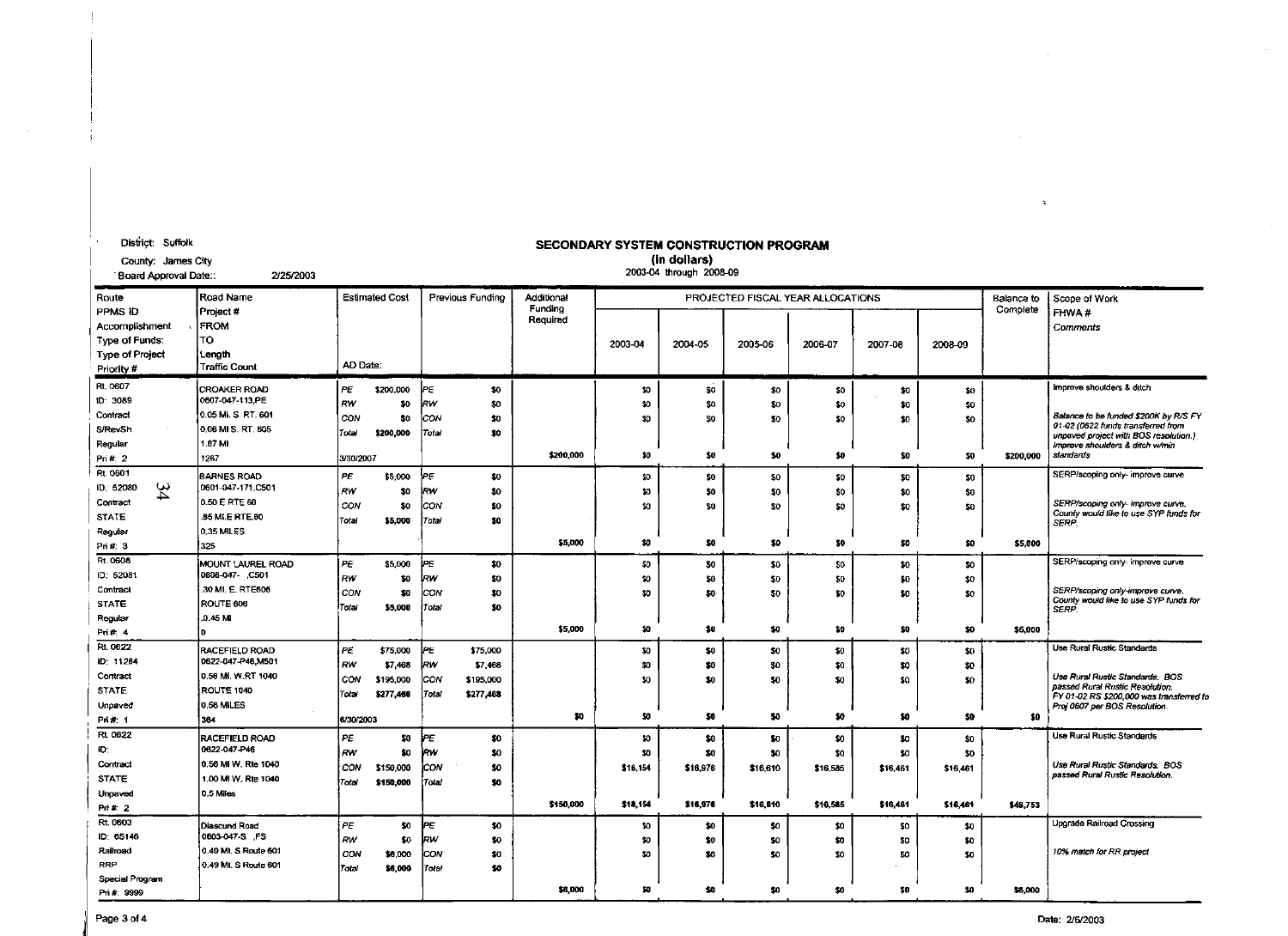District: Suffolk

County: James City

Board Approval Date:: 2/25/2003

## SECONDARY SYSTEM CONSTRUCTION PROGRAM

**(In dollars)**

2003-04 through 2008-09

| Route / PPMS ID / Accomplishment / Type of Funds / Type of Project / Priority # | Road Name / Project # / FROM / TO / Length / Traffic Count | Estimated Cost / AD Date: | Previous Funding | Additional Funding Required | 2003-04 | 2004-05 | 2005-06 | 2006-07 | 2007-08 | 2008-09 | Balance to Complete | Scope of Work / FHWA # / Comments |
|---|---|---|---|---|---|---|---|---|---|---|---|---|
| Rt. 0607<br>ID: 3089<br>Contract<br>S/RevSh<br>Regular<br>Pri #: 2 | CROAKER ROAD<br>0607-047-113,PE<br>0.05 Mi. S. RT. 601<br>0.06 MI S. RT. 605<br>1.87 MI<br>1267 | PE $200,000<br>RW $0<br>CON $0<br>Total $200,000<br>3/30/2007 | PE $0<br>RW $0<br>CON $0<br>Total $0 | $200,000 | $0<br>$0<br>$0<br>$0 | $0<br>$0<br>$0<br>$0 | $0<br>$0<br>$0<br>$0 | $0<br>$0<br>$0<br>$0 | $0<br>$0<br>$0<br>$0 | $0<br>$0<br>$0<br>$0 | $200,000 | Improve shoulders & ditch<br>*Balance to be funded $200K by R/S FY 01-02 (0622 funds transferred from unpaved project with BOS resolution.) Improve shoulders & ditch w/min standards* |
| Rt. 0601<br>ID: 52080<br>Contract<br>STATE<br>Regular<br>Pri #: 3 | BARNES ROAD<br>0601-047-171,C501<br>0.50 E RTE 60<br>.85 MI.E RTE.60<br>0.35 MILES<br>325 | PE $5,000<br>RW $0<br>CON $0<br>Total $5,000 | PE $0<br>RW $0<br>CON $0<br>Total $0 | $5,000 | $0<br>$0<br>$0<br>$0 | $0<br>$0<br>$0<br>$0 | $0<br>$0<br>$0<br>$0 | $0<br>$0<br>$0<br>$0 | $0<br>$0<br>$0<br>$0 | $0<br>$0<br>$0<br>$0 | $5,000 | SERP/scoping only- improve curve<br>*SERP/scoping only- improve curve. County would like to use SYP funds for SERP.* |
| Rt. 0606<br>ID: 52081<br>Contract<br>STATE<br>Regular<br>Pri #: 4 | MOUNT LAUREL ROAD<br>0606-047- ,C501<br>.30 MI. E. RTE606<br>ROUTE 606<br>.0.45 MI<br>0 | PE $5,000<br>RW $0<br>CON $0<br>Total $5,000 | PE $0<br>RW $0<br>CON $0<br>Total $0 | $5,000 | $0<br>$0<br>$0<br>$0 | $0<br>$0<br>$0<br>$0 | $0<br>$0<br>$0<br>$0 | $0<br>$0<br>$0<br>$0 | $0<br>$0<br>$0<br>$0 | $0<br>$0<br>$0<br>$0 | $5,000 | SERP/scoping only- improve curve<br>*SERP/scoping only-improve curve. County would like to use SYP funds for SERP.* |
| Rt. 0622<br>ID: 11264<br>Contract<br>STATE<br>Unpaved<br>Pri #: 1 | RACEFIELD ROAD<br>0622-047-P46,M501<br>0.56 MI. W.RT 1040<br>ROUTE 1040<br>0.56 MILES<br>364 | PE $75,000<br>RW $7,468<br>CON $195,000<br>Total $277,468<br>6/30/2003 | PE $75,000<br>RW $7,468<br>CON $195,000<br>Total $277,468 | $0 | $0<br>$0<br>$0<br>$0 | $0<br>$0<br>$0<br>$0 | $0<br>$0<br>$0<br>$0 | $0<br>$0<br>$0<br>$0 | $0<br>$0<br>$0<br>$0 | $0<br>$0<br>$0<br>$0 | $0 | Use Rural Rustic Standards<br>*Use Rural Rustic Standards. BOS passed Rural Rustic Resolution. FY 01-02 RS $200,000 was transferred to Proj 0607 per BOS Resolution.* |
| Rt. 0622<br>ID:<br>Contract<br>STATE<br>Unpaved<br>Pri #: 2 | RACEFIELD ROAD<br>0622-047-P46<br>0.56 MI W. Rte 1040<br>1.00 MI W. Rte 1040<br>0.5 Miles | PE $0<br>RW $0<br>CON $150,000<br>Total $150,000 | PE $0<br>RW $0<br>CON $0<br>Total $0 | $150,000 | $0<br>$0<br>$16,154<br>$16,154 | $0<br>$0<br>$16,976<br>$16,976 | $0<br>$0<br>$16,610<br>$16,610 | $0<br>$0<br>$16,585<br>$16,585 | $0<br>$0<br>$16,461<br>$16,461 | $0<br>$0<br>$16,461<br>$16,461 | $49,753 | Use Rural Rustic Standards<br>*Use Rural Rustic Standards. BOS passed Rural Rustic Resolution.* |
| Rt. 0603<br>ID: 65146<br>Railroad<br>RRP<br>Special Program<br>Pri #: 9999 | Diascund Road<br>0603-047-S ,FS<br>0.49 MI. S Route 601<br>0.49 MI. S Route 601 | PE $0<br>RW $0<br>CON $6,000<br>Total $6,000 | PE $0<br>RW $0<br>CON $0<br>Total $0 | $6,000 | $0<br>$0<br>$0<br>$0 | $0<br>$0<br>$0<br>$0 | $0<br>$0<br>$0<br>$0 | $0<br>$0<br>$0<br>$0 | $0<br>$0<br>$0<br>$0 | $0<br>$0<br>$0<br>$0 | $6,000 | Upgrade Railroad Crossing<br>*10% match for RR project* |

Date: 2/6/2003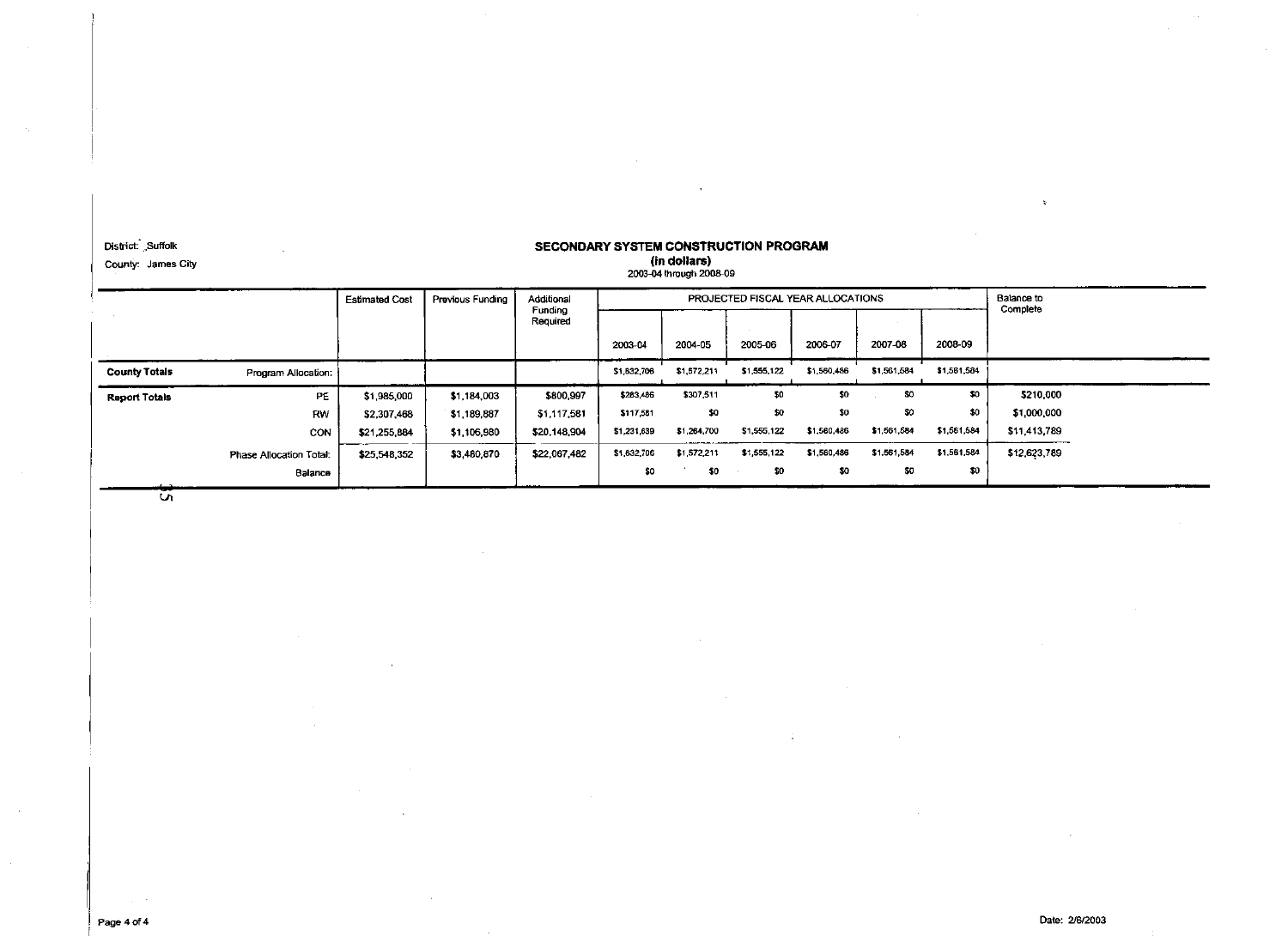District: Suffolk

County: James City

## SECONDARY SYSTEM CONSTRUCTION PROGRAM

**(in dollars)**

2003-04 through 2008-09

| | | Estimated Cost | Previous Funding | Additional Funding Required | PROJECTED FISCAL YEAR ALLOCATIONS | | | | | | Balance to Complete |
|---|---|---|---|---|---|---|---|---|---|---|---|
| | | | | | 2003-04 | 2004-05 | 2005-06 | 2006-07 | 2007-08 | 2008-09 | |
| **County Totals** | Program Allocation: | | | | $1,632,706 | $1,572,211 | $1,555,122 | $1,560,486 | $1,561,584 | $1,561,584 | |
| **Report Totals** | PE | $1,985,000 | $1,184,003 | $800,997 | $283,486 | $307,511 | $0 | $0 | $0 | $0 | $210,000 |
| | RW | $2,307,468 | $1,189,887 | $1,117,581 | $117,581 | $0 | $0 | $0 | $0 | $0 | $1,000,000 |
| | CON | $21,255,884 | $1,106,980 | $20,148,904 | $1,231,639 | $1,264,700 | $1,555,122 | $1,560,486 | $1,561,584 | $1,561,584 | $11,413,789 |
| | Phase Allocation Total: | $25,548,352 | $3,480,870 | $22,067,482 | $1,632,706 | $1,572,211 | $1,555,122 | $1,560,486 | $1,561,584 | $1,561,584 | $12,623,789 |
| | Balance | | | | $0 | $0 | $0 | $0 | $0 | $0 | |

Date: 2/6/2003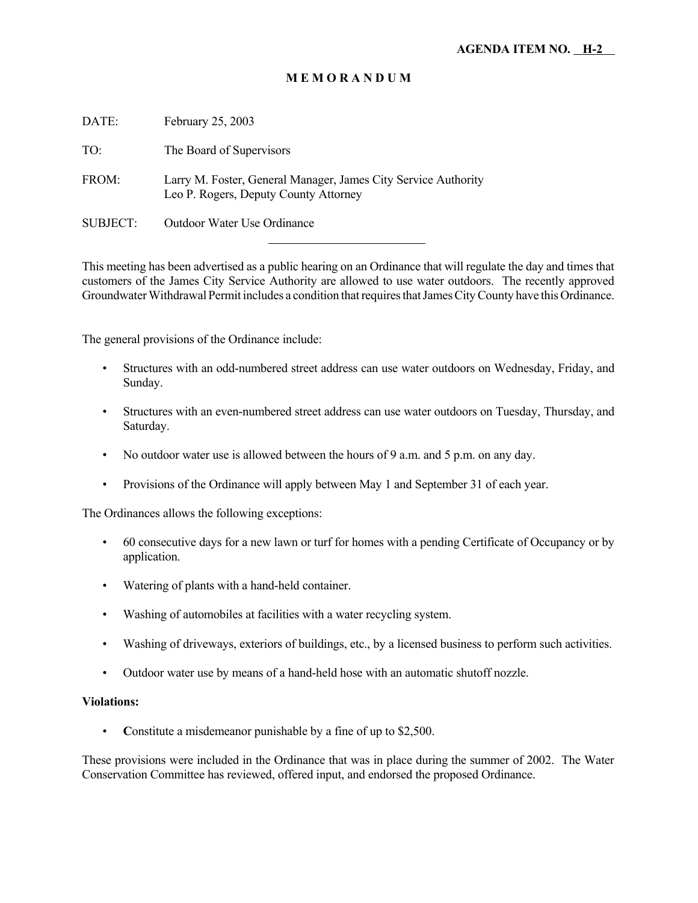**AGENDA ITEM NO. H-2**

# M E M O R A N D U M

DATE: February 25, 2003

TO: The Board of Supervisors

FROM: Larry M. Foster, General Manager, James City Service Authority
Leo P. Rogers, Deputy County Attorney

SUBJECT: Outdoor Water Use Ordinance

---

This meeting has been advertised as a public hearing on an Ordinance that will regulate the day and times that customers of the James City Service Authority are allowed to use water outdoors. The recently approved Groundwater Withdrawal Permit includes a condition that requires that James City County have this Ordinance.

The general provisions of the Ordinance include:

- Structures with an odd-numbered street address can use water outdoors on Wednesday, Friday, and Sunday.
- Structures with an even-numbered street address can use water outdoors on Tuesday, Thursday, and Saturday.
- No outdoor water use is allowed between the hours of 9 a.m. and 5 p.m. on any day.
- Provisions of the Ordinance will apply between May 1 and September 31 of each year.

The Ordinances allows the following exceptions:

- 60 consecutive days for a new lawn or turf for homes with a pending Certificate of Occupancy or by application.
- Watering of plants with a hand-held container.
- Washing of automobiles at facilities with a water recycling system.
- Washing of driveways, exteriors of buildings, etc., by a licensed business to perform such activities.
- Outdoor water use by means of a hand-held hose with an automatic shutoff nozzle.

**Violations:**

- **C**onstitute a misdemeanor punishable by a fine of up to $2,500.

These provisions were included in the Ordinance that was in place during the summer of 2002. The Water Conservation Committee has reviewed, offered input, and endorsed the proposed Ordinance.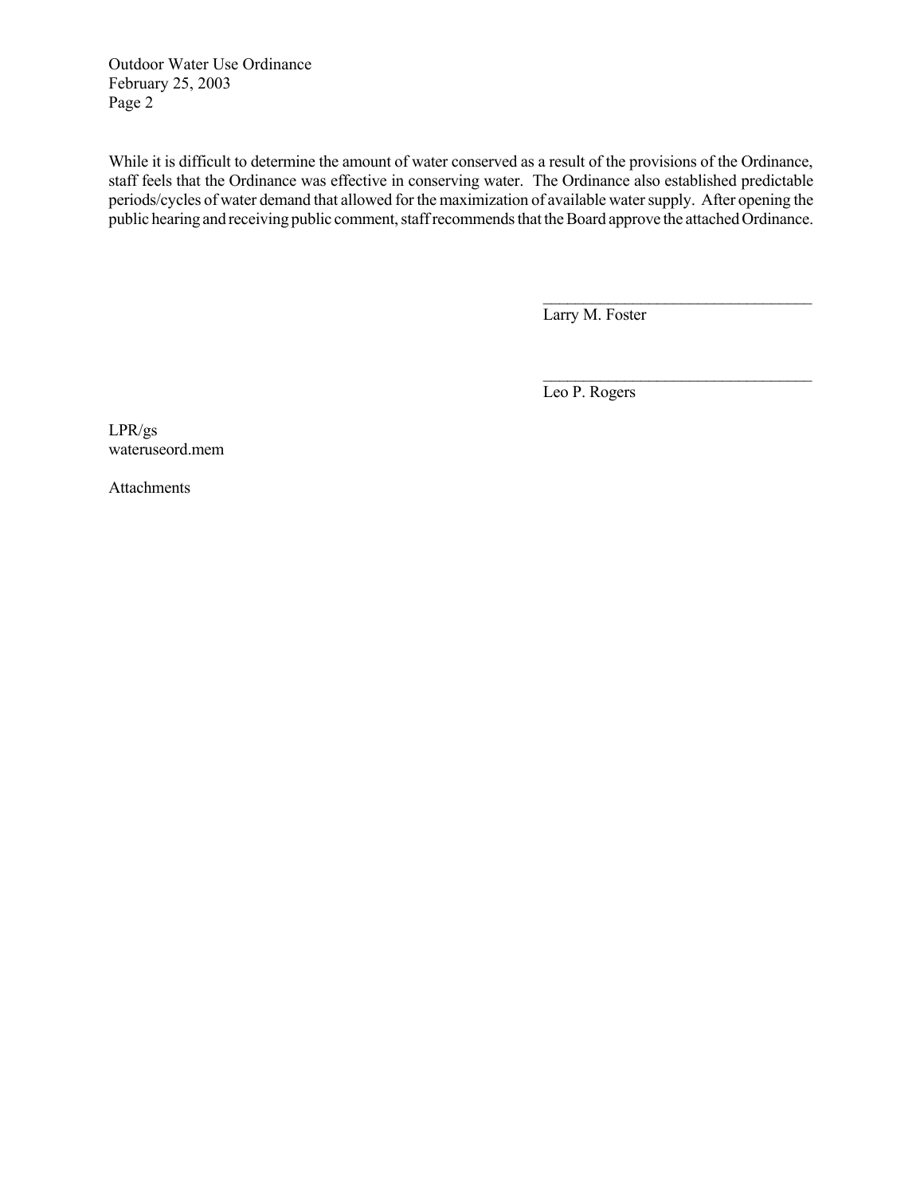While it is difficult to determine the amount of water conserved as a result of the provisions of the Ordinance, staff feels that the Ordinance was effective in conserving water. The Ordinance also established predictable periods/cycles of water demand that allowed for the maximization of available water supply. After opening the public hearing and receiving public comment, staff recommends that the Board approve the attached Ordinance.

\_\_\_\_\_\_\_\_\_\_\_\_\_\_\_\_\_\_\_\_\_\_\_\_\_\_\_\_\_\_\_\_\_\_
Larry M. Foster

\_\_\_\_\_\_\_\_\_\_\_\_\_\_\_\_\_\_\_\_\_\_\_\_\_\_\_\_\_\_\_\_\_\_
Leo P. Rogers

LPR/gs
wateruseord.mem

Attachments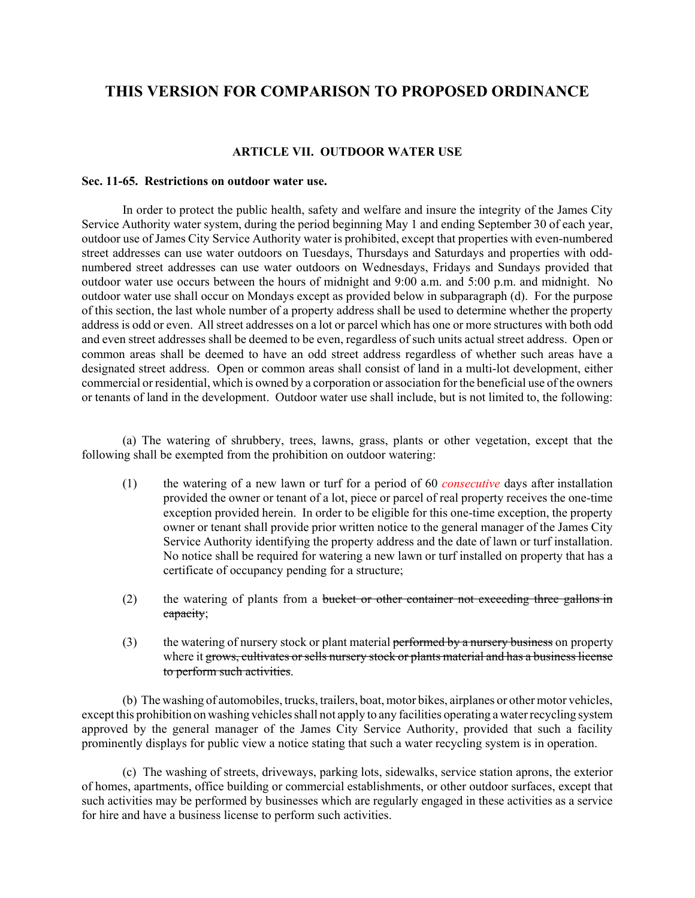# THIS VERSION FOR COMPARISON TO PROPOSED ORDINANCE

### ARTICLE VII. OUTDOOR WATER USE

**Sec. 11-65. Restrictions on outdoor water use.**

In order to protect the public health, safety and welfare and insure the integrity of the James City Service Authority water system, during the period beginning May 1 and ending September 30 of each year, outdoor use of James City Service Authority water is prohibited, except that properties with even-numbered street addresses can use water outdoors on Tuesdays, Thursdays and Saturdays and properties with odd-numbered street addresses can use water outdoors on Wednesdays, Fridays and Sundays provided that outdoor water use occurs between the hours of midnight and 9:00 a.m. and 5:00 p.m. and midnight. No outdoor water use shall occur on Mondays except as provided below in subparagraph (d). For the purpose of this section, the last whole number of a property address shall be used to determine whether the property address is odd or even. All street addresses on a lot or parcel which has one or more structures with both odd and even street addresses shall be deemed to be even, regardless of such units actual street address. Open or common areas shall be deemed to have an odd street address regardless of whether such areas have a designated street address. Open or common areas shall consist of land in a multi-lot development, either commercial or residential, which is owned by a corporation or association for the beneficial use of the owners or tenants of land in the development. Outdoor water use shall include, but is not limited to, the following:

(a) The watering of shrubbery, trees, lawns, grass, plants or other vegetation, except that the following shall be exempted from the prohibition on outdoor watering:

(1) the watering of a new lawn or turf for a period of 60 *consecutive* days after installation provided the owner or tenant of a lot, piece or parcel of real property receives the one-time exception provided herein. In order to be eligible for this one-time exception, the property owner or tenant shall provide prior written notice to the general manager of the James City Service Authority identifying the property address and the date of lawn or turf installation. No notice shall be required for watering a new lawn or turf installed on property that has a certificate of occupancy pending for a structure;

(2) the watering of plants from a ~~bucket or other container not exceeding three gallons in capacity~~;

(3) the watering of nursery stock or plant material ~~performed by a nursery business~~ on property where it ~~grows, cultivates or sells nursery stock or plants material and has a business license to perform such activities~~.

(b) The washing of automobiles, trucks, trailers, boat, motor bikes, airplanes or other motor vehicles, except this prohibition on washing vehicles shall not apply to any facilities operating a water recycling system approved by the general manager of the James City Service Authority, provided that such a facility prominently displays for public view a notice stating that such a water recycling system is in operation.

(c) The washing of streets, driveways, parking lots, sidewalks, service station aprons, the exterior of homes, apartments, office building or commercial establishments, or other outdoor surfaces, except that such activities may be performed by businesses which are regularly engaged in these activities as a service for hire and have a business license to perform such activities.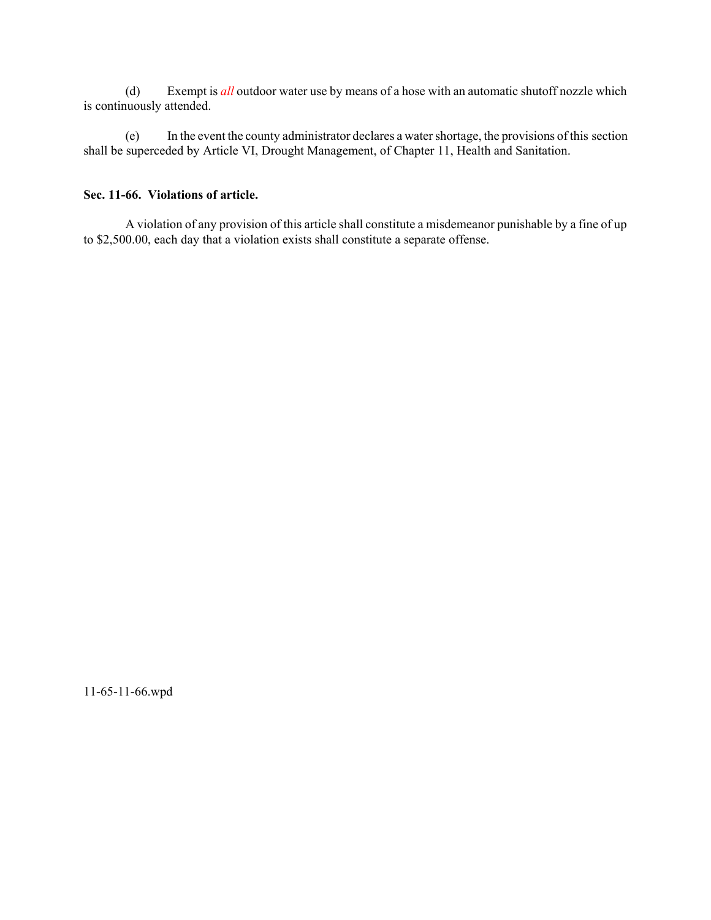(d) Exempt is *all* outdoor water use by means of a hose with an automatic shutoff nozzle which is continuously attended.

(e) In the event the county administrator declares a water shortage, the provisions of this section shall be superceded by Article VI, Drought Management, of Chapter 11, Health and Sanitation.

**Sec. 11-66. Violations of article.**

A violation of any provision of this article shall constitute a misdemeanor punishable by a fine of up to $2,500.00, each day that a violation exists shall constitute a separate offense.

11-65-11-66.wpd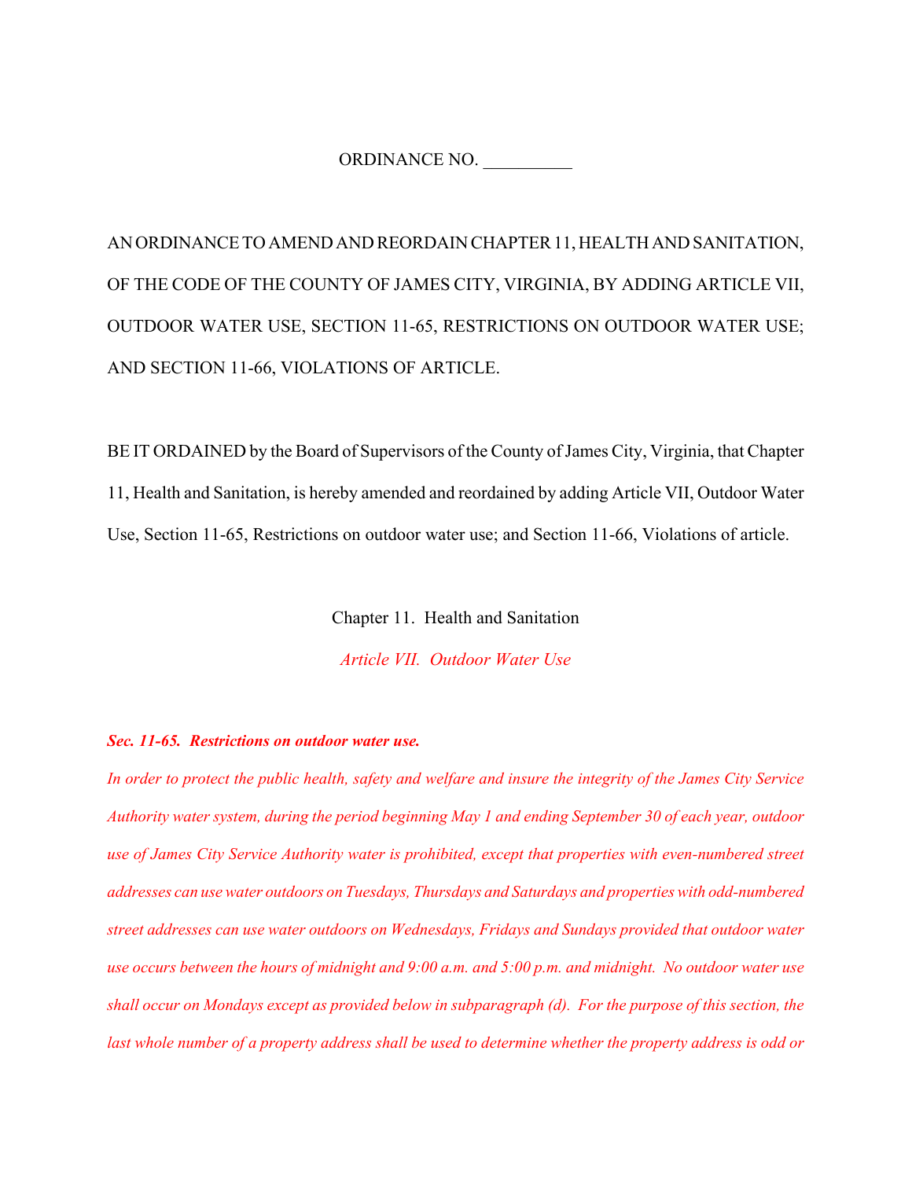ORDINANCE NO. __________

AN ORDINANCE TO AMEND AND REORDAIN CHAPTER 11, HEALTH AND SANITATION, OF THE CODE OF THE COUNTY OF JAMES CITY, VIRGINIA, BY ADDING ARTICLE VII, OUTDOOR WATER USE, SECTION 11-65, RESTRICTIONS ON OUTDOOR WATER USE; AND SECTION 11-66, VIOLATIONS OF ARTICLE.

BE IT ORDAINED by the Board of Supervisors of the County of James City, Virginia, that Chapter 11, Health and Sanitation, is hereby amended and reordained by adding Article VII, Outdoor Water Use, Section 11-65, Restrictions on outdoor water use; and Section 11-66, Violations of article.

Chapter 11. Health and Sanitation

*Article VII. Outdoor Water Use*

***Sec. 11-65. Restrictions on outdoor water use.***

*In order to protect the public health, safety and welfare and insure the integrity of the James City Service Authority water system, during the period beginning May 1 and ending September 30 of each year, outdoor use of James City Service Authority water is prohibited, except that properties with even-numbered street addresses can use water outdoors on Tuesdays, Thursdays and Saturdays and properties with odd-numbered street addresses can use water outdoors on Wednesdays, Fridays and Sundays provided that outdoor water use occurs between the hours of midnight and 9:00 a.m. and 5:00 p.m. and midnight. No outdoor water use shall occur on Mondays except as provided below in subparagraph (d). For the purpose of this section, the last whole number of a property address shall be used to determine whether the property address is odd or*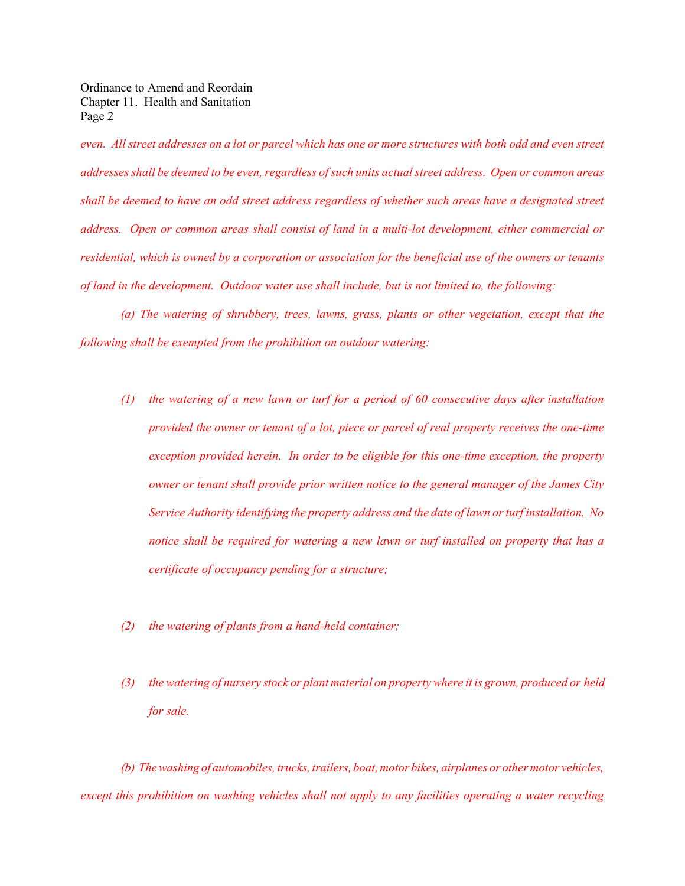*even. All street addresses on a lot or parcel which has one or more structures with both odd and even street addresses shall be deemed to be even, regardless of such units actual street address. Open or common areas shall be deemed to have an odd street address regardless of whether such areas have a designated street address. Open or common areas shall consist of land in a multi-lot development, either commercial or residential, which is owned by a corporation or association for the beneficial use of the owners or tenants of land in the development. Outdoor water use shall include, but is not limited to, the following:*

*(a) The watering of shrubbery, trees, lawns, grass, plants or other vegetation, except that the following shall be exempted from the prohibition on outdoor watering:*

*(1) the watering of a new lawn or turf for a period of 60 consecutive days after installation provided the owner or tenant of a lot, piece or parcel of real property receives the one-time exception provided herein. In order to be eligible for this one-time exception, the property owner or tenant shall provide prior written notice to the general manager of the James City Service Authority identifying the property address and the date of lawn or turf installation. No notice shall be required for watering a new lawn or turf installed on property that has a certificate of occupancy pending for a structure;*

*(2) the watering of plants from a hand-held container;*

*(3) the watering of nursery stock or plant material on property where it is grown, produced or held for sale.*

*(b) The washing of automobiles, trucks, trailers, boat, motor bikes, airplanes or other motor vehicles, except this prohibition on washing vehicles shall not apply to any facilities operating a water recycling*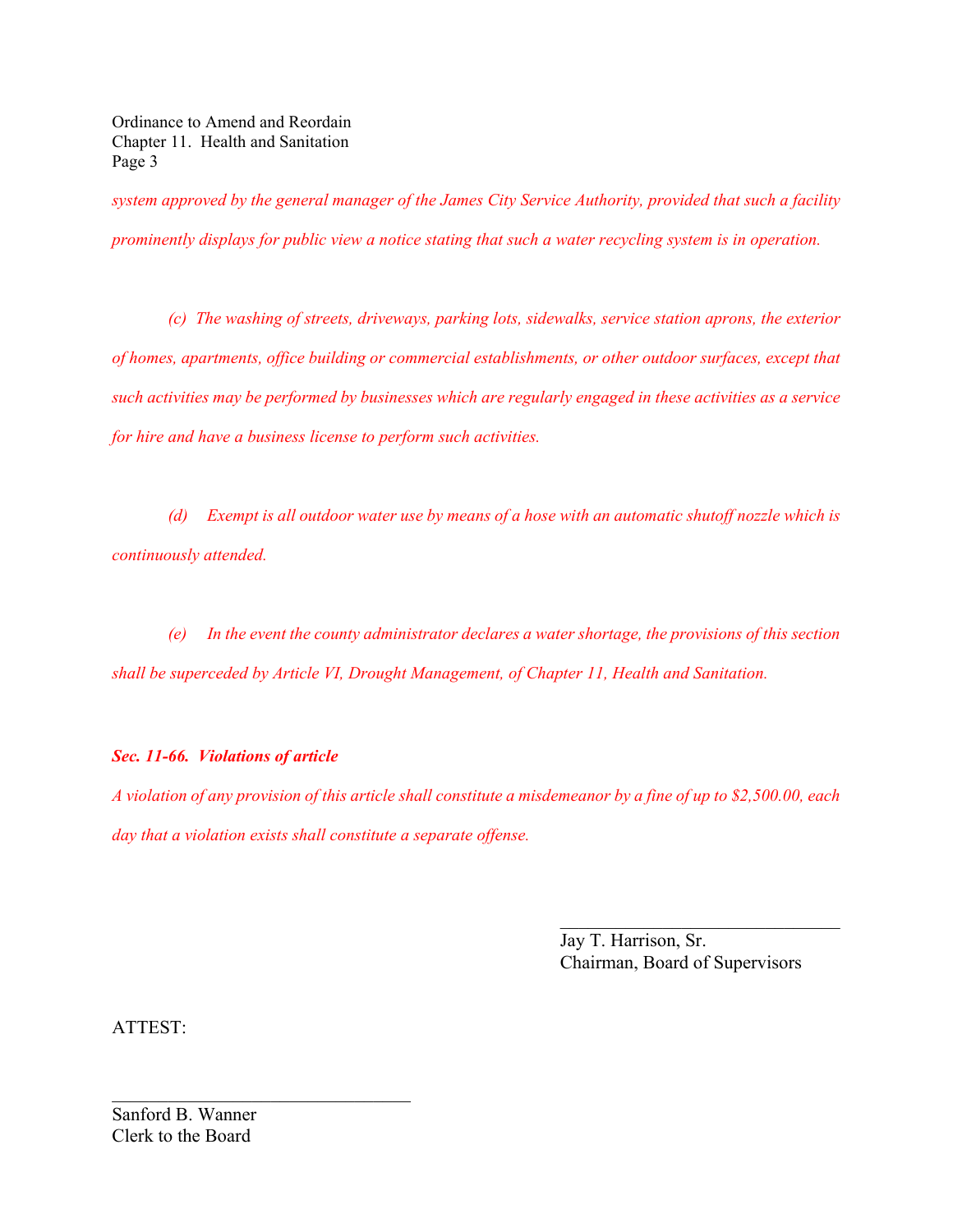*system approved by the general manager of the James City Service Authority, provided that such a facility prominently displays for public view a notice stating that such a water recycling system is in operation.*

*(c) The washing of streets, driveways, parking lots, sidewalks, service station aprons, the exterior of homes, apartments, office building or commercial establishments, or other outdoor surfaces, except that such activities may be performed by businesses which are regularly engaged in these activities as a service for hire and have a business license to perform such activities.*

*(d) Exempt is all outdoor water use by means of a hose with an automatic shutoff nozzle which is continuously attended.*

*(e) In the event the county administrator declares a water shortage, the provisions of this section shall be superceded by Article VI, Drought Management, of Chapter 11, Health and Sanitation.*

***Sec. 11-66. Violations of article***

*A violation of any provision of this article shall constitute a misdemeanor by a fine of up to $2,500.00, each day that a violation exists shall constitute a separate offense.*

\_\_\_\_\_\_\_\_\_\_\_\_\_\_\_\_\_\_\_\_\_\_\_\_\_\_\_\_\_\_
Jay T. Harrison, Sr.
Chairman, Board of Supervisors

ATTEST:

\_\_\_\_\_\_\_\_\_\_\_\_\_\_\_\_\_\_\_\_\_\_\_\_\_\_\_\_\_\_
Sanford B. Wanner
Clerk to the Board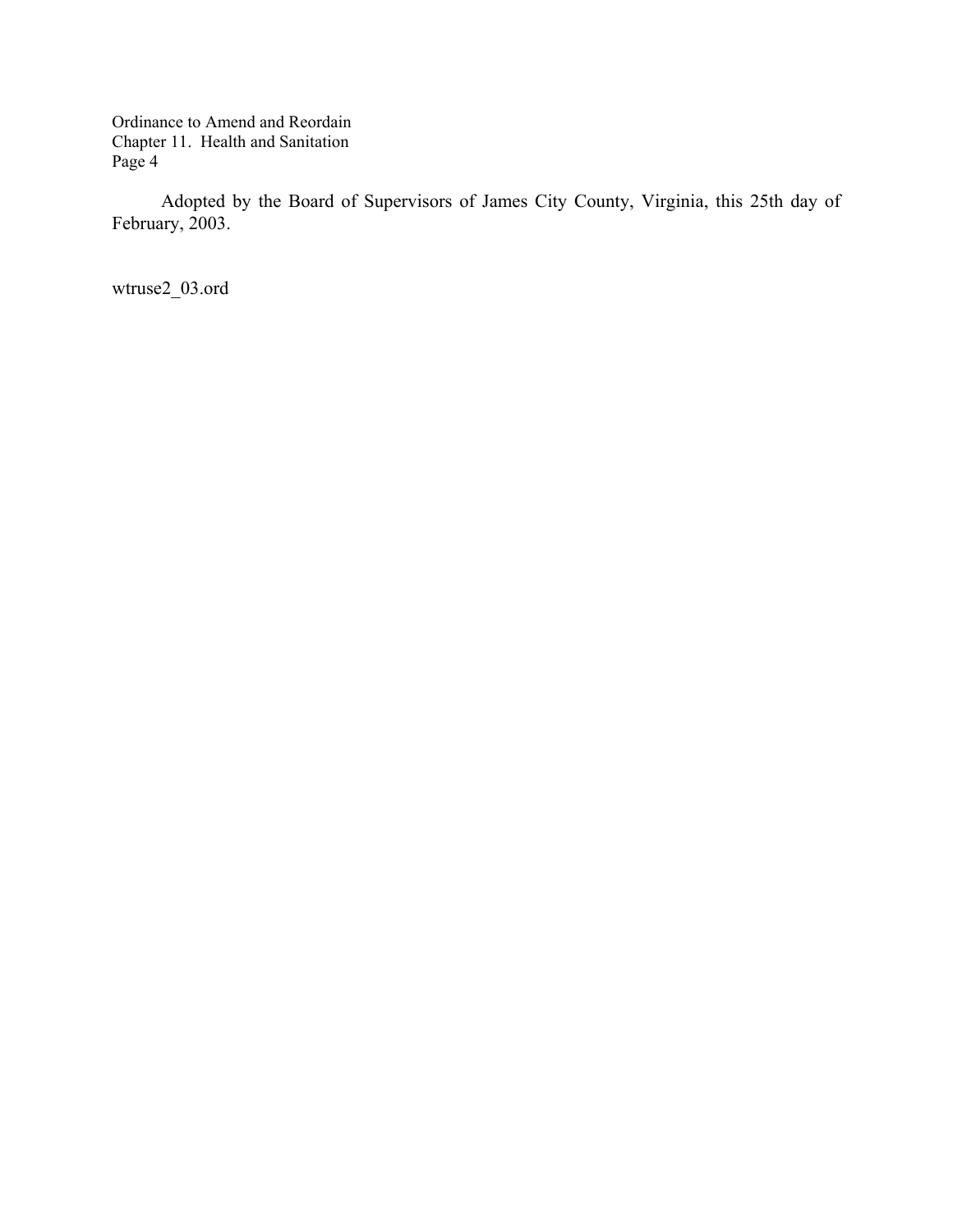Adopted by the Board of Supervisors of James City County, Virginia, this 25th day of February, 2003.

wtruse2_03.ord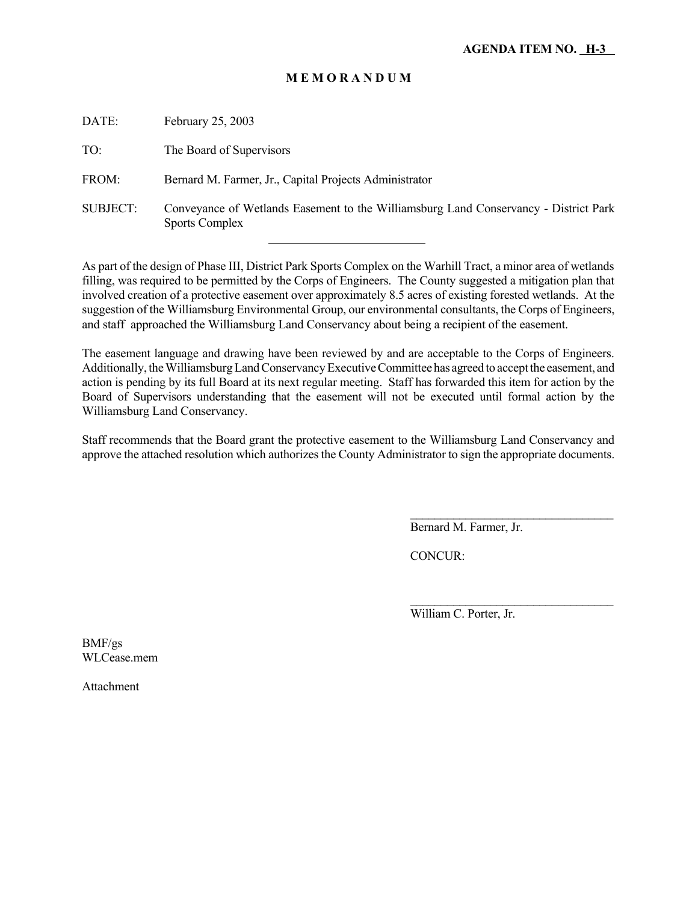**AGENDA ITEM NO. H-3**

# M E M O R A N D U M

DATE: February 25, 2003

TO: The Board of Supervisors

FROM: Bernard M. Farmer, Jr., Capital Projects Administrator

SUBJECT: Conveyance of Wetlands Easement to the Williamsburg Land Conservancy - District Park Sports Complex

---

As part of the design of Phase III, District Park Sports Complex on the Warhill Tract, a minor area of wetlands filling, was required to be permitted by the Corps of Engineers. The County suggested a mitigation plan that involved creation of a protective easement over approximately 8.5 acres of existing forested wetlands. At the suggestion of the Williamsburg Environmental Group, our environmental consultants, the Corps of Engineers, and staff approached the Williamsburg Land Conservancy about being a recipient of the easement.

The easement language and drawing have been reviewed by and are acceptable to the Corps of Engineers. Additionally, the Williamsburg Land Conservancy Executive Committee has agreed to accept the easement, and action is pending by its full Board at its next regular meeting. Staff has forwarded this item for action by the Board of Supervisors understanding that the easement will not be executed until formal action by the Williamsburg Land Conservancy.

Staff recommends that the Board grant the protective easement to the Williamsburg Land Conservancy and approve the attached resolution which authorizes the County Administrator to sign the appropriate documents.

\_\_\_\_\_\_\_\_\_\_\_\_\_\_\_\_\_\_\_\_\_\_\_\_\_\_\_\_\_\_\_\_
Bernard M. Farmer, Jr.

CONCUR:

\_\_\_\_\_\_\_\_\_\_\_\_\_\_\_\_\_\_\_\_\_\_\_\_\_\_\_\_\_\_\_\_
William C. Porter, Jr.

BMF/gs
WLCease.mem

Attachment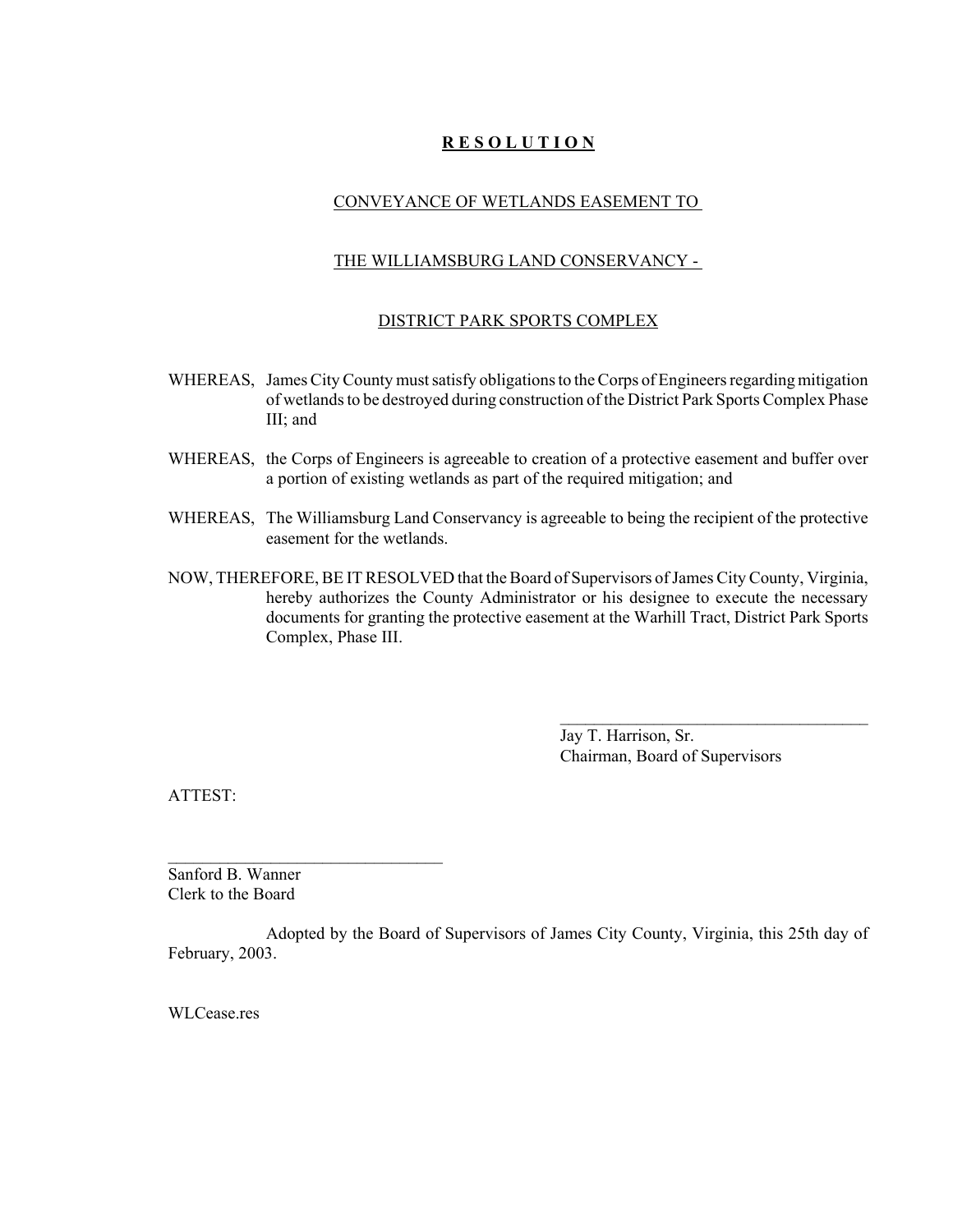# R E S O L U T I O N

## CONVEYANCE OF WETLANDS EASEMENT TO

## THE WILLIAMSBURG LAND CONSERVANCY -

## DISTRICT PARK SPORTS COMPLEX

WHEREAS, James City County must satisfy obligations to the Corps of Engineers regarding mitigation of wetlands to be destroyed during construction of the District Park Sports Complex Phase III; and

WHEREAS, the Corps of Engineers is agreeable to creation of a protective easement and buffer over a portion of existing wetlands as part of the required mitigation; and

WHEREAS, The Williamsburg Land Conservancy is agreeable to being the recipient of the protective easement for the wetlands.

NOW, THEREFORE, BE IT RESOLVED that the Board of Supervisors of James City County, Virginia, hereby authorizes the County Administrator or his designee to execute the necessary documents for granting the protective easement at the Warhill Tract, District Park Sports Complex, Phase III.

\_\_\_\_\_\_\_\_\_\_\_\_\_\_\_\_\_\_\_\_\_\_\_\_\_\_\_\_\_\_\_\_\_\_\_\_
Jay T. Harrison, Sr.
Chairman, Board of Supervisors

ATTEST:

\_\_\_\_\_\_\_\_\_\_\_\_\_\_\_\_\_\_\_\_\_\_\_\_\_\_\_\_\_\_\_\_
Sanford B. Wanner
Clerk to the Board

Adopted by the Board of Supervisors of James City County, Virginia, this 25th day of February, 2003.

WLCease.res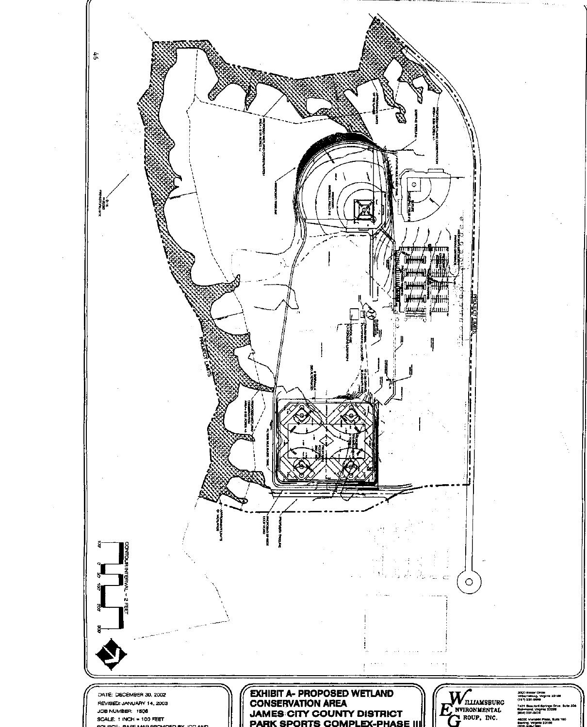CONTOUR INTERVAL = 2 FEET

100' 0 50' 100' 200' 300'

PROJECT LIMITS

DATE: DECEMBER 30, 2002
REVISED: JANUARY 14, 2003
JOB NUMBER: 1506
SCALE: 1 INCH = 100 FEET
SOURCE: BASE MAP PROVIDED BY JCC AND

# EXHIBIT A- PROPOSED WETLAND CONSERVATION AREA

## JAMES CITY COUNTY DISTRICT PARK SPORTS COMPLEX-PHASE III

WILLIAMSBURG ENVIRONMENTAL GROUP, INC.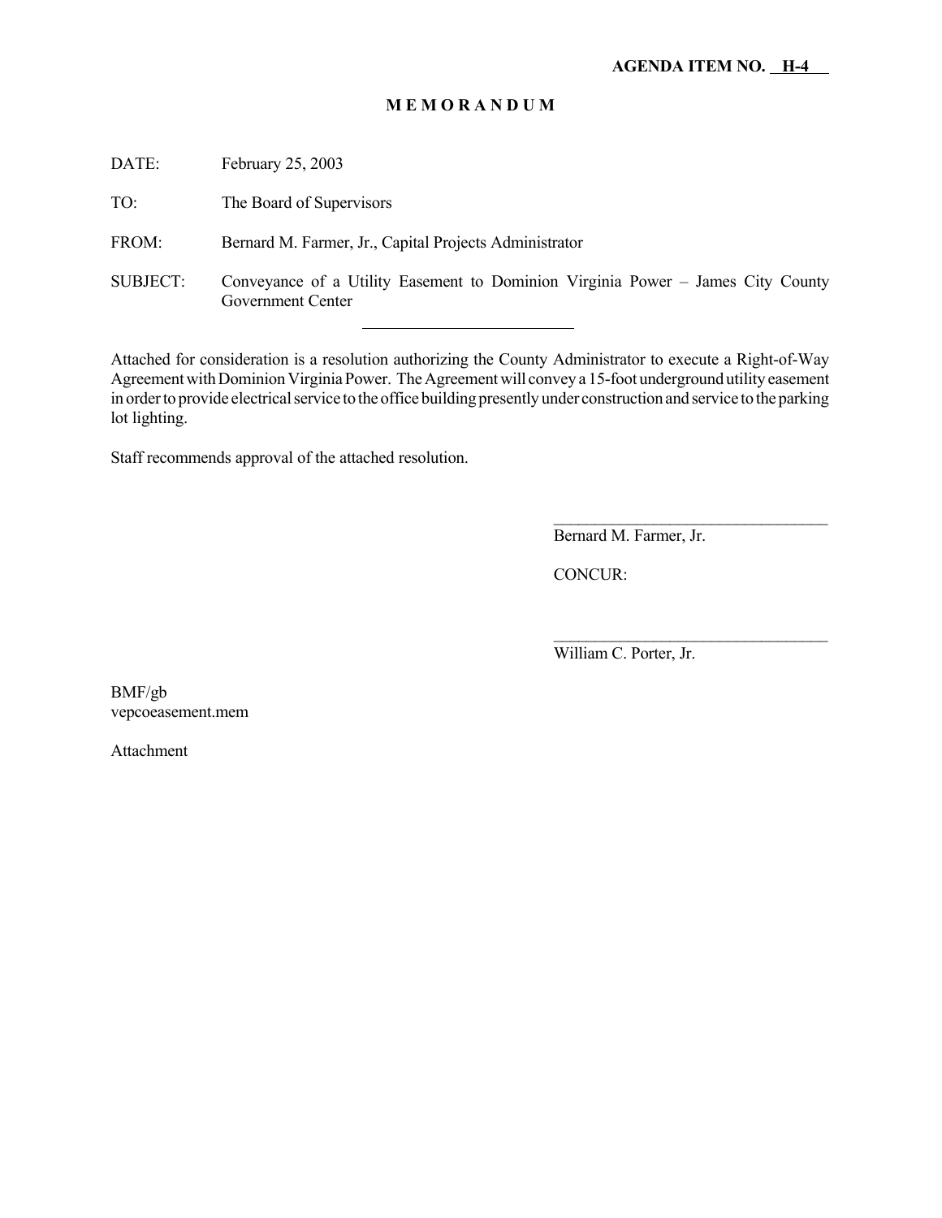**AGENDA ITEM NO. H-4**

# M E M O R A N D U M

DATE: February 25, 2003

TO: The Board of Supervisors

FROM: Bernard M. Farmer, Jr., Capital Projects Administrator

SUBJECT: Conveyance of a Utility Easement to Dominion Virginia Power – James City County Government Center

---

Attached for consideration is a resolution authorizing the County Administrator to execute a Right-of-Way Agreement with Dominion Virginia Power. The Agreement will convey a 15-foot underground utility easement in order to provide electrical service to the office building presently under construction and service to the parking lot lighting.

Staff recommends approval of the attached resolution.

\_\_\_\_\_\_\_\_\_\_\_\_\_\_\_\_\_\_\_\_\_\_\_\_\_\_\_\_\_\_\_\_\_\_
Bernard M. Farmer, Jr.

CONCUR:

\_\_\_\_\_\_\_\_\_\_\_\_\_\_\_\_\_\_\_\_\_\_\_\_\_\_\_\_\_\_\_\_\_\_
William C. Porter, Jr.

BMF/gb
vepcoeasement.mem

Attachment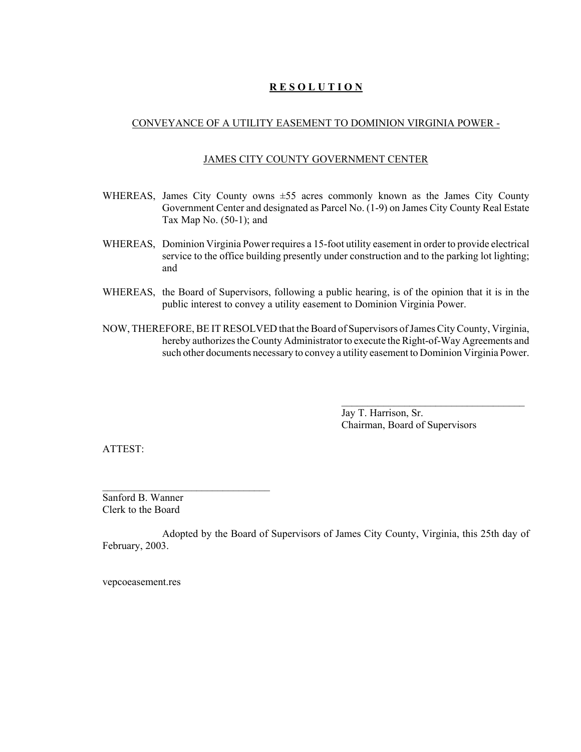# R E S O L U T I O N

CONVEYANCE OF A UTILITY EASEMENT TO DOMINION VIRGINIA POWER -

JAMES CITY COUNTY GOVERNMENT CENTER

WHEREAS, James City County owns ±55 acres commonly known as the James City County Government Center and designated as Parcel No. (1-9) on James City County Real Estate Tax Map No. (50-1); and

WHEREAS, Dominion Virginia Power requires a 15-foot utility easement in order to provide electrical service to the office building presently under construction and to the parking lot lighting; and

WHEREAS, the Board of Supervisors, following a public hearing, is of the opinion that it is in the public interest to convey a utility easement to Dominion Virginia Power.

NOW, THEREFORE, BE IT RESOLVED that the Board of Supervisors of James City County, Virginia, hereby authorizes the County Administrator to execute the Right-of-Way Agreements and such other documents necessary to convey a utility easement to Dominion Virginia Power.

\_\_\_\_\_\_\_\_\_\_\_\_\_\_\_\_\_\_\_\_\_\_\_\_\_\_\_\_\_\_\_\_\_\_\_\_

Jay T. Harrison, Sr.
Chairman, Board of Supervisors

ATTEST:

\_\_\_\_\_\_\_\_\_\_\_\_\_\_\_\_\_\_\_\_\_\_\_\_\_\_\_\_\_\_\_\_\_\_

Sanford B. Wanner
Clerk to the Board

Adopted by the Board of Supervisors of James City County, Virginia, this 25th day of February, 2003.

vepcoeasement.res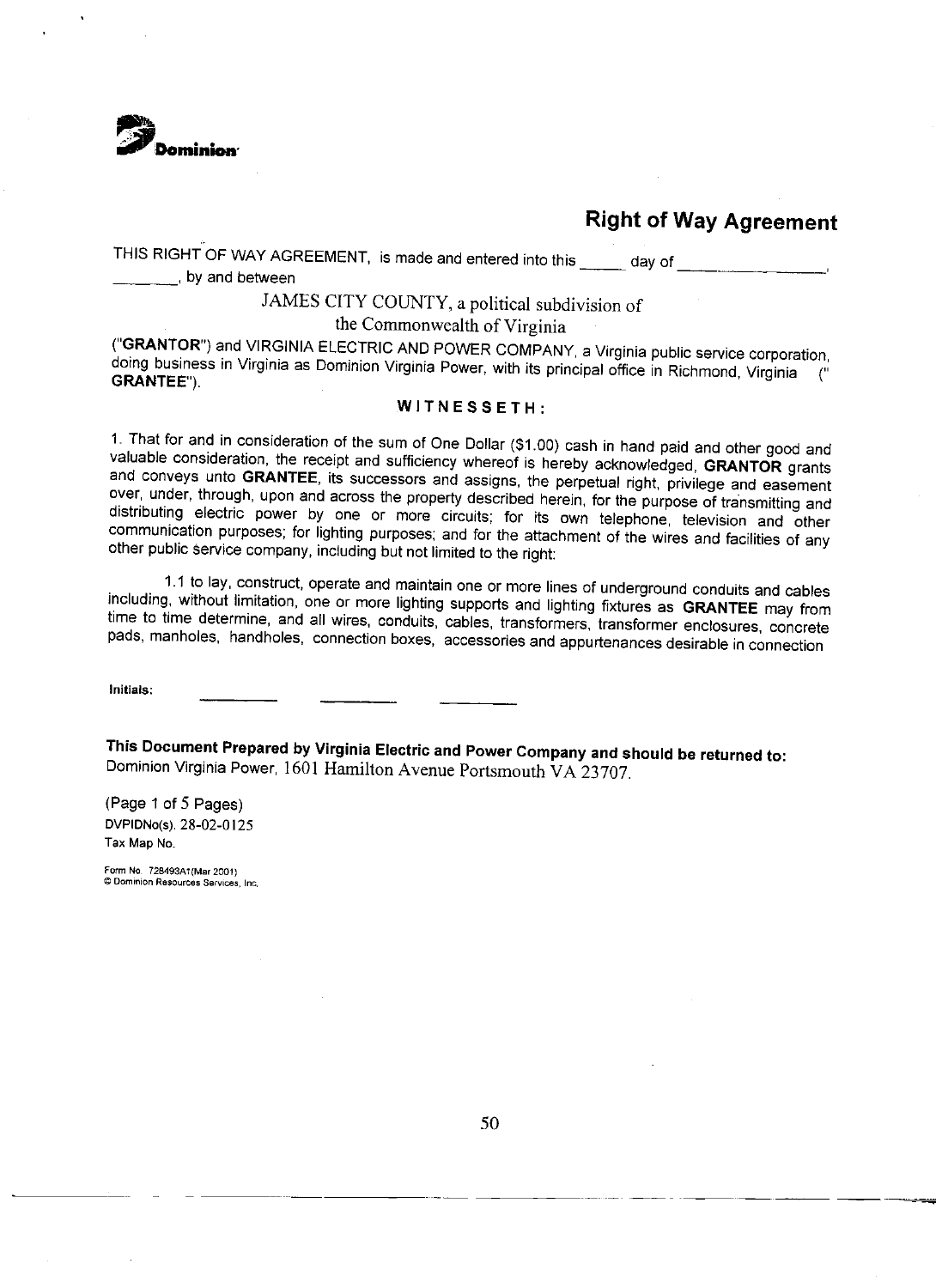Dominion

# Right of Way Agreement

THIS RIGHT OF WAY AGREEMENT, is made and entered into this _____ day of _________________, ________, by and between

JAMES CITY COUNTY, a political subdivision of
the Commonwealth of Virginia

("**GRANTOR**") and VIRGINIA ELECTRIC AND POWER COMPANY, a Virginia public service corporation, doing business in Virginia as Dominion Virginia Power, with its principal office in Richmond, Virginia (" **GRANTEE**").

**WITNESSETH:**

1. That for and in consideration of the sum of One Dollar ($1.00) cash in hand paid and other good and valuable consideration, the receipt and sufficiency whereof is hereby acknowledged, **GRANTOR** grants and conveys unto **GRANTEE**, its successors and assigns, the perpetual right, privilege and easement over, under, through, upon and across the property described herein, for the purpose of transmitting and distributing electric power by one or more circuits; for its own telephone, television and other communication purposes; for lighting purposes; and for the attachment of the wires and facilities of any other public service company, including but not limited to the right:

1.1 to lay, construct, operate and maintain one or more lines of underground conduits and cables including, without limitation, one or more lighting supports and lighting fixtures as **GRANTEE** may from time to time determine, and all wires, conduits, cables, transformers, transformer enclosures, concrete pads, manholes, handholes, connection boxes, accessories and appurtenances desirable in connection

**Initials:** ________ ________ ________

**This Document Prepared by Virginia Electric and Power Company and should be returned to:**
Dominion Virginia Power, 1601 Hamilton Avenue Portsmouth VA 23707.

(Page 1 of 5 Pages)
DVPIDNo(s). 28-02-0125
Tax Map No.

Form No. 728493A1(Mar 2001)
© Dominion Resources Services, Inc.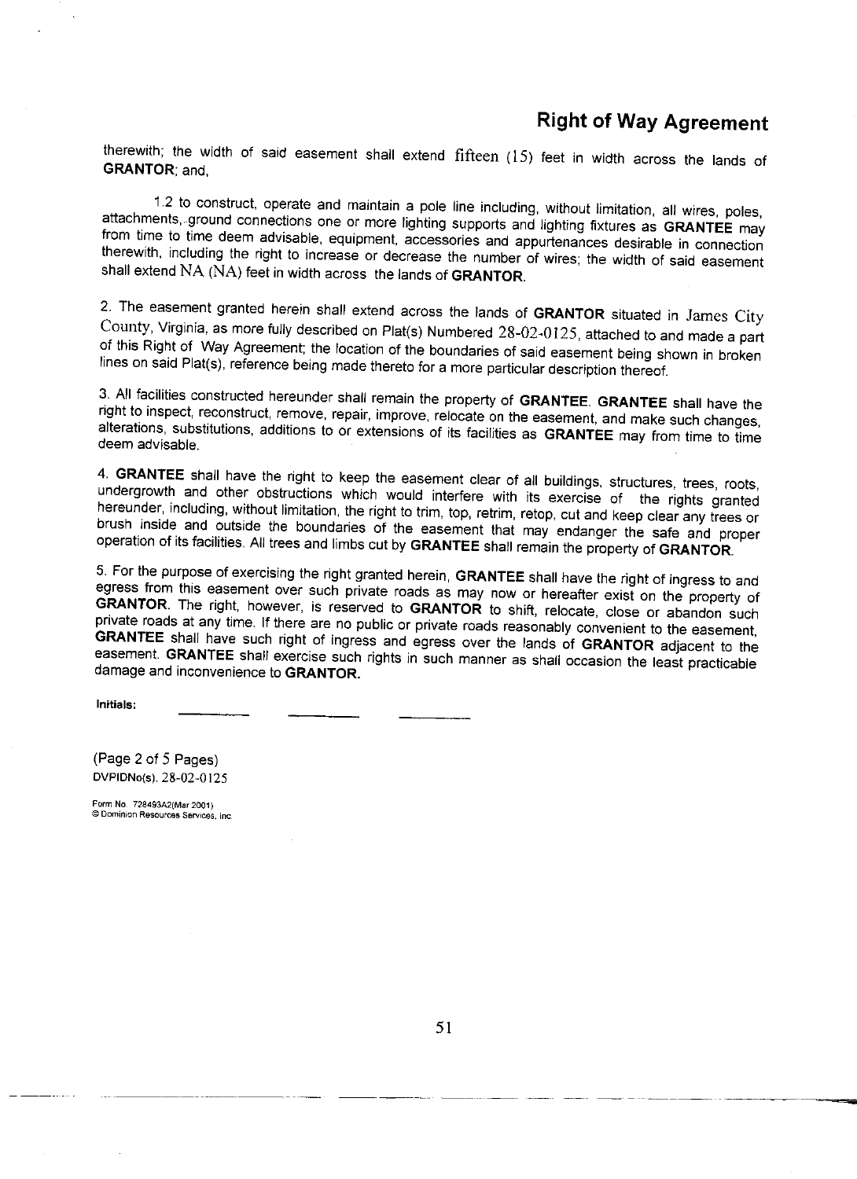## Right of Way Agreement

therewith; the width of said easement shall extend fifteen (15) feet in width across the lands of **GRANTOR**; and,

1.2 to construct, operate and maintain a pole line including, without limitation, all wires, poles, attachments, ground connections one or more lighting supports and lighting fixtures as **GRANTEE** may from time to time deem advisable, equipment, accessories and appurtenances desirable in connection therewith, including the right to increase or decrease the number of wires; the width of said easement shall extend NA (NA) feet in width across the lands of **GRANTOR**.

2. The easement granted herein shall extend across the lands of **GRANTOR** situated in James City County, Virginia, as more fully described on Plat(s) Numbered 28-02-0125, attached to and made a part of this Right of Way Agreement; the location of the boundaries of said easement being shown in broken lines on said Plat(s), reference being made thereto for a more particular description thereof.

3. All facilities constructed hereunder shall remain the property of **GRANTEE**. **GRANTEE** shall have the right to inspect, reconstruct, remove, repair, improve, relocate on the easement, and make such changes, alterations, substitutions, additions to or extensions of its facilities as **GRANTEE** may from time to time deem advisable.

4. **GRANTEE** shall have the right to keep the easement clear of all buildings, structures, trees, roots, undergrowth and other obstructions which would interfere with its exercise of the rights granted hereunder, including, without limitation, the right to trim, top, retrim, retop, cut and keep clear any trees or brush inside and outside the boundaries of the easement that may endanger the safe and proper operation of its facilities. All trees and limbs cut by **GRANTEE** shall remain the property of **GRANTOR**.

5. For the purpose of exercising the right granted herein, **GRANTEE** shall have the right of ingress to and egress from this easement over such private roads as may now or hereafter exist on the property of **GRANTOR**. The right, however, is reserved to **GRANTOR** to shift, relocate, close or abandon such private roads at any time. If there are no public or private roads reasonably convenient to the easement, **GRANTEE** shall have such right of ingress and egress over the lands of **GRANTOR** adjacent to the easement. **GRANTEE** shall exercise such rights in such manner as shall occasion the least practicable damage and inconvenience to **GRANTOR**.

**Initials:** \_\_\_\_\_\_\_\_ \_\_\_\_\_\_\_\_ \_\_\_\_\_\_\_\_

(Page 2 of 5 Pages)
DVPIDNo(s). 28-02-0125

Form No. 728493A2(Mar 2001)
© Dominion Resources Services, Inc.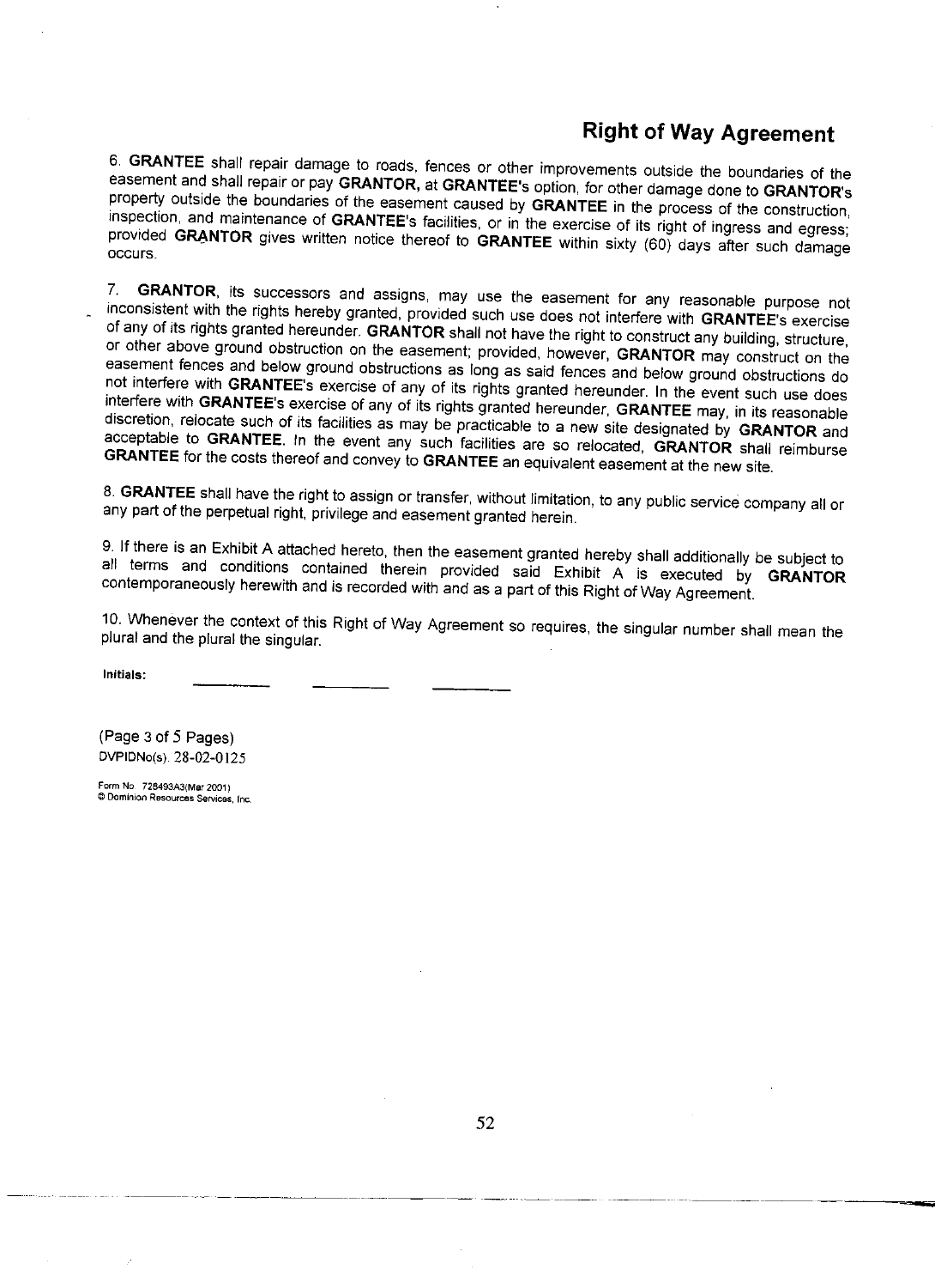## Right of Way Agreement

6. **GRANTEE** shall repair damage to roads, fences or other improvements outside the boundaries of the easement and shall repair or pay **GRANTOR**, at **GRANTEE**'s option, for other damage done to **GRANTOR**'s property outside the boundaries of the easement caused by **GRANTEE** in the process of the construction, inspection, and maintenance of **GRANTEE**'s facilities, or in the exercise of its right of ingress and egress; provided **GRANTOR** gives written notice thereof to **GRANTEE** within sixty (60) days after such damage occurs.

7. **GRANTOR**, its successors and assigns, may use the easement for any reasonable purpose not inconsistent with the rights hereby granted, provided such use does not interfere with **GRANTEE**'s exercise of any of its rights granted hereunder. **GRANTOR** shall not have the right to construct any building, structure, or other above ground obstruction on the easement; provided, however, **GRANTOR** may construct on the easement fences and below ground obstructions as long as said fences and below ground obstructions do not interfere with **GRANTEE**'s exercise of any of its rights granted hereunder. In the event such use does interfere with **GRANTEE**'s exercise of any of its rights granted hereunder, **GRANTEE** may, in its reasonable discretion, relocate such of its facilities as may be practicable to a new site designated by **GRANTOR** and acceptable to **GRANTEE**. In the event any such facilities are so relocated, **GRANTOR** shall reimburse **GRANTEE** for the costs thereof and convey to **GRANTEE** an equivalent easement at the new site.

8. **GRANTEE** shall have the right to assign or transfer, without limitation, to any public service company all or any part of the perpetual right, privilege and easement granted herein.

9. If there is an Exhibit A attached hereto, then the easement granted hereby shall additionally be subject to all terms and conditions contained therein provided said Exhibit A is executed by **GRANTOR** contemporaneously herewith and is recorded with and as a part of this Right of Way Agreement.

10. Whenever the context of this Right of Way Agreement so requires, the singular number shall mean the plural and the plural the singular.

**Initials:** ________ ________ ________

(Page 3 of 5 Pages)
DVPIDNo(s). 28-02-0125

Form No. 728493A3(Mar 2001)
© Dominion Resources Services, Inc.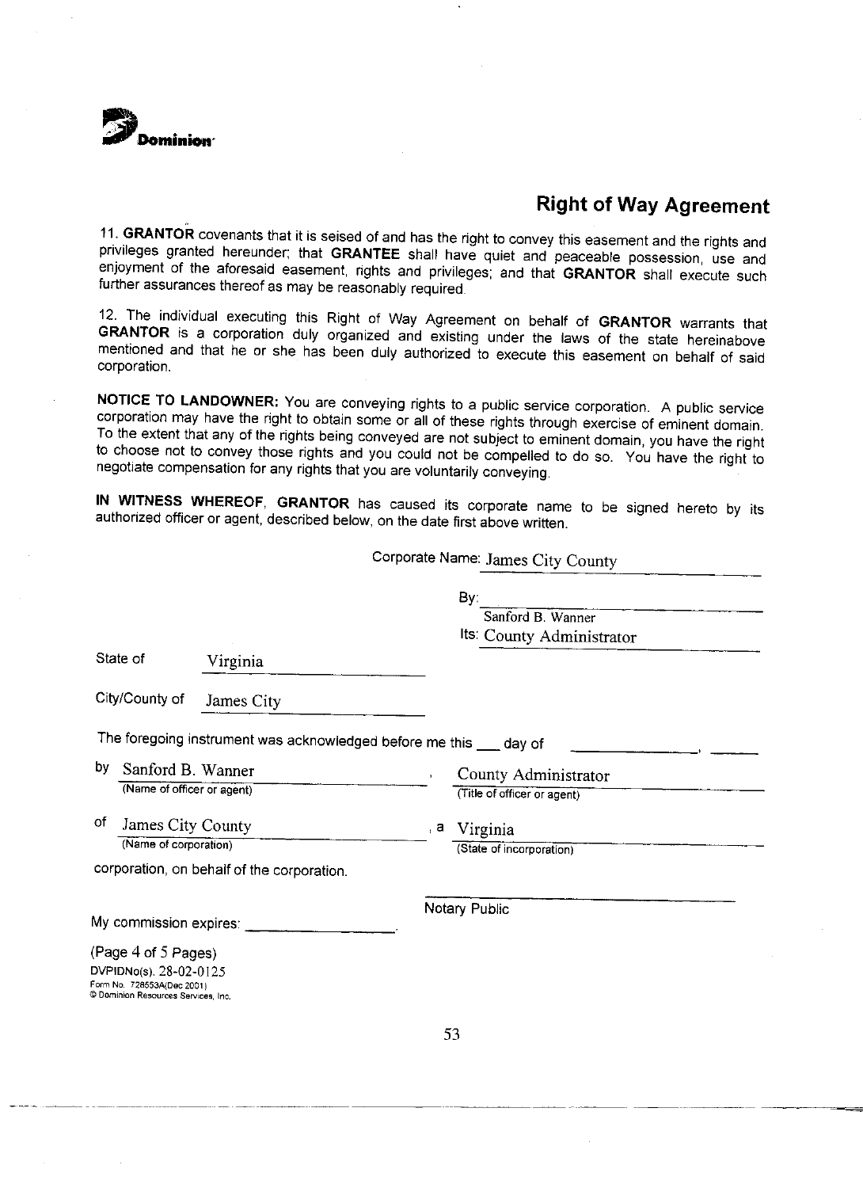Dominion

## Right of Way Agreement

11. **GRANTOR** covenants that it is seised of and has the right to convey this easement and the rights and privileges granted hereunder; that **GRANTEE** shall have quiet and peaceable possession, use and enjoyment of the aforesaid easement, rights and privileges; and that **GRANTOR** shall execute such further assurances thereof as may be reasonably required.

12. The individual executing this Right of Way Agreement on behalf of **GRANTOR** warrants that **GRANTOR** is a corporation duly organized and existing under the laws of the state hereinabove mentioned and that he or she has been duly authorized to execute this easement on behalf of said corporation.

**NOTICE TO LANDOWNER:** You are conveying rights to a public service corporation. A public service corporation may have the right to obtain some or all of these rights through exercise of eminent domain. To the extent that any of the rights being conveyed are not subject to eminent domain, you have the right to choose not to convey those rights and you could not be compelled to do so. You have the right to negotiate compensation for any rights that you are voluntarily conveying.

**IN WITNESS WHEREOF**, **GRANTOR** has caused its corporate name to be signed hereto by its authorized officer or agent, described below, on the date first above written.

Corporate Name: James City County

By: ______________________________
Sanford B. Wanner
Its: County Administrator

State of Virginia

City/County of James City

The foregoing instrument was acknowledged before me this ___ day of ______________, ______

by Sanford B. Wanner, County Administrator
(Name of officer or agent) (Title of officer or agent)

of James City County, a Virginia
(Name of corporation) (State of incorporation)

corporation, on behalf of the corporation.

______________________________
Notary Public

My commission expires: ________________.

(Page 4 of 5 Pages)
DVPIDNo(s). 28-02-0125
Form No. 728553A(Dec 2001)
© Dominion Resources Services, Inc.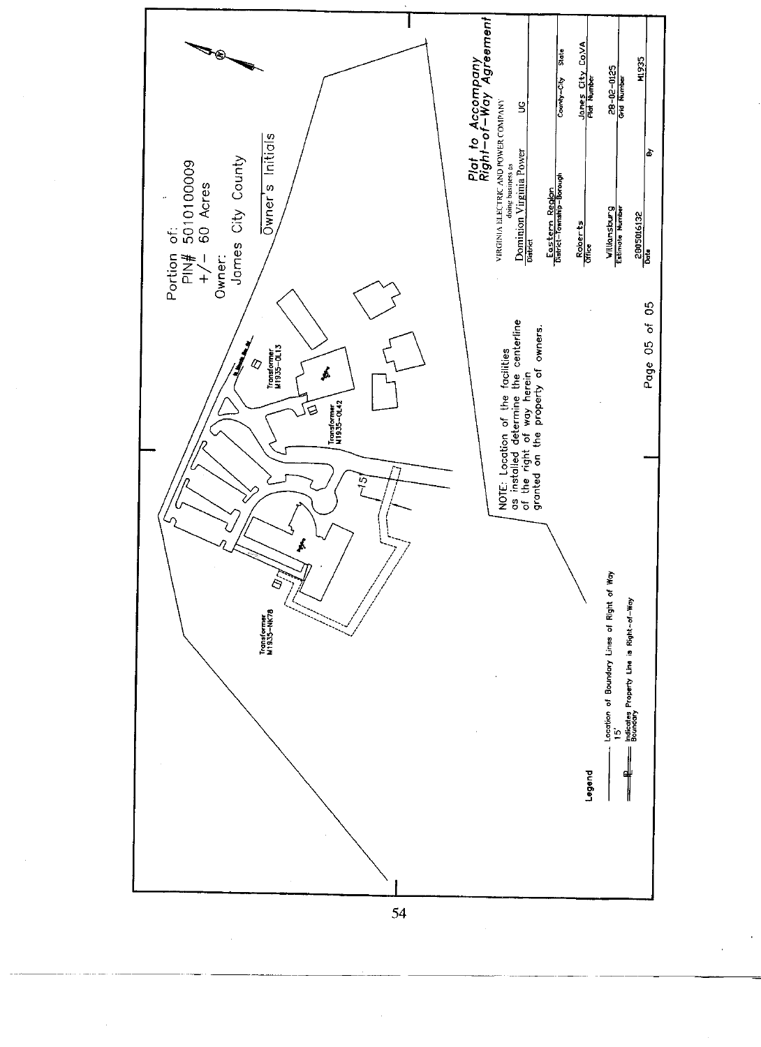Portion of:
PIN# 5010100009
+/- 60 Acres
Owner:
James City County

Owner's Initials

Transformer
M1935-OL13

Transformer
M1935-OL42

Transformer
M1935-NK78

15'

NOTE: Location of the facilities as installed determine the centerline of the right of way herein granted on the property of owners.

Legend

Location of Boundary Lines of Right of Way 15'

Indicates Property Line is Right-of-Way Boundary

## Plat to Accompany Right-of-Way Agreement

VIRGINIA ELECTRIC AND POWER COMPANY
doing business as
Dominion Virginia Power

| | | |
|---|---|---|
| UG | | |
| District | | |
| Eastern Region | | |
| District-Township-Borough | County-City | State |
| Roberts | James City CoVA | |
| Office | Plat Number | |
| Williamsburg | 28-02-0125 | |
| Estimate Number | Grid Number | |
| 290501613Z | M1935 | |
| Date | By | |